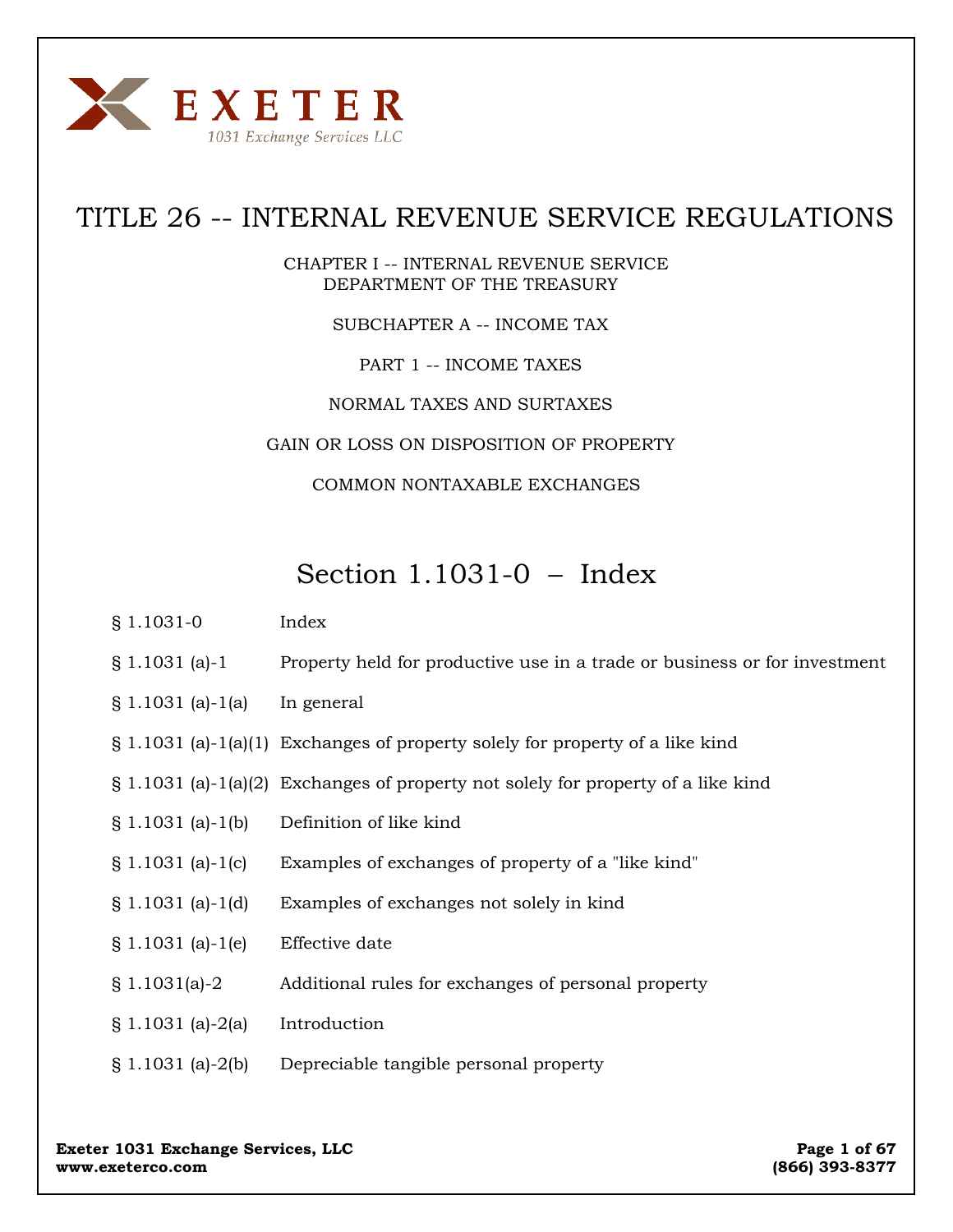EXETER

1031 Exchange Services LLC

# TITLE 26 -- INTERNAL REVENUE SERVICE REGULATIONS

CHAPTER I -- INTERNAL REVENUE SERVICE
DEPARTMENT OF THE TREASURY

SUBCHAPTER A -- INCOME TAX

PART 1 -- INCOME TAXES

NORMAL TAXES AND SURTAXES

GAIN OR LOSS ON DISPOSITION OF PROPERTY

COMMON NONTAXABLE EXCHANGES

## Section 1.1031-0 – Index

| | |
|---|---|
| § 1.1031-0 | Index |
| § 1.1031 (a)-1 | Property held for productive use in a trade or business or for investment |
| § 1.1031 (a)-1(a) | In general |
| § 1.1031 (a)-1(a)(1) | Exchanges of property solely for property of a like kind |
| § 1.1031 (a)-1(a)(2) | Exchanges of property not solely for property of a like kind |
| § 1.1031 (a)-1(b) | Definition of like kind |
| § 1.1031 (a)-1(c) | Examples of exchanges of property of a "like kind" |
| § 1.1031 (a)-1(d) | Examples of exchanges not solely in kind |
| § 1.1031 (a)-1(e) | Effective date |
| § 1.1031(a)-2 | Additional rules for exchanges of personal property |
| § 1.1031 (a)-2(a) | Introduction |
| § 1.1031 (a)-2(b) | Depreciable tangible personal property |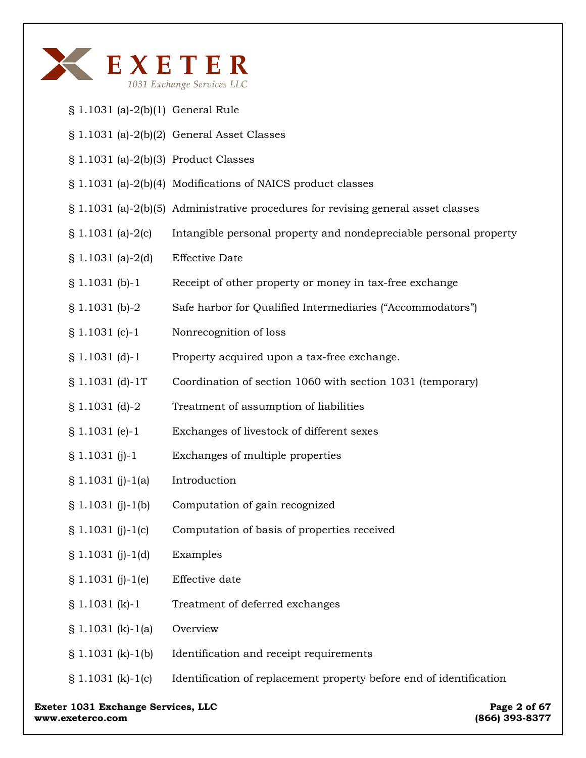| | |
|---|---|
| § 1.1031 (a)-2(b)(1) | General Rule |
| § 1.1031 (a)-2(b)(2) | General Asset Classes |
| § 1.1031 (a)-2(b)(3) | Product Classes |
| § 1.1031 (a)-2(b)(4) | Modifications of NAICS product classes |
| § 1.1031 (a)-2(b)(5) | Administrative procedures for revising general asset classes |
| § 1.1031 (a)-2(c) | Intangible personal property and nondepreciable personal property |
| § 1.1031 (a)-2(d) | Effective Date |
| § 1.1031 (b)-1 | Receipt of other property or money in tax-free exchange |
| § 1.1031 (b)-2 | Safe harbor for Qualified Intermediaries ("Accommodators") |
| § 1.1031 (c)-1 | Nonrecognition of loss |
| § 1.1031 (d)-1 | Property acquired upon a tax-free exchange. |
| § 1.1031 (d)-1T | Coordination of section 1060 with section 1031 (temporary) |
| § 1.1031 (d)-2 | Treatment of assumption of liabilities |
| § 1.1031 (e)-1 | Exchanges of livestock of different sexes |
| § 1.1031 (j)-1 | Exchanges of multiple properties |
| § 1.1031 (j)-1(a) | Introduction |
| § 1.1031 (j)-1(b) | Computation of gain recognized |
| § 1.1031 (j)-1(c) | Computation of basis of properties received |
| § 1.1031 (j)-1(d) | Examples |
| § 1.1031 (j)-1(e) | Effective date |
| § 1.1031 (k)-1 | Treatment of deferred exchanges |
| § 1.1031 (k)-1(a) | Overview |
| § 1.1031 (k)-1(b) | Identification and receipt requirements |
| § 1.1031 (k)-1(c) | Identification of replacement property before end of identification |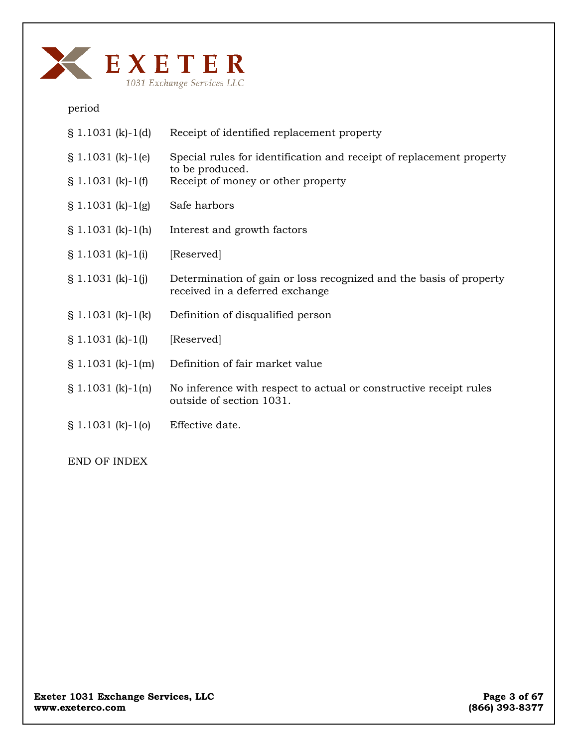period

| | |
|---|---|
| § 1.1031 (k)-1(d) | Receipt of identified replacement property |
| § 1.1031 (k)-1(e) | Special rules for identification and receipt of replacement property to be produced. |
| § 1.1031 (k)-1(f) | Receipt of money or other property |
| § 1.1031 (k)-1(g) | Safe harbors |
| § 1.1031 (k)-1(h) | Interest and growth factors |
| § 1.1031 (k)-1(i) | [Reserved] |
| § 1.1031 (k)-1(j) | Determination of gain or loss recognized and the basis of property received in a deferred exchange |
| § 1.1031 (k)-1(k) | Definition of disqualified person |
| § 1.1031 (k)-1(l) | [Reserved] |
| § 1.1031 (k)-1(m) | Definition of fair market value |
| § 1.1031 (k)-1(n) | No inference with respect to actual or constructive receipt rules outside of section 1031. |
| § 1.1031 (k)-1(o) | Effective date. |

END OF INDEX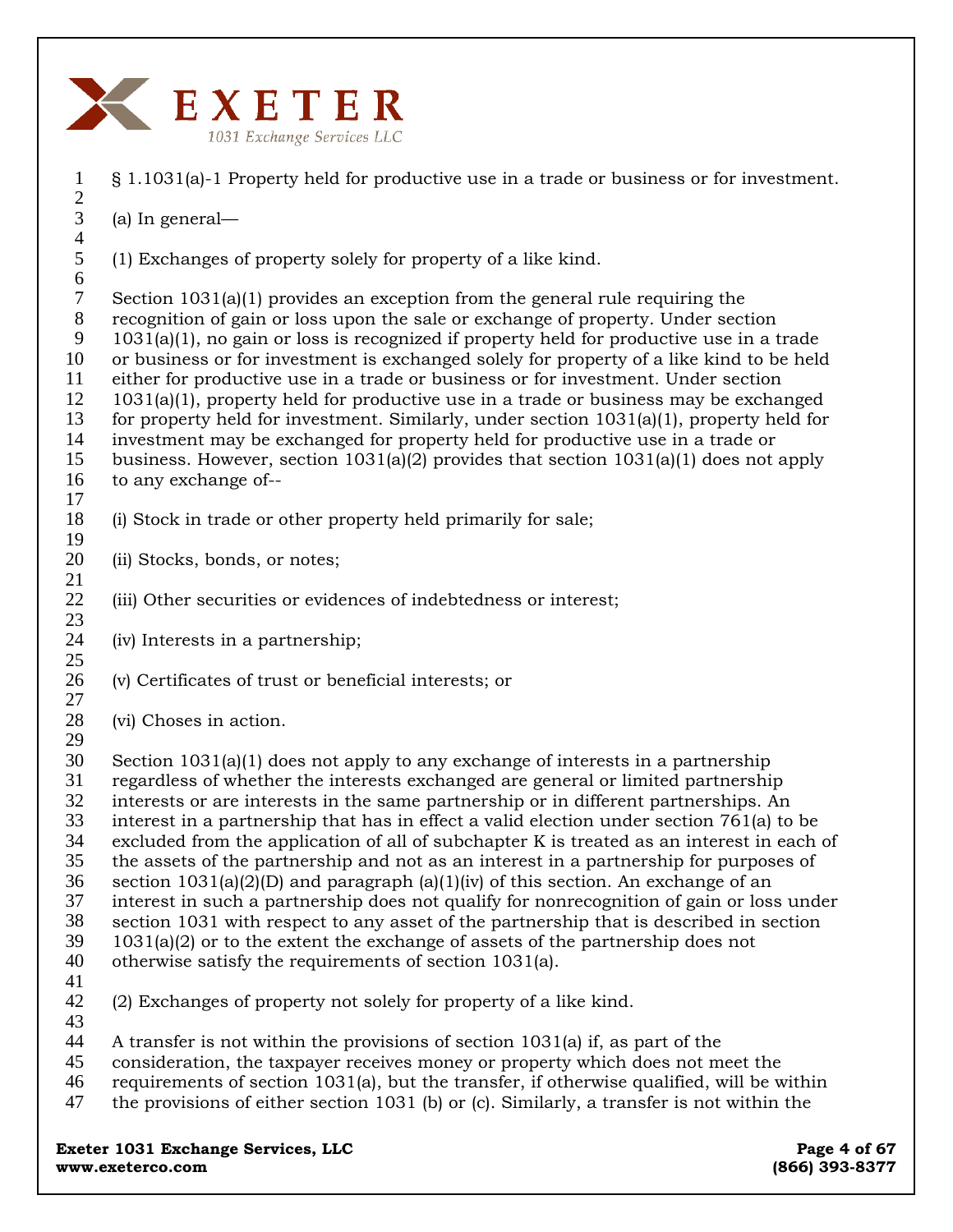§ 1.1031(a)-1 Property held for productive use in a trade or business or for investment.

(a) In general—

(1) Exchanges of property solely for property of a like kind.

Section 1031(a)(1) provides an exception from the general rule requiring the recognition of gain or loss upon the sale or exchange of property. Under section 1031(a)(1), no gain or loss is recognized if property held for productive use in a trade or business or for investment is exchanged solely for property of a like kind to be held either for productive use in a trade or business or for investment. Under section 1031(a)(1), property held for productive use in a trade or business may be exchanged for property held for investment. Similarly, under section 1031(a)(1), property held for investment may be exchanged for property held for productive use in a trade or business. However, section 1031(a)(2) provides that section 1031(a)(1) does not apply to any exchange of--

(i) Stock in trade or other property held primarily for sale;

(ii) Stocks, bonds, or notes;

(iii) Other securities or evidences of indebtedness or interest;

(iv) Interests in a partnership;

(v) Certificates of trust or beneficial interests; or

(vi) Choses in action.

Section 1031(a)(1) does not apply to any exchange of interests in a partnership regardless of whether the interests exchanged are general or limited partnership interests or are interests in the same partnership or in different partnerships. An interest in a partnership that has in effect a valid election under section 761(a) to be excluded from the application of all of subchapter K is treated as an interest in each of the assets of the partnership and not as an interest in a partnership for purposes of section 1031(a)(2)(D) and paragraph (a)(1)(iv) of this section. An exchange of an interest in such a partnership does not qualify for nonrecognition of gain or loss under section 1031 with respect to any asset of the partnership that is described in section 1031(a)(2) or to the extent the exchange of assets of the partnership does not otherwise satisfy the requirements of section 1031(a).

(2) Exchanges of property not solely for property of a like kind.

A transfer is not within the provisions of section 1031(a) if, as part of the consideration, the taxpayer receives money or property which does not meet the requirements of section 1031(a), but the transfer, if otherwise qualified, will be within the provisions of either section 1031 (b) or (c). Similarly, a transfer is not within the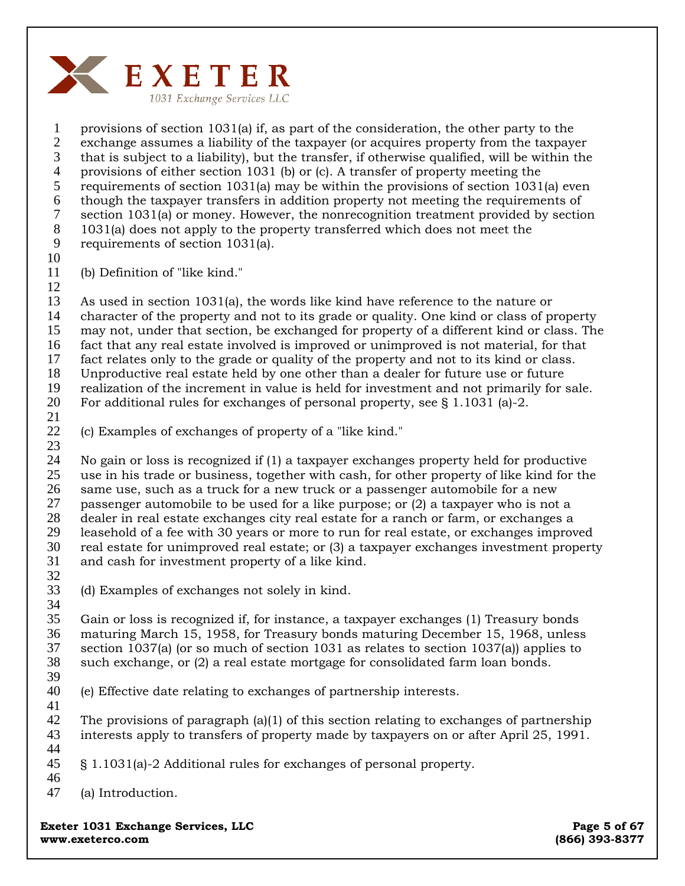provisions of section 1031(a) if, as part of the consideration, the other party to the exchange assumes a liability of the taxpayer (or acquires property from the taxpayer that is subject to a liability), but the transfer, if otherwise qualified, will be within the provisions of either section 1031 (b) or (c). A transfer of property meeting the requirements of section 1031(a) may be within the provisions of section 1031(a) even though the taxpayer transfers in addition property not meeting the requirements of section 1031(a) or money. However, the nonrecognition treatment provided by section 1031(a) does not apply to the property transferred which does not meet the requirements of section 1031(a).

(b) Definition of "like kind."

As used in section 1031(a), the words like kind have reference to the nature or character of the property and not to its grade or quality. One kind or class of property may not, under that section, be exchanged for property of a different kind or class. The fact that any real estate involved is improved or unimproved is not material, for that fact relates only to the grade or quality of the property and not to its kind or class. Unproductive real estate held by one other than a dealer for future use or future realization of the increment in value is held for investment and not primarily for sale. For additional rules for exchanges of personal property, see § 1.1031 (a)-2.

(c) Examples of exchanges of property of a "like kind."

No gain or loss is recognized if (1) a taxpayer exchanges property held for productive use in his trade or business, together with cash, for other property of like kind for the same use, such as a truck for a new truck or a passenger automobile for a new passenger automobile to be used for a like purpose; or (2) a taxpayer who is not a dealer in real estate exchanges city real estate for a ranch or farm, or exchanges a leasehold of a fee with 30 years or more to run for real estate, or exchanges improved real estate for unimproved real estate; or (3) a taxpayer exchanges investment property and cash for investment property of a like kind.

(d) Examples of exchanges not solely in kind.

Gain or loss is recognized if, for instance, a taxpayer exchanges (1) Treasury bonds maturing March 15, 1958, for Treasury bonds maturing December 15, 1968, unless section 1037(a) (or so much of section 1031 as relates to section 1037(a)) applies to such exchange, or (2) a real estate mortgage for consolidated farm loan bonds.

(e) Effective date relating to exchanges of partnership interests.

The provisions of paragraph (a)(1) of this section relating to exchanges of partnership interests apply to transfers of property made by taxpayers on or after April 25, 1991.

§ 1.1031(a)-2 Additional rules for exchanges of personal property.

(a) Introduction.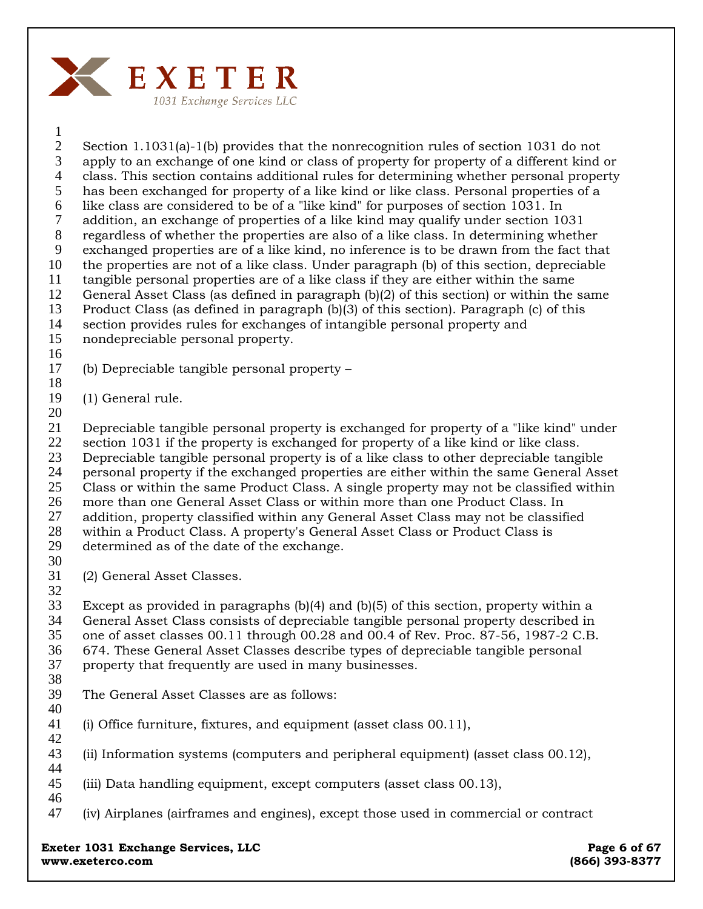Section 1.1031(a)-1(b) provides that the nonrecognition rules of section 1031 do not apply to an exchange of one kind or class of property for property of a different kind or class. This section contains additional rules for determining whether personal property has been exchanged for property of a like kind or like class. Personal properties of a like class are considered to be of a "like kind" for purposes of section 1031. In addition, an exchange of properties of a like kind may qualify under section 1031 regardless of whether the properties are also of a like class. In determining whether exchanged properties are of a like kind, no inference is to be drawn from the fact that the properties are not of a like class. Under paragraph (b) of this section, depreciable tangible personal properties are of a like class if they are either within the same General Asset Class (as defined in paragraph (b)(2) of this section) or within the same Product Class (as defined in paragraph (b)(3) of this section). Paragraph (c) of this section provides rules for exchanges of intangible personal property and nondepreciable personal property.

(b) Depreciable tangible personal property –

(1) General rule.

Depreciable tangible personal property is exchanged for property of a "like kind" under section 1031 if the property is exchanged for property of a like kind or like class. Depreciable tangible personal property is of a like class to other depreciable tangible personal property if the exchanged properties are either within the same General Asset Class or within the same Product Class. A single property may not be classified within more than one General Asset Class or within more than one Product Class. In addition, property classified within any General Asset Class may not be classified within a Product Class. A property's General Asset Class or Product Class is determined as of the date of the exchange.

(2) General Asset Classes.

Except as provided in paragraphs (b)(4) and (b)(5) of this section, property within a General Asset Class consists of depreciable tangible personal property described in one of asset classes 00.11 through 00.28 and 00.4 of Rev. Proc. 87-56, 1987-2 C.B. 674. These General Asset Classes describe types of depreciable tangible personal property that frequently are used in many businesses.

The General Asset Classes are as follows:

(i) Office furniture, fixtures, and equipment (asset class 00.11),

(ii) Information systems (computers and peripheral equipment) (asset class 00.12),

(iii) Data handling equipment, except computers (asset class 00.13),

(iv) Airplanes (airframes and engines), except those used in commercial or contract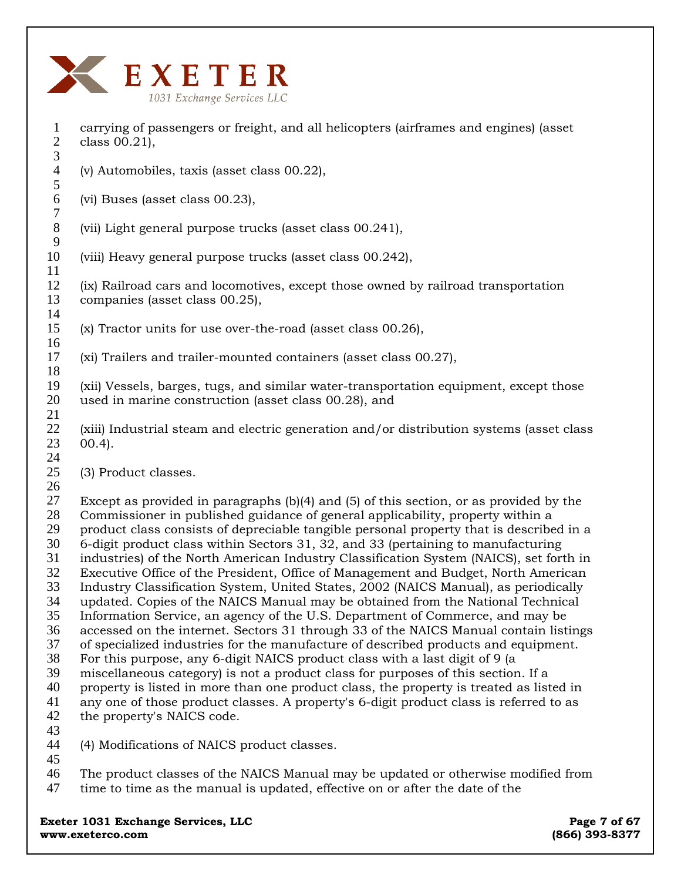carrying of passengers or freight, and all helicopters (airframes and engines) (asset class 00.21),

(v) Automobiles, taxis (asset class 00.22),

(vi) Buses (asset class 00.23),

(vii) Light general purpose trucks (asset class 00.241),

(viii) Heavy general purpose trucks (asset class 00.242),

(ix) Railroad cars and locomotives, except those owned by railroad transportation companies (asset class 00.25),

(x) Tractor units for use over-the-road (asset class 00.26),

(xi) Trailers and trailer-mounted containers (asset class 00.27),

(xii) Vessels, barges, tugs, and similar water-transportation equipment, except those used in marine construction (asset class 00.28), and

(xiii) Industrial steam and electric generation and/or distribution systems (asset class 00.4).

(3) Product classes.

Except as provided in paragraphs (b)(4) and (5) of this section, or as provided by the Commissioner in published guidance of general applicability, property within a product class consists of depreciable tangible personal property that is described in a 6-digit product class within Sectors 31, 32, and 33 (pertaining to manufacturing industries) of the North American Industry Classification System (NAICS), set forth in Executive Office of the President, Office of Management and Budget, North American Industry Classification System, United States, 2002 (NAICS Manual), as periodically updated. Copies of the NAICS Manual may be obtained from the National Technical Information Service, an agency of the U.S. Department of Commerce, and may be accessed on the internet. Sectors 31 through 33 of the NAICS Manual contain listings of specialized industries for the manufacture of described products and equipment. For this purpose, any 6-digit NAICS product class with a last digit of 9 (a miscellaneous category) is not a product class for purposes of this section. If a property is listed in more than one product class, the property is treated as listed in any one of those product classes. A property's 6-digit product class is referred to as the property's NAICS code.

(4) Modifications of NAICS product classes.

The product classes of the NAICS Manual may be updated or otherwise modified from time to time as the manual is updated, effective on or after the date of the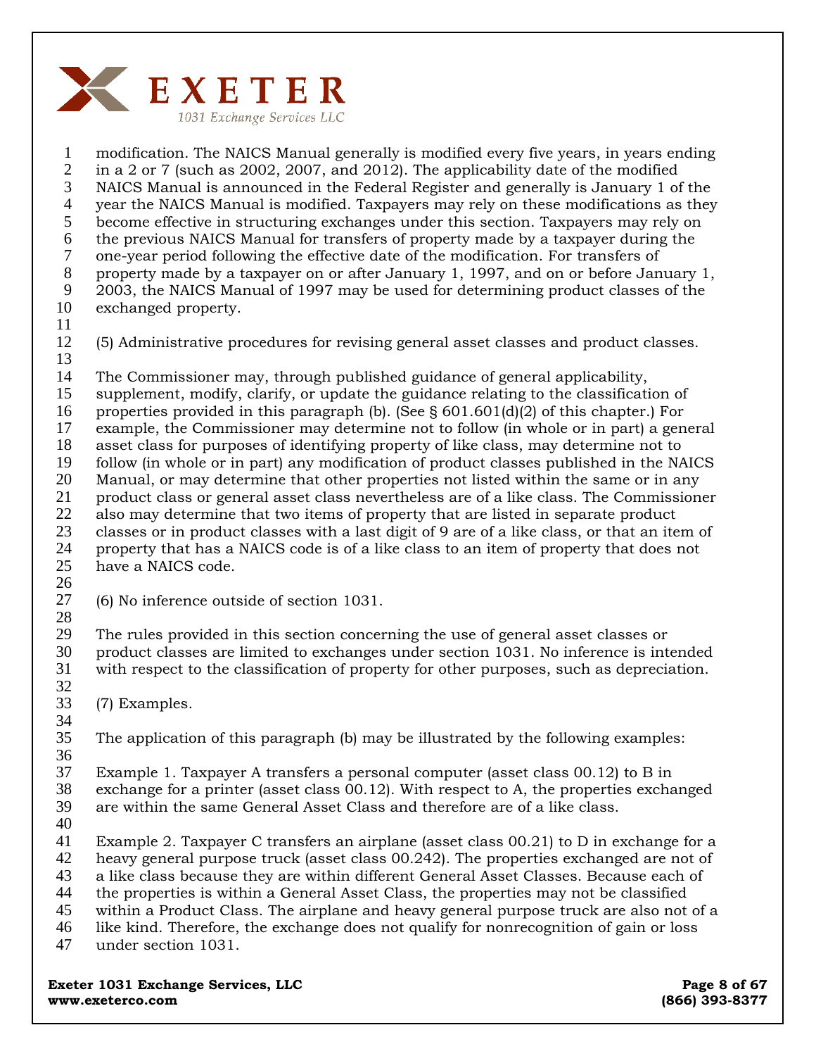modification. The NAICS Manual generally is modified every five years, in years ending in a 2 or 7 (such as 2002, 2007, and 2012). The applicability date of the modified NAICS Manual is announced in the Federal Register and generally is January 1 of the year the NAICS Manual is modified. Taxpayers may rely on these modifications as they become effective in structuring exchanges under this section. Taxpayers may rely on the previous NAICS Manual for transfers of property made by a taxpayer during the one-year period following the effective date of the modification. For transfers of property made by a taxpayer on or after January 1, 1997, and on or before January 1, 2003, the NAICS Manual of 1997 may be used for determining product classes of the exchanged property.

(5) Administrative procedures for revising general asset classes and product classes.

The Commissioner may, through published guidance of general applicability, supplement, modify, clarify, or update the guidance relating to the classification of properties provided in this paragraph (b). (See § 601.601(d)(2) of this chapter.) For example, the Commissioner may determine not to follow (in whole or in part) a general asset class for purposes of identifying property of like class, may determine not to follow (in whole or in part) any modification of product classes published in the NAICS Manual, or may determine that other properties not listed within the same or in any product class or general asset class nevertheless are of a like class. The Commissioner also may determine that two items of property that are listed in separate product classes or in product classes with a last digit of 9 are of a like class, or that an item of property that has a NAICS code is of a like class to an item of property that does not have a NAICS code.

(6) No inference outside of section 1031.

The rules provided in this section concerning the use of general asset classes or product classes are limited to exchanges under section 1031. No inference is intended with respect to the classification of property for other purposes, such as depreciation.

(7) Examples.

The application of this paragraph (b) may be illustrated by the following examples:

Example 1. Taxpayer A transfers a personal computer (asset class 00.12) to B in exchange for a printer (asset class 00.12). With respect to A, the properties exchanged are within the same General Asset Class and therefore are of a like class.

Example 2. Taxpayer C transfers an airplane (asset class 00.21) to D in exchange for a heavy general purpose truck (asset class 00.242). The properties exchanged are not of a like class because they are within different General Asset Classes. Because each of the properties is within a General Asset Class, the properties may not be classified within a Product Class. The airplane and heavy general purpose truck are also not of a like kind. Therefore, the exchange does not qualify for nonrecognition of gain or loss under section 1031.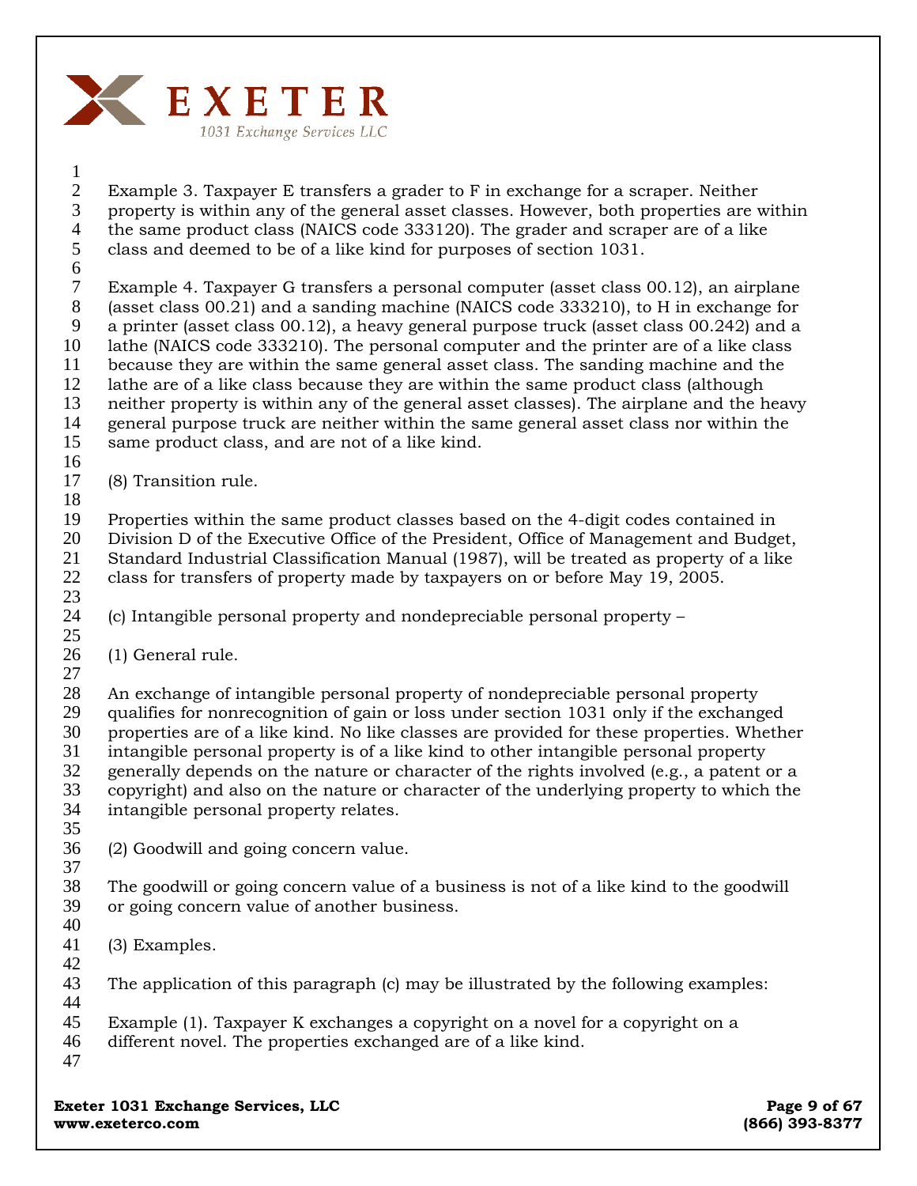Example 3. Taxpayer E transfers a grader to F in exchange for a scraper. Neither property is within any of the general asset classes. However, both properties are within the same product class (NAICS code 333120). The grader and scraper are of a like class and deemed to be of a like kind for purposes of section 1031.

Example 4. Taxpayer G transfers a personal computer (asset class 00.12), an airplane (asset class 00.21) and a sanding machine (NAICS code 333210), to H in exchange for a printer (asset class 00.12), a heavy general purpose truck (asset class 00.242) and a lathe (NAICS code 333210). The personal computer and the printer are of a like class because they are within the same general asset class. The sanding machine and the lathe are of a like class because they are within the same product class (although neither property is within any of the general asset classes). The airplane and the heavy general purpose truck are neither within the same general asset class nor within the same product class, and are not of a like kind.

(8) Transition rule.

Properties within the same product classes based on the 4-digit codes contained in Division D of the Executive Office of the President, Office of Management and Budget, Standard Industrial Classification Manual (1987), will be treated as property of a like class for transfers of property made by taxpayers on or before May 19, 2005.

(c) Intangible personal property and nondepreciable personal property –

(1) General rule.

An exchange of intangible personal property of nondepreciable personal property qualifies for nonrecognition of gain or loss under section 1031 only if the exchanged properties are of a like kind. No like classes are provided for these properties. Whether intangible personal property is of a like kind to other intangible personal property generally depends on the nature or character of the rights involved (e.g., a patent or a copyright) and also on the nature or character of the underlying property to which the intangible personal property relates.

(2) Goodwill and going concern value.

The goodwill or going concern value of a business is not of a like kind to the goodwill or going concern value of another business.

(3) Examples.

The application of this paragraph (c) may be illustrated by the following examples:

Example (1). Taxpayer K exchanges a copyright on a novel for a copyright on a different novel. The properties exchanged are of a like kind.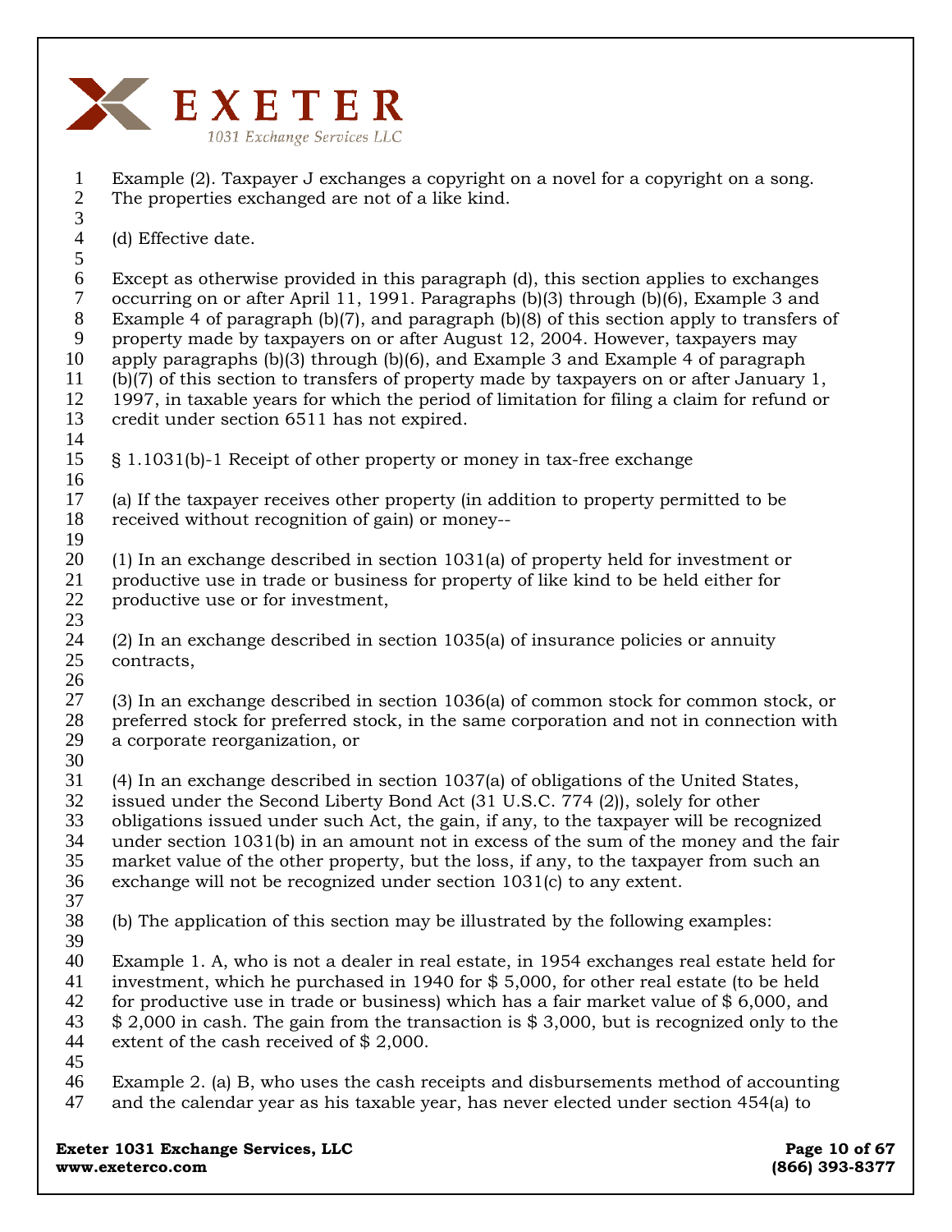Example (2). Taxpayer J exchanges a copyright on a novel for a copyright on a song. The properties exchanged are not of a like kind.

(d) Effective date.

Except as otherwise provided in this paragraph (d), this section applies to exchanges occurring on or after April 11, 1991. Paragraphs (b)(3) through (b)(6), Example 3 and Example 4 of paragraph (b)(7), and paragraph (b)(8) of this section apply to transfers of property made by taxpayers on or after August 12, 2004. However, taxpayers may apply paragraphs (b)(3) through (b)(6), and Example 3 and Example 4 of paragraph (b)(7) of this section to transfers of property made by taxpayers on or after January 1, 1997, in taxable years for which the period of limitation for filing a claim for refund or credit under section 6511 has not expired.

§ 1.1031(b)-1 Receipt of other property or money in tax-free exchange

(a) If the taxpayer receives other property (in addition to property permitted to be received without recognition of gain) or money--

(1) In an exchange described in section 1031(a) of property held for investment or productive use in trade or business for property of like kind to be held either for productive use or for investment,

(2) In an exchange described in section 1035(a) of insurance policies or annuity contracts,

(3) In an exchange described in section 1036(a) of common stock for common stock, or preferred stock for preferred stock, in the same corporation and not in connection with a corporate reorganization, or

(4) In an exchange described in section 1037(a) of obligations of the United States, issued under the Second Liberty Bond Act (31 U.S.C. 774 (2)), solely for other obligations issued under such Act, the gain, if any, to the taxpayer will be recognized under section 1031(b) in an amount not in excess of the sum of the money and the fair market value of the other property, but the loss, if any, to the taxpayer from such an exchange will not be recognized under section 1031(c) to any extent.

(b) The application of this section may be illustrated by the following examples:

Example 1. A, who is not a dealer in real estate, in 1954 exchanges real estate held for investment, which he purchased in 1940 for $ 5,000, for other real estate (to be held for productive use in trade or business) which has a fair market value of $ 6,000, and $ 2,000 in cash. The gain from the transaction is $ 3,000, but is recognized only to the extent of the cash received of $ 2,000.

Example 2. (a) B, who uses the cash receipts and disbursements method of accounting and the calendar year as his taxable year, has never elected under section 454(a) to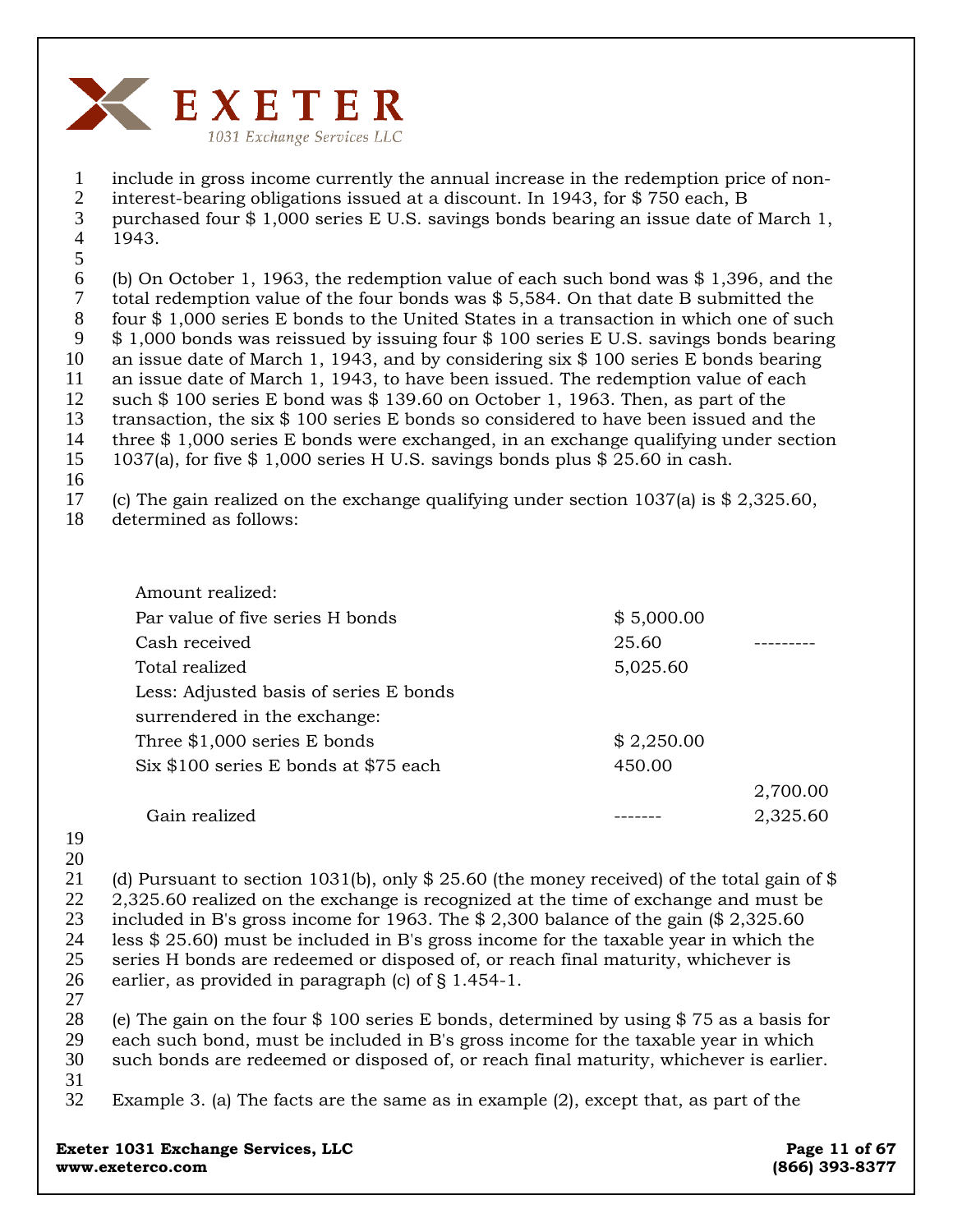include in gross income currently the annual increase in the redemption price of non-interest-bearing obligations issued at a discount. In 1943, for $ 750 each, B purchased four $ 1,000 series E U.S. savings bonds bearing an issue date of March 1, 1943.

(b) On October 1, 1963, the redemption value of each such bond was $ 1,396, and the total redemption value of the four bonds was $ 5,584. On that date B submitted the four $ 1,000 series E bonds to the United States in a transaction in which one of such $ 1,000 bonds was reissued by issuing four $ 100 series E U.S. savings bonds bearing an issue date of March 1, 1943, and by considering six $ 100 series E bonds bearing an issue date of March 1, 1943, to have been issued. The redemption value of each such $ 100 series E bond was $ 139.60 on October 1, 1963. Then, as part of the transaction, the six $ 100 series E bonds so considered to have been issued and the three $ 1,000 series E bonds were exchanged, in an exchange qualifying under section 1037(a), for five $ 1,000 series H U.S. savings bonds plus $ 25.60 in cash.

(c) The gain realized on the exchange qualifying under section 1037(a) is $ 2,325.60, determined as follows:

| | | |
|---|---|---|
| Amount realized: | | |
| Par value of five series H bonds | $ 5,000.00 | |
| Cash received | 25.60 | --------- |
| Total realized | 5,025.60 | |
| Less: Adjusted basis of series E bonds surrendered in the exchange: | | |
| Three $1,000 series E bonds | $ 2,250.00 | |
| Six $100 series E bonds at $75 each | 450.00 | |
| | | 2,700.00 |
| Gain realized | ------- | 2,325.60 |

(d) Pursuant to section 1031(b), only $ 25.60 (the money received) of the total gain of $ 2,325.60 realized on the exchange is recognized at the time of exchange and must be included in B's gross income for 1963. The $ 2,300 balance of the gain ($ 2,325.60 less $ 25.60) must be included in B's gross income for the taxable year in which the series H bonds are redeemed or disposed of, or reach final maturity, whichever is earlier, as provided in paragraph (c) of § 1.454-1.

(e) The gain on the four $ 100 series E bonds, determined by using $ 75 as a basis for each such bond, must be included in B's gross income for the taxable year in which such bonds are redeemed or disposed of, or reach final maturity, whichever is earlier.

Example 3. (a) The facts are the same as in example (2), except that, as part of the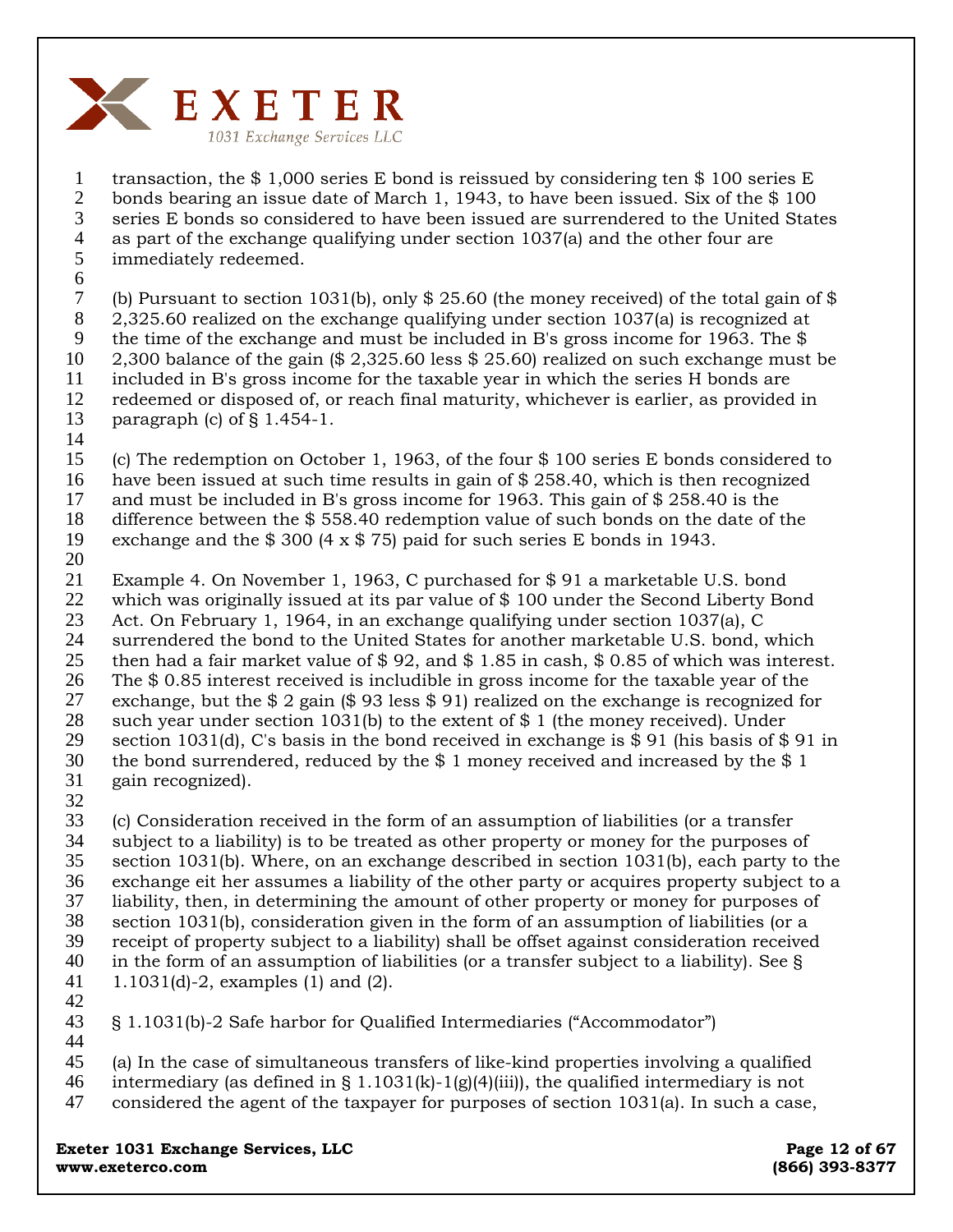transaction, the $ 1,000 series E bond is reissued by considering ten $ 100 series E bonds bearing an issue date of March 1, 1943, to have been issued. Six of the $ 100 series E bonds so considered to have been issued are surrendered to the United States as part of the exchange qualifying under section 1037(a) and the other four are immediately redeemed.

(b) Pursuant to section 1031(b), only $ 25.60 (the money received) of the total gain of $ 2,325.60 realized on the exchange qualifying under section 1037(a) is recognized at the time of the exchange and must be included in B's gross income for 1963. The $ 2,300 balance of the gain ($ 2,325.60 less $ 25.60) realized on such exchange must be included in B's gross income for the taxable year in which the series H bonds are redeemed or disposed of, or reach final maturity, whichever is earlier, as provided in paragraph (c) of § 1.454-1.

(c) The redemption on October 1, 1963, of the four $ 100 series E bonds considered to have been issued at such time results in gain of $ 258.40, which is then recognized and must be included in B's gross income for 1963. This gain of $ 258.40 is the difference between the $ 558.40 redemption value of such bonds on the date of the exchange and the $ 300 (4 x $ 75) paid for such series E bonds in 1943.

Example 4. On November 1, 1963, C purchased for $ 91 a marketable U.S. bond which was originally issued at its par value of $ 100 under the Second Liberty Bond Act. On February 1, 1964, in an exchange qualifying under section 1037(a), C surrendered the bond to the United States for another marketable U.S. bond, which then had a fair market value of $ 92, and $ 1.85 in cash, $ 0.85 of which was interest. The $ 0.85 interest received is includible in gross income for the taxable year of the exchange, but the $ 2 gain ($ 93 less $ 91) realized on the exchange is recognized for such year under section 1031(b) to the extent of $ 1 (the money received). Under section 1031(d), C's basis in the bond received in exchange is $ 91 (his basis of $ 91 in the bond surrendered, reduced by the $ 1 money received and increased by the $ 1 gain recognized).

(c) Consideration received in the form of an assumption of liabilities (or a transfer subject to a liability) is to be treated as other property or money for the purposes of section 1031(b). Where, on an exchange described in section 1031(b), each party to the exchange eit her assumes a liability of the other party or acquires property subject to a liability, then, in determining the amount of other property or money for purposes of section 1031(b), consideration given in the form of an assumption of liabilities (or a receipt of property subject to a liability) shall be offset against consideration received in the form of an assumption of liabilities (or a transfer subject to a liability). See § 1.1031(d)-2, examples (1) and (2).

§ 1.1031(b)-2 Safe harbor for Qualified Intermediaries ("Accommodator")

(a) In the case of simultaneous transfers of like-kind properties involving a qualified intermediary (as defined in § 1.1031(k)-1(g)(4)(iii)), the qualified intermediary is not considered the agent of the taxpayer for purposes of section 1031(a). In such a case,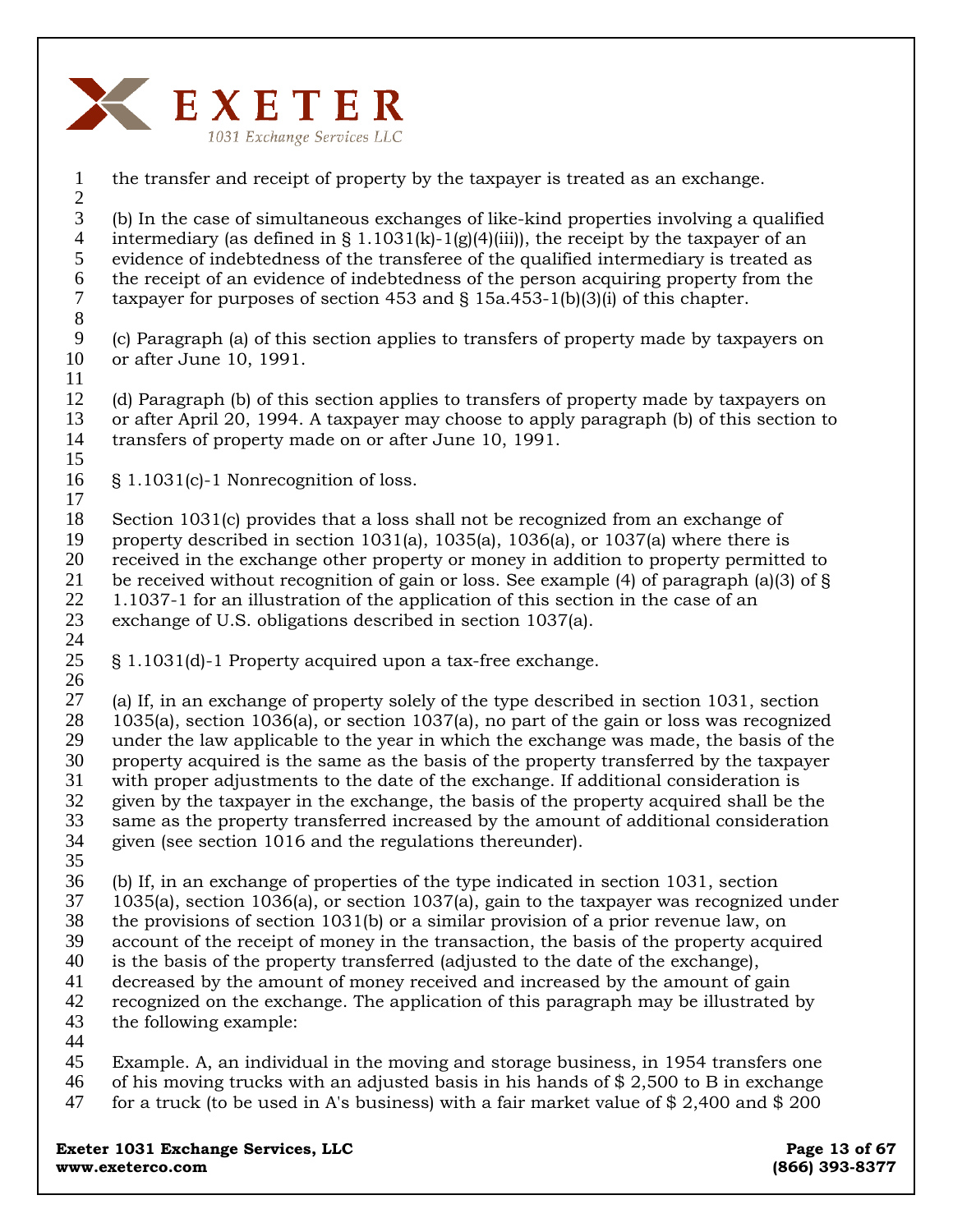the transfer and receipt of property by the taxpayer is treated as an exchange.

(b) In the case of simultaneous exchanges of like-kind properties involving a qualified intermediary (as defined in § 1.1031(k)-1(g)(4)(iii)), the receipt by the taxpayer of an evidence of indebtedness of the transferee of the qualified intermediary is treated as the receipt of an evidence of indebtedness of the person acquiring property from the taxpayer for purposes of section 453 and § 15a.453-1(b)(3)(i) of this chapter.

(c) Paragraph (a) of this section applies to transfers of property made by taxpayers on or after June 10, 1991.

(d) Paragraph (b) of this section applies to transfers of property made by taxpayers on or after April 20, 1994. A taxpayer may choose to apply paragraph (b) of this section to transfers of property made on or after June 10, 1991.

§ 1.1031(c)-1 Nonrecognition of loss.

Section 1031(c) provides that a loss shall not be recognized from an exchange of property described in section 1031(a), 1035(a), 1036(a), or 1037(a) where there is received in the exchange other property or money in addition to property permitted to be received without recognition of gain or loss. See example (4) of paragraph (a)(3) of § 1.1037-1 for an illustration of the application of this section in the case of an exchange of U.S. obligations described in section 1037(a).

§ 1.1031(d)-1 Property acquired upon a tax-free exchange.

(a) If, in an exchange of property solely of the type described in section 1031, section 1035(a), section 1036(a), or section 1037(a), no part of the gain or loss was recognized under the law applicable to the year in which the exchange was made, the basis of the property acquired is the same as the basis of the property transferred by the taxpayer with proper adjustments to the date of the exchange. If additional consideration is given by the taxpayer in the exchange, the basis of the property acquired shall be the same as the property transferred increased by the amount of additional consideration given (see section 1016 and the regulations thereunder).

(b) If, in an exchange of properties of the type indicated in section 1031, section 1035(a), section 1036(a), or section 1037(a), gain to the taxpayer was recognized under the provisions of section 1031(b) or a similar provision of a prior revenue law, on account of the receipt of money in the transaction, the basis of the property acquired is the basis of the property transferred (adjusted to the date of the exchange), decreased by the amount of money received and increased by the amount of gain recognized on the exchange. The application of this paragraph may be illustrated by the following example:

Example. A, an individual in the moving and storage business, in 1954 transfers one of his moving trucks with an adjusted basis in his hands of $ 2,500 to B in exchange for a truck (to be used in A's business) with a fair market value of $ 2,400 and $ 200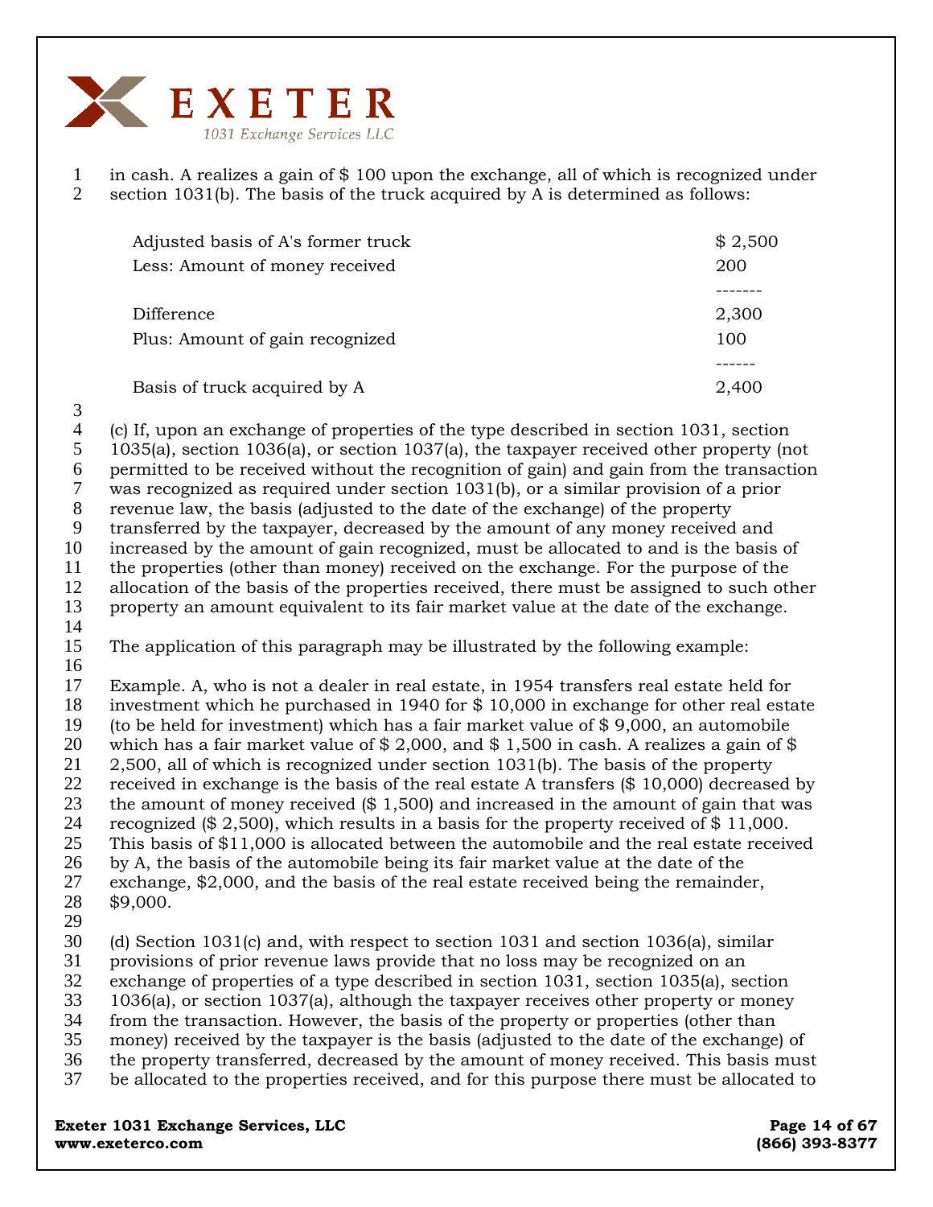in cash. A realizes a gain of $ 100 upon the exchange, all of which is recognized under section 1031(b). The basis of the truck acquired by A is determined as follows:

| | |
|---|---|
| Adjusted basis of A's former truck | $ 2,500 |
| Less: Amount of money received | 200 |
| Difference | 2,300 |
| Plus: Amount of gain recognized | 100 |
| Basis of truck acquired by A | 2,400 |

(c) If, upon an exchange of properties of the type described in section 1031, section 1035(a), section 1036(a), or section 1037(a), the taxpayer received other property (not permitted to be received without the recognition of gain) and gain from the transaction was recognized as required under section 1031(b), or a similar provision of a prior revenue law, the basis (adjusted to the date of the exchange) of the property transferred by the taxpayer, decreased by the amount of any money received and increased by the amount of gain recognized, must be allocated to and is the basis of the properties (other than money) received on the exchange. For the purpose of the allocation of the basis of the properties received, there must be assigned to such other property an amount equivalent to its fair market value at the date of the exchange.

The application of this paragraph may be illustrated by the following example:

Example. A, who is not a dealer in real estate, in 1954 transfers real estate held for investment which he purchased in 1940 for $ 10,000 in exchange for other real estate (to be held for investment) which has a fair market value of $ 9,000, an automobile which has a fair market value of $ 2,000, and $ 1,500 in cash. A realizes a gain of $ 2,500, all of which is recognized under section 1031(b). The basis of the property received in exchange is the basis of the real estate A transfers ($ 10,000) decreased by the amount of money received ($ 1,500) and increased in the amount of gain that was recognized ($ 2,500), which results in a basis for the property received of $ 11,000. This basis of $11,000 is allocated between the automobile and the real estate received by A, the basis of the automobile being its fair market value at the date of the exchange, $2,000, and the basis of the real estate received being the remainder, $9,000.

(d) Section 1031(c) and, with respect to section 1031 and section 1036(a), similar provisions of prior revenue laws provide that no loss may be recognized on an exchange of properties of a type described in section 1031, section 1035(a), section 1036(a), or section 1037(a), although the taxpayer receives other property or money from the transaction. However, the basis of the property or properties (other than money) received by the taxpayer is the basis (adjusted to the date of the exchange) of the property transferred, decreased by the amount of money received. This basis must be allocated to the properties received, and for this purpose there must be allocated to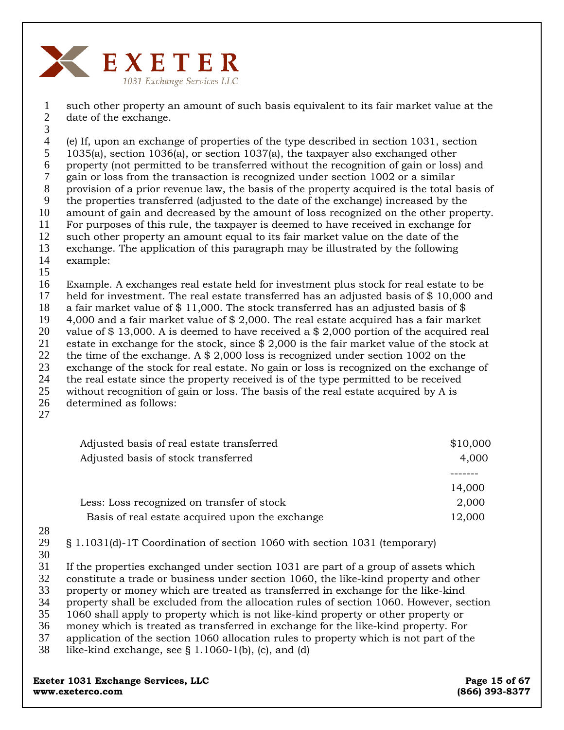such other property an amount of such basis equivalent to its fair market value at the date of the exchange.

(e) If, upon an exchange of properties of the type described in section 1031, section 1035(a), section 1036(a), or section 1037(a), the taxpayer also exchanged other property (not permitted to be transferred without the recognition of gain or loss) and gain or loss from the transaction is recognized under section 1002 or a similar provision of a prior revenue law, the basis of the property acquired is the total basis of the properties transferred (adjusted to the date of the exchange) increased by the amount of gain and decreased by the amount of loss recognized on the other property. For purposes of this rule, the taxpayer is deemed to have received in exchange for such other property an amount equal to its fair market value on the date of the exchange. The application of this paragraph may be illustrated by the following example:

Example. A exchanges real estate held for investment plus stock for real estate to be held for investment. The real estate transferred has an adjusted basis of $ 10,000 and a fair market value of $ 11,000. The stock transferred has an adjusted basis of $ 4,000 and a fair market value of $ 2,000. The real estate acquired has a fair market value of $ 13,000. A is deemed to have received a $ 2,000 portion of the acquired real estate in exchange for the stock, since $ 2,000 is the fair market value of the stock at the time of the exchange. A $ 2,000 loss is recognized under section 1002 on the exchange of the stock for real estate. No gain or loss is recognized on the exchange of the real estate since the property received is of the type permitted to be received without recognition of gain or loss. The basis of the real estate acquired by A is determined as follows:

| | |
|---|---|
| Adjusted basis of real estate transferred | $10,000 |
| Adjusted basis of stock transferred | 4,000 |
| | ------- |
| | 14,000 |
| Less: Loss recognized on transfer of stock | 2,000 |
| Basis of real estate acquired upon the exchange | 12,000 |

§ 1.1031(d)-1T Coordination of section 1060 with section 1031 (temporary)

If the properties exchanged under section 1031 are part of a group of assets which constitute a trade or business under section 1060, the like-kind property and other property or money which are treated as transferred in exchange for the like-kind property shall be excluded from the allocation rules of section 1060. However, section 1060 shall apply to property which is not like-kind property or other property or money which is treated as transferred in exchange for the like-kind property. For application of the section 1060 allocation rules to property which is not part of the like-kind exchange, see § 1.1060-1(b), (c), and (d)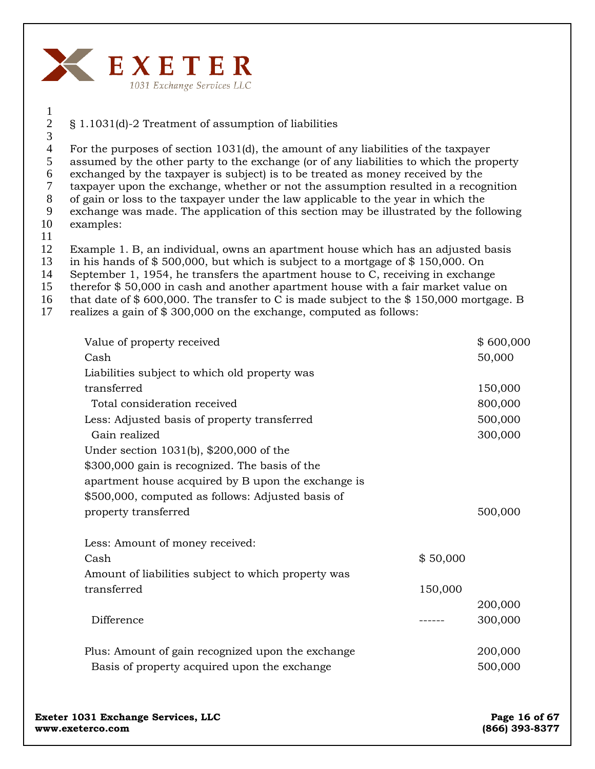## § 1.1031(d)-2 Treatment of assumption of liabilities

For the purposes of section 1031(d), the amount of any liabilities of the taxpayer assumed by the other party to the exchange (or of any liabilities to which the property exchanged by the taxpayer is subject) is to be treated as money received by the taxpayer upon the exchange, whether or not the assumption resulted in a recognition of gain or loss to the taxpayer under the law applicable to the year in which the exchange was made. The application of this section may be illustrated by the following examples:

Example 1. B, an individual, owns an apartment house which has an adjusted basis in his hands of $ 500,000, but which is subject to a mortgage of $ 150,000. On September 1, 1954, he transfers the apartment house to C, receiving in exchange therefor $ 50,000 in cash and another apartment house with a fair market value on that date of $ 600,000. The transfer to C is made subject to the $ 150,000 mortgage. B realizes a gain of $ 300,000 on the exchange, computed as follows:

| | | |
|---|---|---|
| Value of property received | | $ 600,000 |
| Cash | | 50,000 |
| Liabilities subject to which old property was transferred | | 150,000 |
| Total consideration received | | 800,000 |
| Less: Adjusted basis of property transferred | | 500,000 |
| Gain realized | | 300,000 |
| Under section 1031(b), $200,000 of the $300,000 gain is recognized. The basis of the apartment house acquired by B upon the exchange is $500,000, computed as follows: Adjusted basis of property transferred | | 500,000 |
| Less: Amount of money received: | | |
| Cash | $ 50,000 | |
| Amount of liabilities subject to which property was transferred | 150,000 | |
| | | 200,000 |
| Difference | ------ | 300,000 |
| Plus: Amount of gain recognized upon the exchange | | 200,000 |
| Basis of property acquired upon the exchange | | 500,000 |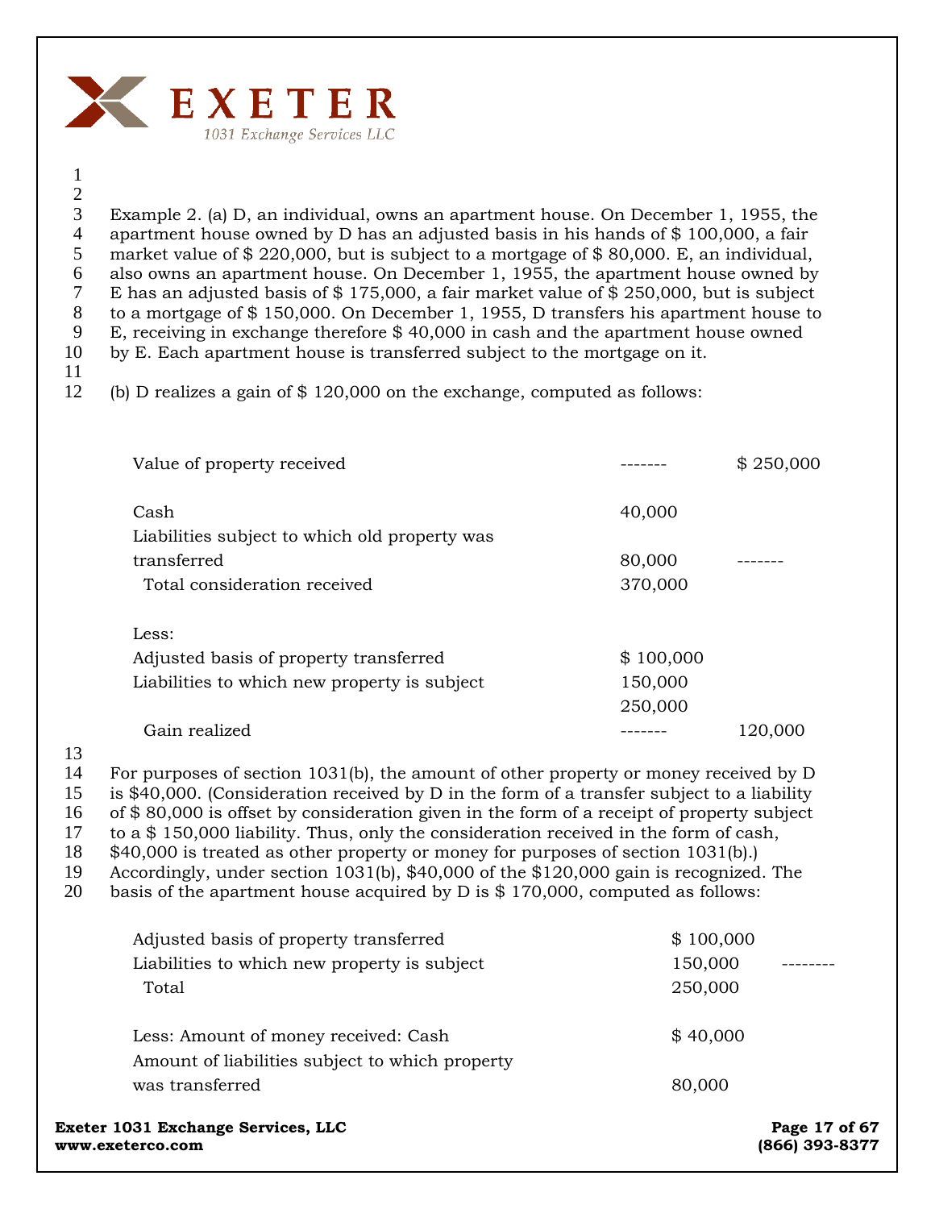Example 2. (a) D, an individual, owns an apartment house. On December 1, 1955, the apartment house owned by D has an adjusted basis in his hands of $ 100,000, a fair market value of $ 220,000, but is subject to a mortgage of $ 80,000. E, an individual, also owns an apartment house. On December 1, 1955, the apartment house owned by E has an adjusted basis of $ 175,000, a fair market value of $ 250,000, but is subject to a mortgage of $ 150,000. On December 1, 1955, D transfers his apartment house to E, receiving in exchange therefore $ 40,000 in cash and the apartment house owned by E. Each apartment house is transferred subject to the mortgage on it.

(b) D realizes a gain of $ 120,000 on the exchange, computed as follows:

| | | |
|---|---|---|
| Value of property received | ------- | $ 250,000 |
| Cash | 40,000 | |
| Liabilities subject to which old property was transferred | 80,000 | ------- |
| Total consideration received | 370,000 | |
| Less: | | |
| Adjusted basis of property transferred | $ 100,000 | |
| Liabilities to which new property is subject | 150,000 | |
| | 250,000 | |
| Gain realized | ------- | 120,000 |

For purposes of section 1031(b), the amount of other property or money received by D is $40,000. (Consideration received by D in the form of a transfer subject to a liability of $ 80,000 is offset by consideration given in the form of a receipt of property subject to a $ 150,000 liability. Thus, only the consideration received in the form of cash, $40,000 is treated as other property or money for purposes of section 1031(b).) Accordingly, under section 1031(b), $40,000 of the $120,000 gain is recognized. The basis of the apartment house acquired by D is $ 170,000, computed as follows:

| | | |
|---|---|---|
| Adjusted basis of property transferred | $ 100,000 | |
| Liabilities to which new property is subject | 150,000 | -------- |
| Total | 250,000 | |
| Less: Amount of money received: Cash | $ 40,000 | |
| Amount of liabilities subject to which property was transferred | 80,000 | |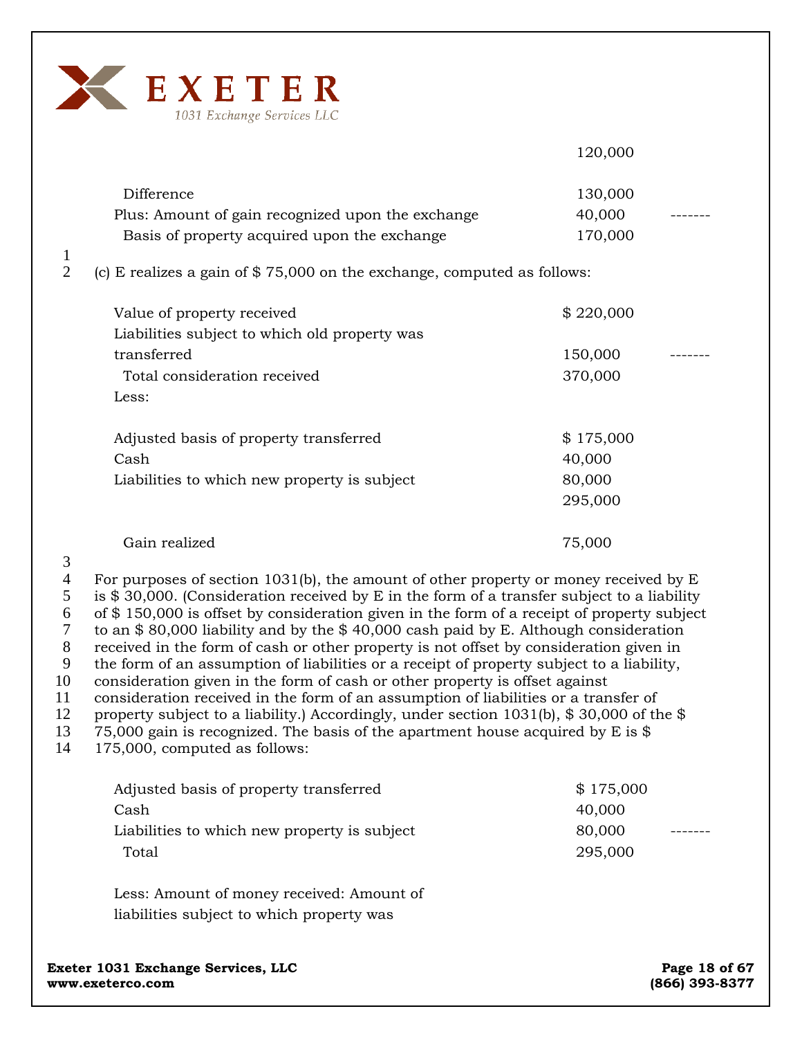| | | |
|---|---|---|
| | 120,000 | |
| Difference | 130,000 | |
| Plus: Amount of gain recognized upon the exchange | 40,000 | ------- |
| Basis of property acquired upon the exchange | 170,000 | |

(c) E realizes a gain of $ 75,000 on the exchange, computed as follows:

| | | |
|---|---|---|
| Value of property received | $ 220,000 | |
| Liabilities subject to which old property was transferred | 150,000 | ------- |
| Total consideration received | 370,000 | |
| Less: | | |
| Adjusted basis of property transferred | $ 175,000 | |
| Cash | 40,000 | |
| Liabilities to which new property is subject | 80,000 | |
| | 295,000 | |
| Gain realized | 75,000 | |

For purposes of section 1031(b), the amount of other property or money received by E is $ 30,000. (Consideration received by E in the form of a transfer subject to a liability of $ 150,000 is offset by consideration given in the form of a receipt of property subject to an $ 80,000 liability and by the $ 40,000 cash paid by E. Although consideration received in the form of cash or other property is not offset by consideration given in the form of an assumption of liabilities or a receipt of property subject to a liability, consideration given in the form of cash or other property is offset against consideration received in the form of an assumption of liabilities or a transfer of property subject to a liability.) Accordingly, under section 1031(b), $ 30,000 of the $ 75,000 gain is recognized. The basis of the apartment house acquired by E is $ 175,000, computed as follows:

| | | |
|---|---|---|
| Adjusted basis of property transferred | $ 175,000 | |
| Cash | 40,000 | |
| Liabilities to which new property is subject | 80,000 | ------- |
| Total | 295,000 | |

Less: Amount of money received: Amount of liabilities subject to which property was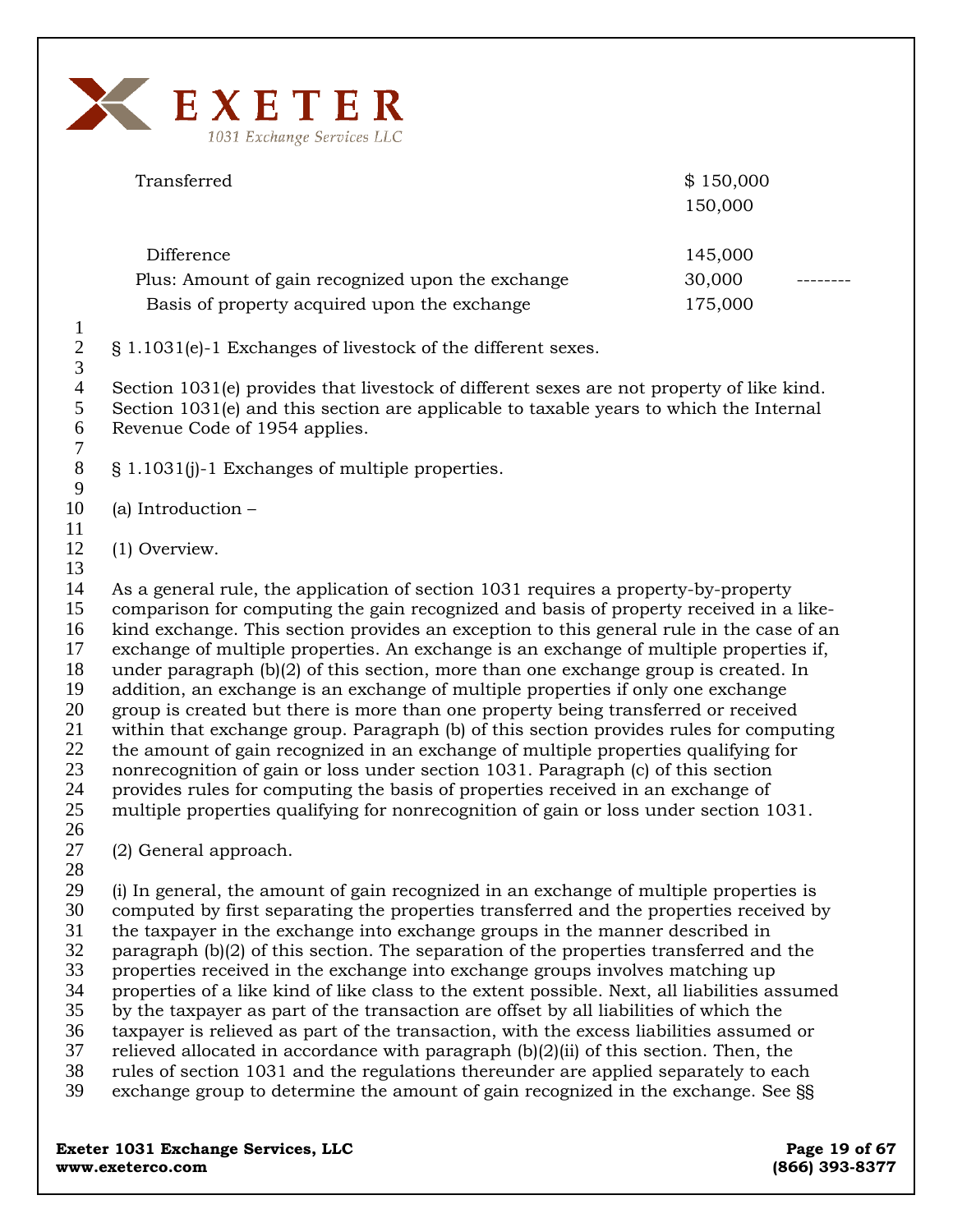| | |
|---|---|
| Transferred | $ 150,000 |
| | 150,000 |
| Difference | 145,000 |
| Plus: Amount of gain recognized upon the exchange | 30,000 -------- |
| Basis of property acquired upon the exchange | 175,000 |

§ 1.1031(e)-1 Exchanges of livestock of the different sexes.

Section 1031(e) provides that livestock of different sexes are not property of like kind. Section 1031(e) and this section are applicable to taxable years to which the Internal Revenue Code of 1954 applies.

§ 1.1031(j)-1 Exchanges of multiple properties.

(a) Introduction –

(1) Overview.

As a general rule, the application of section 1031 requires a property-by-property comparison for computing the gain recognized and basis of property received in a like-kind exchange. This section provides an exception to this general rule in the case of an exchange of multiple properties. An exchange is an exchange of multiple properties if, under paragraph (b)(2) of this section, more than one exchange group is created. In addition, an exchange is an exchange of multiple properties if only one exchange group is created but there is more than one property being transferred or received within that exchange group. Paragraph (b) of this section provides rules for computing the amount of gain recognized in an exchange of multiple properties qualifying for nonrecognition of gain or loss under section 1031. Paragraph (c) of this section provides rules for computing the basis of properties received in an exchange of multiple properties qualifying for nonrecognition of gain or loss under section 1031.

(2) General approach.

(i) In general, the amount of gain recognized in an exchange of multiple properties is computed by first separating the properties transferred and the properties received by the taxpayer in the exchange into exchange groups in the manner described in paragraph (b)(2) of this section. The separation of the properties transferred and the properties received in the exchange into exchange groups involves matching up properties of a like kind of like class to the extent possible. Next, all liabilities assumed by the taxpayer as part of the transaction are offset by all liabilities of which the taxpayer is relieved as part of the transaction, with the excess liabilities assumed or relieved allocated in accordance with paragraph (b)(2)(ii) of this section. Then, the rules of section 1031 and the regulations thereunder are applied separately to each exchange group to determine the amount of gain recognized in the exchange. See §§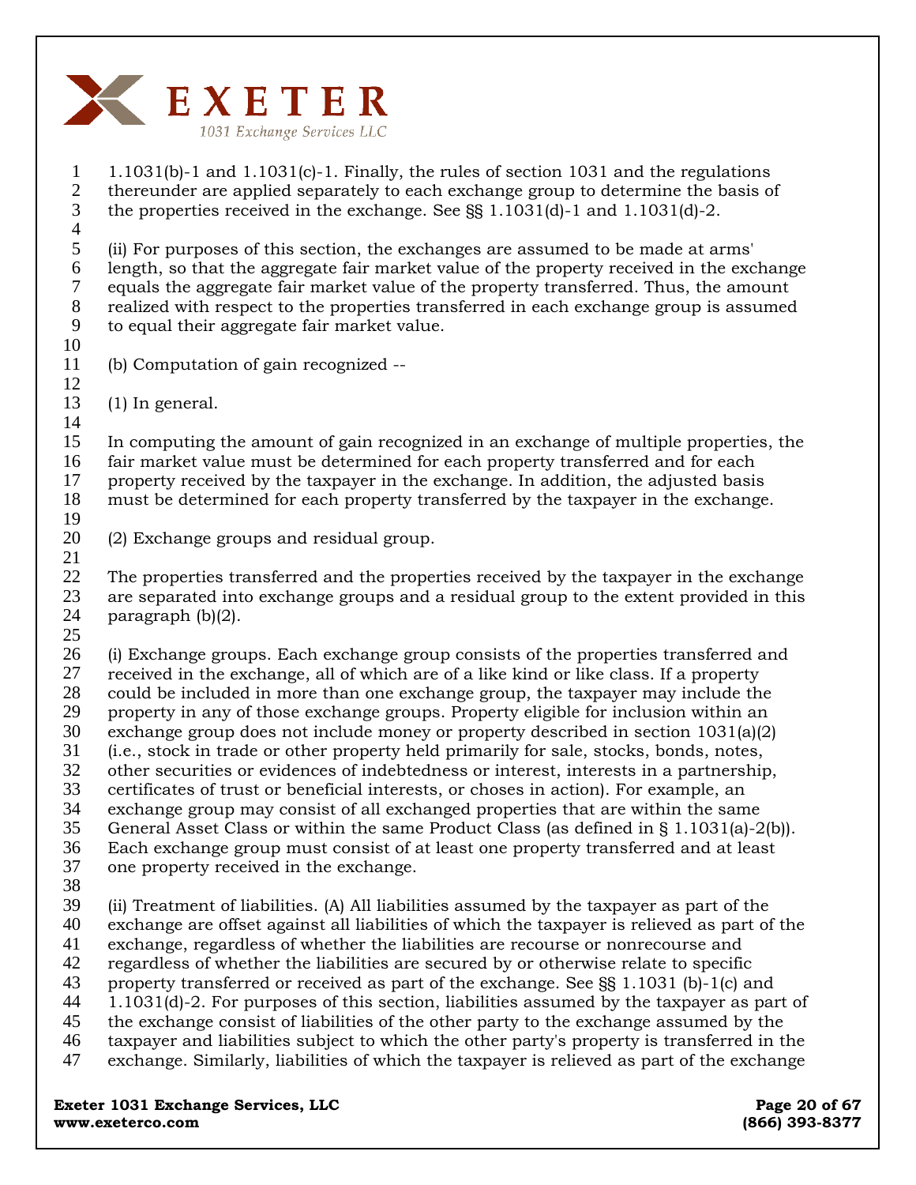1.1031(b)-1 and 1.1031(c)-1. Finally, the rules of section 1031 and the regulations thereunder are applied separately to each exchange group to determine the basis of the properties received in the exchange. See §§ 1.1031(d)-1 and 1.1031(d)-2.

(ii) For purposes of this section, the exchanges are assumed to be made at arms' length, so that the aggregate fair market value of the property received in the exchange equals the aggregate fair market value of the property transferred. Thus, the amount realized with respect to the properties transferred in each exchange group is assumed to equal their aggregate fair market value.

(b) Computation of gain recognized --

(1) In general.

In computing the amount of gain recognized in an exchange of multiple properties, the fair market value must be determined for each property transferred and for each property received by the taxpayer in the exchange. In addition, the adjusted basis must be determined for each property transferred by the taxpayer in the exchange.

(2) Exchange groups and residual group.

The properties transferred and the properties received by the taxpayer in the exchange are separated into exchange groups and a residual group to the extent provided in this paragraph (b)(2).

(i) Exchange groups. Each exchange group consists of the properties transferred and received in the exchange, all of which are of a like kind or like class. If a property could be included in more than one exchange group, the taxpayer may include the property in any of those exchange groups. Property eligible for inclusion within an exchange group does not include money or property described in section 1031(a)(2) (i.e., stock in trade or other property held primarily for sale, stocks, bonds, notes, other securities or evidences of indebtedness or interest, interests in a partnership, certificates of trust or beneficial interests, or choses in action). For example, an exchange group may consist of all exchanged properties that are within the same General Asset Class or within the same Product Class (as defined in § 1.1031(a)-2(b)). Each exchange group must consist of at least one property transferred and at least one property received in the exchange.

(ii) Treatment of liabilities. (A) All liabilities assumed by the taxpayer as part of the exchange are offset against all liabilities of which the taxpayer is relieved as part of the exchange, regardless of whether the liabilities are recourse or nonrecourse and regardless of whether the liabilities are secured by or otherwise relate to specific property transferred or received as part of the exchange. See §§ 1.1031 (b)-1(c) and 1.1031(d)-2. For purposes of this section, liabilities assumed by the taxpayer as part of the exchange consist of liabilities of the other party to the exchange assumed by the taxpayer and liabilities subject to which the other party's property is transferred in the exchange. Similarly, liabilities of which the taxpayer is relieved as part of the exchange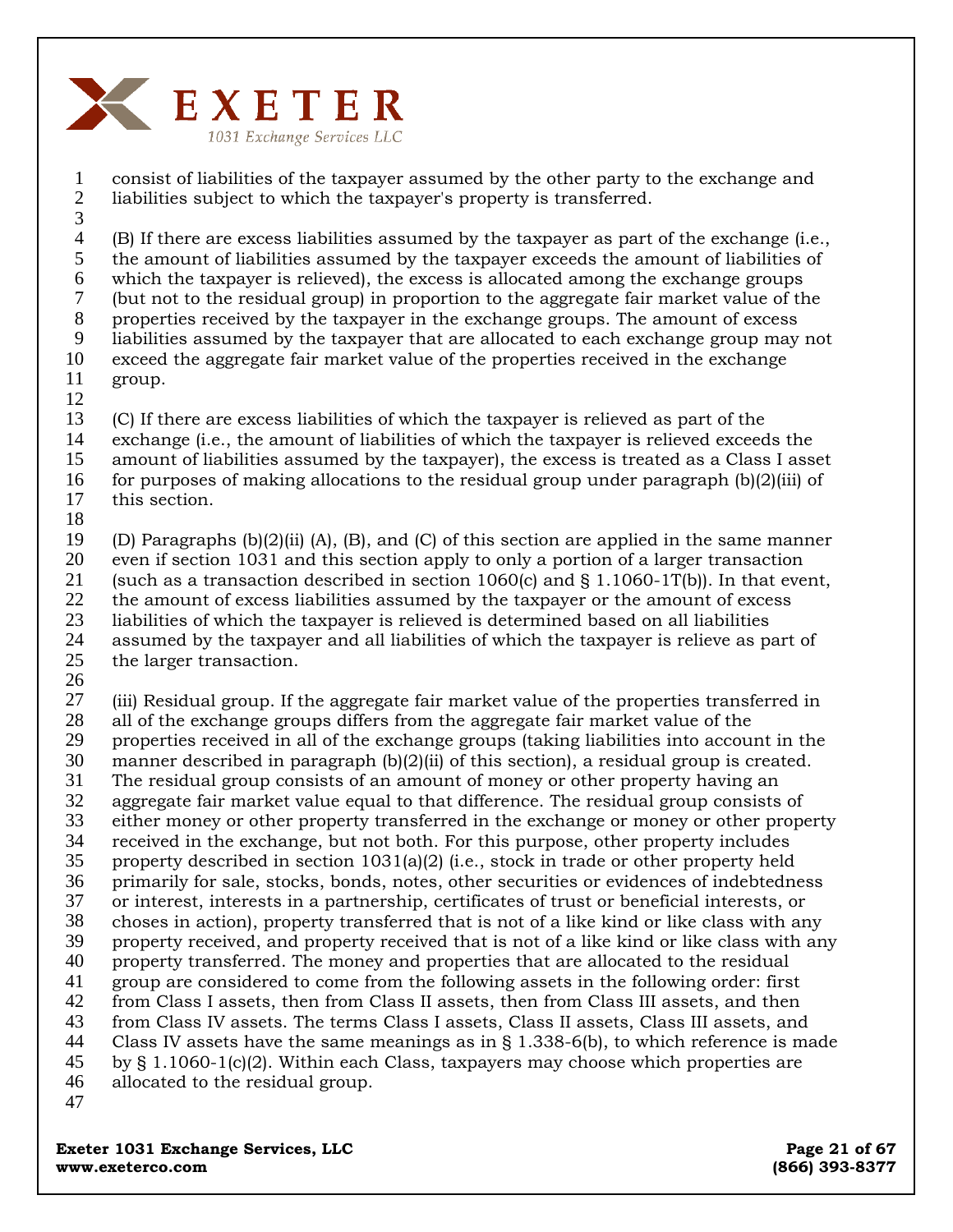consist of liabilities of the taxpayer assumed by the other party to the exchange and liabilities subject to which the taxpayer's property is transferred.

(B) If there are excess liabilities assumed by the taxpayer as part of the exchange (i.e., the amount of liabilities assumed by the taxpayer exceeds the amount of liabilities of which the taxpayer is relieved), the excess is allocated among the exchange groups (but not to the residual group) in proportion to the aggregate fair market value of the properties received by the taxpayer in the exchange groups. The amount of excess liabilities assumed by the taxpayer that are allocated to each exchange group may not exceed the aggregate fair market value of the properties received in the exchange group.

(C) If there are excess liabilities of which the taxpayer is relieved as part of the exchange (i.e., the amount of liabilities of which the taxpayer is relieved exceeds the amount of liabilities assumed by the taxpayer), the excess is treated as a Class I asset for purposes of making allocations to the residual group under paragraph (b)(2)(iii) of this section.

(D) Paragraphs (b)(2)(ii) (A), (B), and (C) of this section are applied in the same manner even if section 1031 and this section apply to only a portion of a larger transaction (such as a transaction described in section 1060(c) and § 1.1060-1T(b)). In that event, the amount of excess liabilities assumed by the taxpayer or the amount of excess liabilities of which the taxpayer is relieved is determined based on all liabilities assumed by the taxpayer and all liabilities of which the taxpayer is relieve as part of the larger transaction.

(iii) Residual group. If the aggregate fair market value of the properties transferred in all of the exchange groups differs from the aggregate fair market value of the properties received in all of the exchange groups (taking liabilities into account in the manner described in paragraph (b)(2)(ii) of this section), a residual group is created. The residual group consists of an amount of money or other property having an aggregate fair market value equal to that difference. The residual group consists of either money or other property transferred in the exchange or money or other property received in the exchange, but not both. For this purpose, other property includes property described in section 1031(a)(2) (i.e., stock in trade or other property held primarily for sale, stocks, bonds, notes, other securities or evidences of indebtedness or interest, interests in a partnership, certificates of trust or beneficial interests, or choses in action), property transferred that is not of a like kind or like class with any property received, and property received that is not of a like kind or like class with any property transferred. The money and properties that are allocated to the residual group are considered to come from the following assets in the following order: first from Class I assets, then from Class II assets, then from Class III assets, and then from Class IV assets. The terms Class I assets, Class II assets, Class III assets, and Class IV assets have the same meanings as in § 1.338-6(b), to which reference is made by § 1.1060-1(c)(2). Within each Class, taxpayers may choose which properties are allocated to the residual group.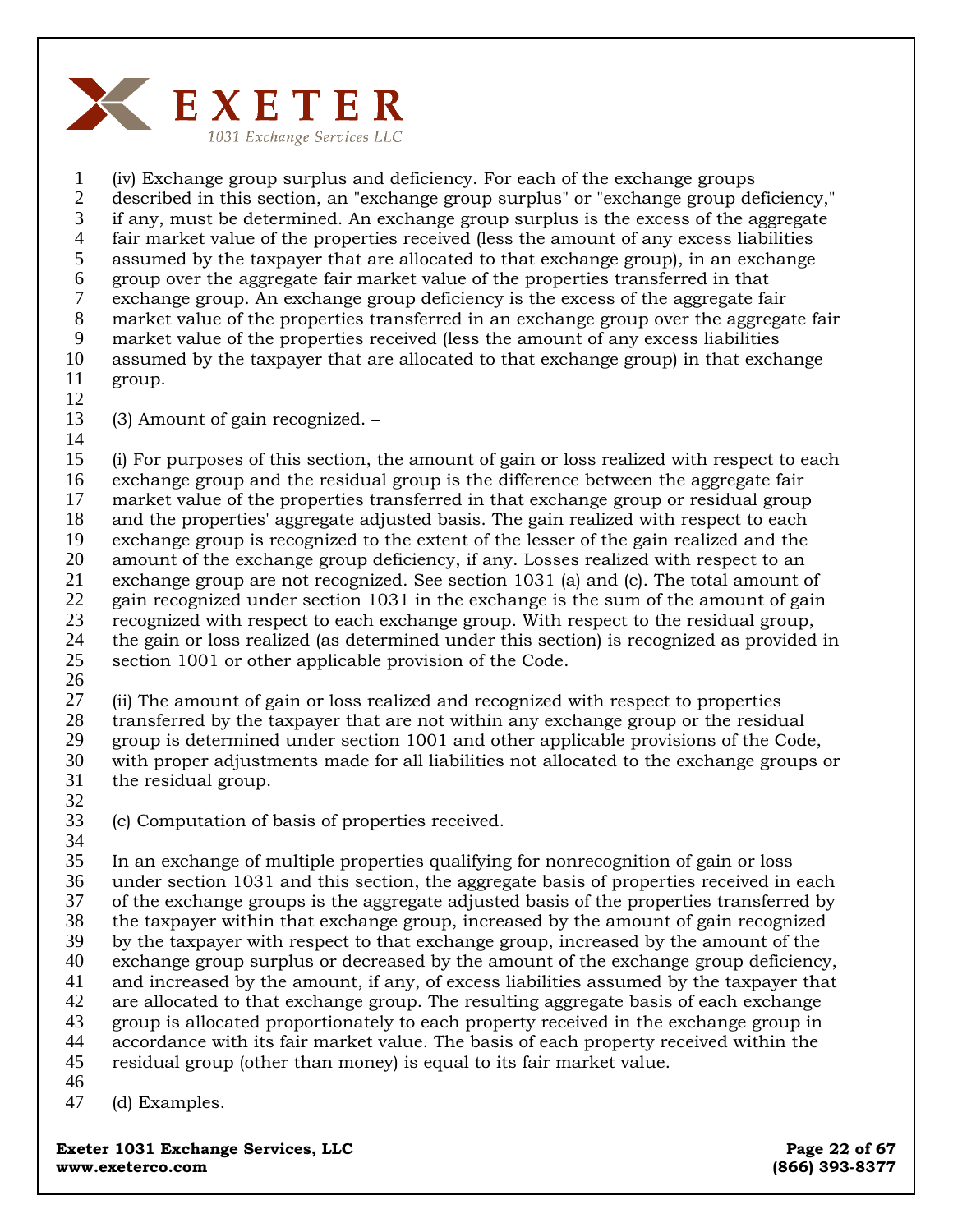(iv) Exchange group surplus and deficiency. For each of the exchange groups described in this section, an "exchange group surplus" or "exchange group deficiency," if any, must be determined. An exchange group surplus is the excess of the aggregate fair market value of the properties received (less the amount of any excess liabilities assumed by the taxpayer that are allocated to that exchange group), in an exchange group over the aggregate fair market value of the properties transferred in that exchange group. An exchange group deficiency is the excess of the aggregate fair market value of the properties transferred in an exchange group over the aggregate fair market value of the properties received (less the amount of any excess liabilities assumed by the taxpayer that are allocated to that exchange group) in that exchange group.

(3) Amount of gain recognized. –

(i) For purposes of this section, the amount of gain or loss realized with respect to each exchange group and the residual group is the difference between the aggregate fair market value of the properties transferred in that exchange group or residual group and the properties' aggregate adjusted basis. The gain realized with respect to each exchange group is recognized to the extent of the lesser of the gain realized and the amount of the exchange group deficiency, if any. Losses realized with respect to an exchange group are not recognized. See section 1031 (a) and (c). The total amount of gain recognized under section 1031 in the exchange is the sum of the amount of gain recognized with respect to each exchange group. With respect to the residual group, the gain or loss realized (as determined under this section) is recognized as provided in section 1001 or other applicable provision of the Code.

(ii) The amount of gain or loss realized and recognized with respect to properties transferred by the taxpayer that are not within any exchange group or the residual group is determined under section 1001 and other applicable provisions of the Code, with proper adjustments made for all liabilities not allocated to the exchange groups or the residual group.

(c) Computation of basis of properties received.

In an exchange of multiple properties qualifying for nonrecognition of gain or loss under section 1031 and this section, the aggregate basis of properties received in each of the exchange groups is the aggregate adjusted basis of the properties transferred by the taxpayer within that exchange group, increased by the amount of gain recognized by the taxpayer with respect to that exchange group, increased by the amount of the exchange group surplus or decreased by the amount of the exchange group deficiency, and increased by the amount, if any, of excess liabilities assumed by the taxpayer that are allocated to that exchange group. The resulting aggregate basis of each exchange group is allocated proportionately to each property received in the exchange group in accordance with its fair market value. The basis of each property received within the residual group (other than money) is equal to its fair market value.

(d) Examples.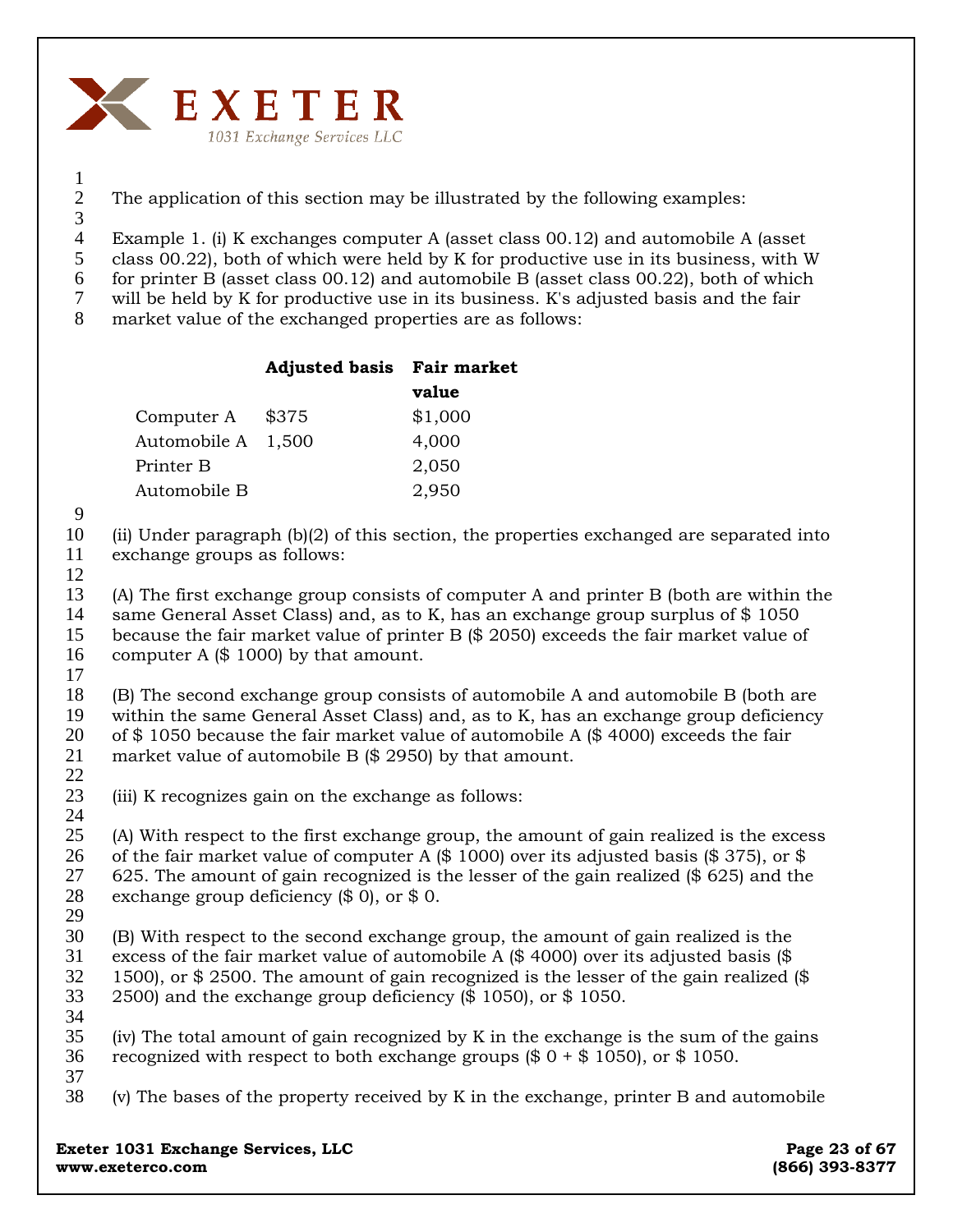The application of this section may be illustrated by the following examples:

Example 1. (i) K exchanges computer A (asset class 00.12) and automobile A (asset class 00.22), both of which were held by K for productive use in its business, with W for printer B (asset class 00.12) and automobile B (asset class 00.22), both of which will be held by K for productive use in its business. K's adjusted basis and the fair market value of the exchanged properties are as follows:

| | Adjusted basis | Fair market value |
|---|---|---|
| Computer A | $375 | $1,000 |
| Automobile A | 1,500 | 4,000 |
| Printer B | | 2,050 |
| Automobile B | | 2,950 |

(ii) Under paragraph (b)(2) of this section, the properties exchanged are separated into exchange groups as follows:

(A) The first exchange group consists of computer A and printer B (both are within the same General Asset Class) and, as to K, has an exchange group surplus of $ 1050 because the fair market value of printer B ($ 2050) exceeds the fair market value of computer A ($ 1000) by that amount.

(B) The second exchange group consists of automobile A and automobile B (both are within the same General Asset Class) and, as to K, has an exchange group deficiency of $ 1050 because the fair market value of automobile A ($ 4000) exceeds the fair market value of automobile B ($ 2950) by that amount.

(iii) K recognizes gain on the exchange as follows:

(A) With respect to the first exchange group, the amount of gain realized is the excess of the fair market value of computer A ($ 1000) over its adjusted basis ($ 375), or $ 625. The amount of gain recognized is the lesser of the gain realized ($ 625) and the exchange group deficiency ($ 0), or $ 0.

(B) With respect to the second exchange group, the amount of gain realized is the excess of the fair market value of automobile A ($ 4000) over its adjusted basis ($ 1500), or $ 2500. The amount of gain recognized is the lesser of the gain realized ($ 2500) and the exchange group deficiency ($ 1050), or $ 1050.

(iv) The total amount of gain recognized by K in the exchange is the sum of the gains recognized with respect to both exchange groups ($ 0 + $ 1050), or $ 1050.

(v) The bases of the property received by K in the exchange, printer B and automobile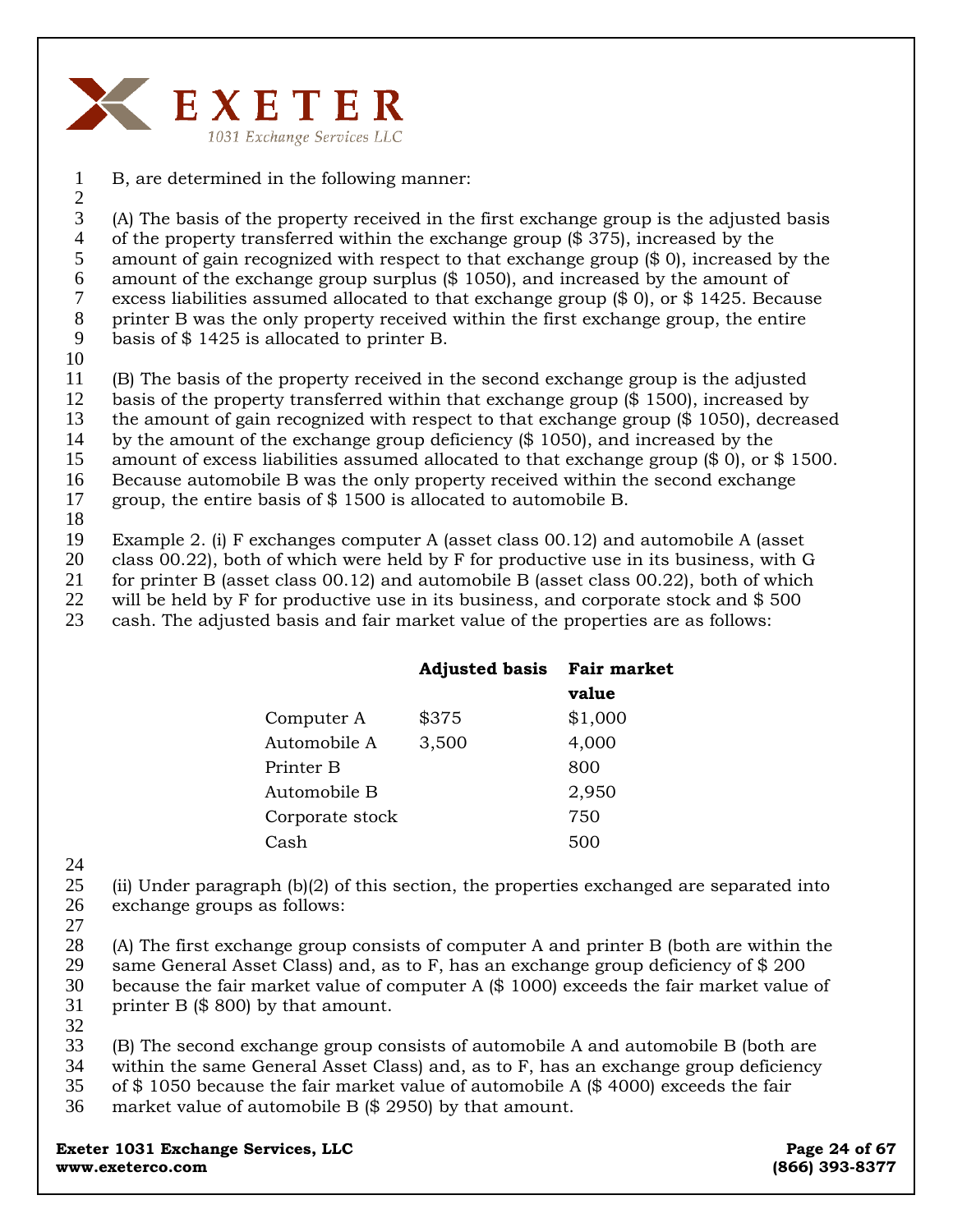B, are determined in the following manner:

(A) The basis of the property received in the first exchange group is the adjusted basis of the property transferred within the exchange group ($ 375), increased by the amount of gain recognized with respect to that exchange group ($ 0), increased by the amount of the exchange group surplus ($ 1050), and increased by the amount of excess liabilities assumed allocated to that exchange group ($ 0), or $ 1425. Because printer B was the only property received within the first exchange group, the entire basis of $ 1425 is allocated to printer B.

(B) The basis of the property received in the second exchange group is the adjusted basis of the property transferred within that exchange group ($ 1500), increased by the amount of gain recognized with respect to that exchange group ($ 1050), decreased by the amount of the exchange group deficiency ($ 1050), and increased by the amount of excess liabilities assumed allocated to that exchange group ($ 0), or $ 1500. Because automobile B was the only property received within the second exchange group, the entire basis of $ 1500 is allocated to automobile B.

Example 2. (i) F exchanges computer A (asset class 00.12) and automobile A (asset class 00.22), both of which were held by F for productive use in its business, with G for printer B (asset class 00.12) and automobile B (asset class 00.22), both of which will be held by F for productive use in its business, and corporate stock and $ 500 cash. The adjusted basis and fair market value of the properties are as follows:

| | Adjusted basis | Fair market value |
|---|---|---|
| Computer A | $375 | $1,000 |
| Automobile A | 3,500 | 4,000 |
| Printer B | | 800 |
| Automobile B | | 2,950 |
| Corporate stock | | 750 |
| Cash | | 500 |

(ii) Under paragraph (b)(2) of this section, the properties exchanged are separated into exchange groups as follows:

(A) The first exchange group consists of computer A and printer B (both are within the same General Asset Class) and, as to F, has an exchange group deficiency of $ 200 because the fair market value of computer A ($ 1000) exceeds the fair market value of printer B ($ 800) by that amount.

(B) The second exchange group consists of automobile A and automobile B (both are within the same General Asset Class) and, as to F, has an exchange group deficiency of $ 1050 because the fair market value of automobile A ($ 4000) exceeds the fair market value of automobile B ($ 2950) by that amount.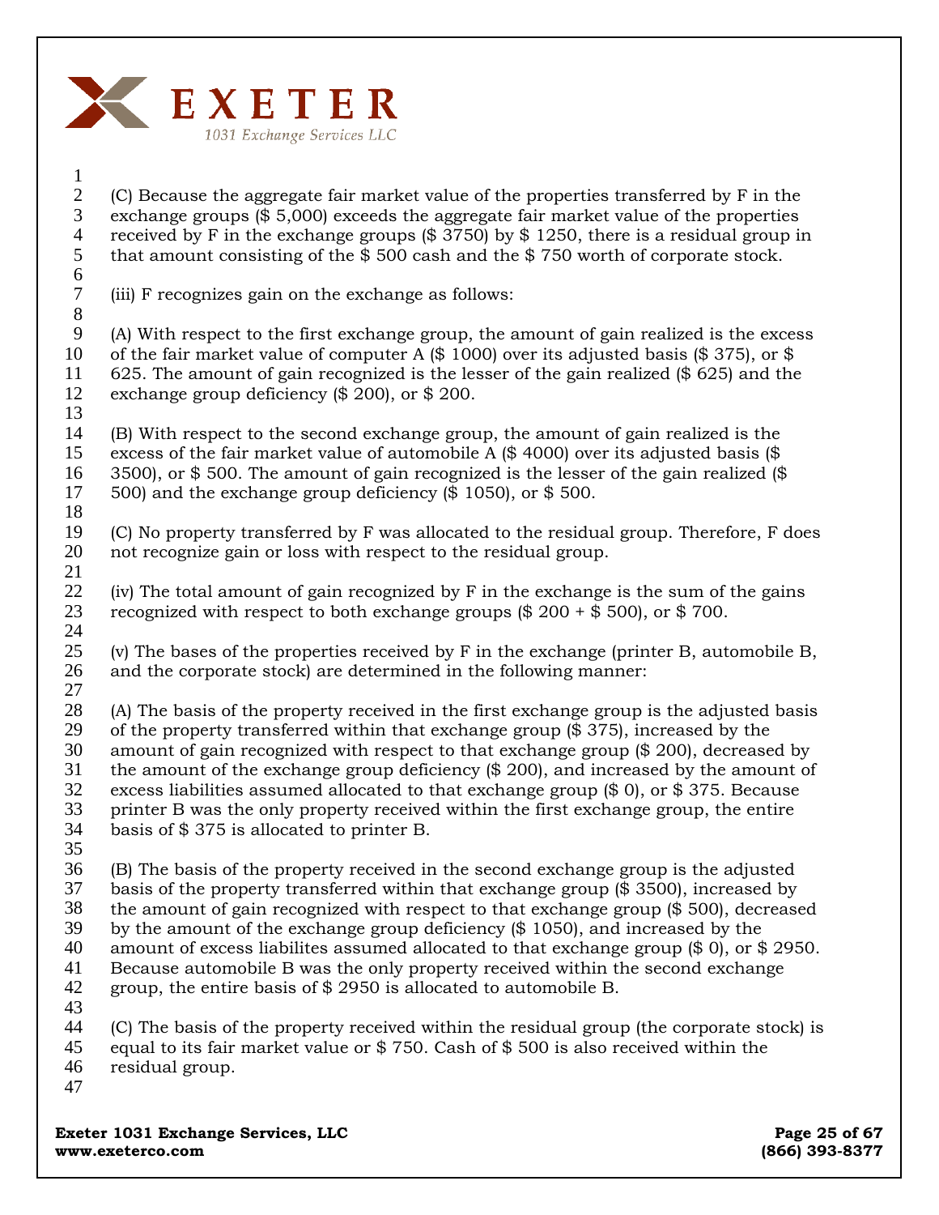(C) Because the aggregate fair market value of the properties transferred by F in the exchange groups ($ 5,000) exceeds the aggregate fair market value of the properties received by F in the exchange groups ($ 3750) by $ 1250, there is a residual group in that amount consisting of the $ 500 cash and the $ 750 worth of corporate stock.

(iii) F recognizes gain on the exchange as follows:

(A) With respect to the first exchange group, the amount of gain realized is the excess of the fair market value of computer A ($ 1000) over its adjusted basis ($ 375), or $ 625. The amount of gain recognized is the lesser of the gain realized ($ 625) and the exchange group deficiency ($ 200), or $ 200.

(B) With respect to the second exchange group, the amount of gain realized is the excess of the fair market value of automobile A ($ 4000) over its adjusted basis ($ 3500), or $ 500. The amount of gain recognized is the lesser of the gain realized ($ 500) and the exchange group deficiency ($ 1050), or $ 500.

(C) No property transferred by F was allocated to the residual group. Therefore, F does not recognize gain or loss with respect to the residual group.

(iv) The total amount of gain recognized by F in the exchange is the sum of the gains recognized with respect to both exchange groups ($ 200 + $ 500), or $ 700.

(v) The bases of the properties received by F in the exchange (printer B, automobile B, and the corporate stock) are determined in the following manner:

(A) The basis of the property received in the first exchange group is the adjusted basis of the property transferred within that exchange group ($ 375), increased by the amount of gain recognized with respect to that exchange group ($ 200), decreased by the amount of the exchange group deficiency ($ 200), and increased by the amount of excess liabilities assumed allocated to that exchange group ($ 0), or $ 375. Because printer B was the only property received within the first exchange group, the entire basis of $ 375 is allocated to printer B.

(B) The basis of the property received in the second exchange group is the adjusted basis of the property transferred within that exchange group ($ 3500), increased by the amount of gain recognized with respect to that exchange group ($ 500), decreased by the amount of the exchange group deficiency ($ 1050), and increased by the amount of excess liabilites assumed allocated to that exchange group ($ 0), or $ 2950. Because automobile B was the only property received within the second exchange group, the entire basis of $ 2950 is allocated to automobile B.

(C) The basis of the property received within the residual group (the corporate stock) is equal to its fair market value or $ 750. Cash of $ 500 is also received within the residual group.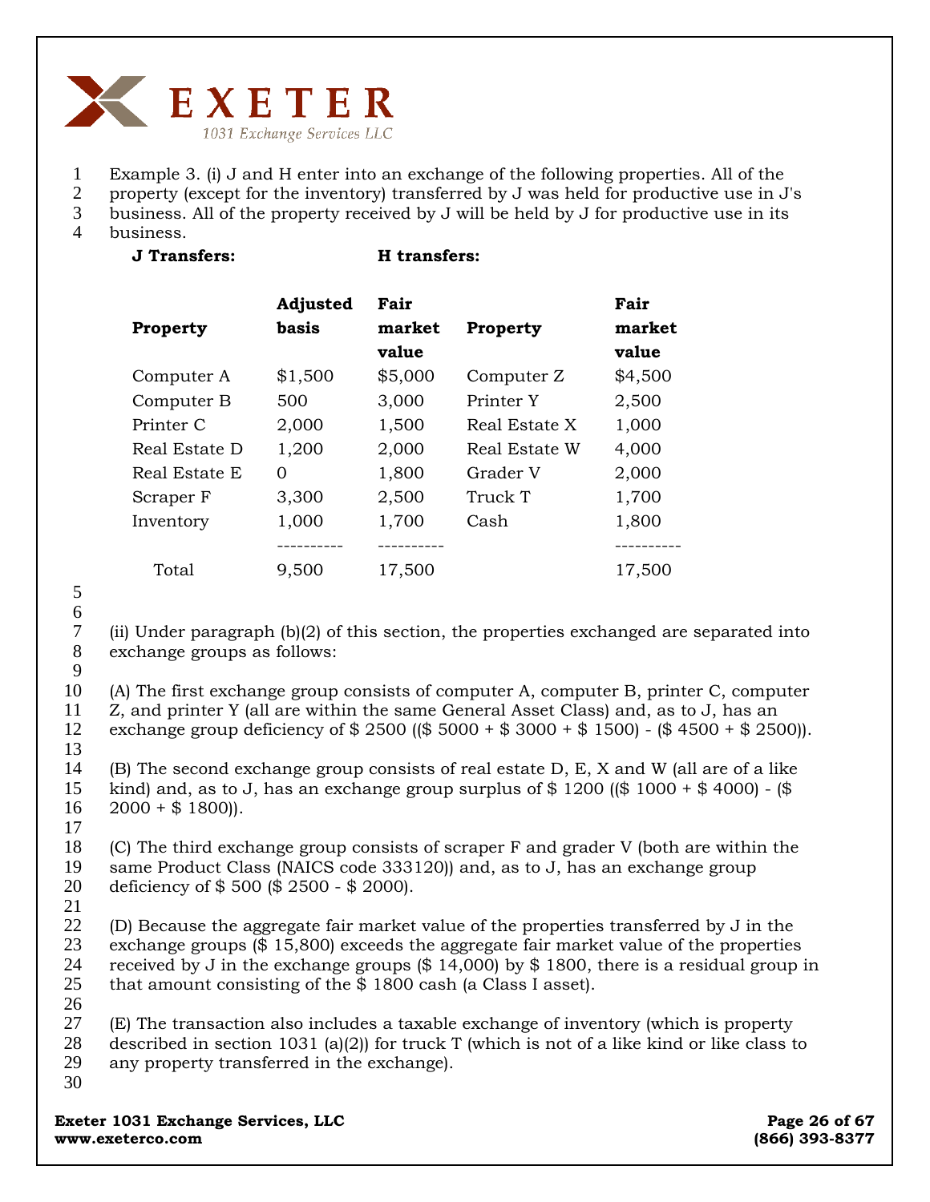Example 3. (i) J and H enter into an exchange of the following properties. All of the property (except for the inventory) transferred by J was held for productive use in J's business. All of the property received by J will be held by J for productive use in its business.

| **J Transfers:** | | | **H transfers:** | |
|---|---|---|---|---|
| **Property** | **Adjusted basis** | **Fair market value** | **Property** | **Fair market value** |
| Computer A | $1,500 | $5,000 | Computer Z | $4,500 |
| Computer B | 500 | 3,000 | Printer Y | 2,500 |
| Printer C | 2,000 | 1,500 | Real Estate X | 1,000 |
| Real Estate D | 1,200 | 2,000 | Real Estate W | 4,000 |
| Real Estate E | 0 | 1,800 | Grader V | 2,000 |
| Scraper F | 3,300 | 2,500 | Truck T | 1,700 |
| Inventory | 1,000 | 1,700 | Cash | 1,800 |
| | ---------- | ---------- | | ---------- |
| Total | 9,500 | 17,500 | | 17,500 |

(ii) Under paragraph (b)(2) of this section, the properties exchanged are separated into exchange groups as follows:

(A) The first exchange group consists of computer A, computer B, printer C, computer Z, and printer Y (all are within the same General Asset Class) and, as to J, has an exchange group deficiency of $ 2500 (($ 5000 + $ 3000 + $ 1500) - ($ 4500 + $ 2500)).

(B) The second exchange group consists of real estate D, E, X and W (all are of a like kind) and, as to J, has an exchange group surplus of $ 1200 (($ 1000 + $ 4000) - ($ 2000 + $ 1800)).

(C) The third exchange group consists of scraper F and grader V (both are within the same Product Class (NAICS code 333120)) and, as to J, has an exchange group deficiency of $ 500 ($ 2500 - $ 2000).

(D) Because the aggregate fair market value of the properties transferred by J in the exchange groups ($ 15,800) exceeds the aggregate fair market value of the properties received by J in the exchange groups ($ 14,000) by $ 1800, there is a residual group in that amount consisting of the $ 1800 cash (a Class I asset).

(E) The transaction also includes a taxable exchange of inventory (which is property described in section 1031 (a)(2)) for truck T (which is not of a like kind or like class to any property transferred in the exchange).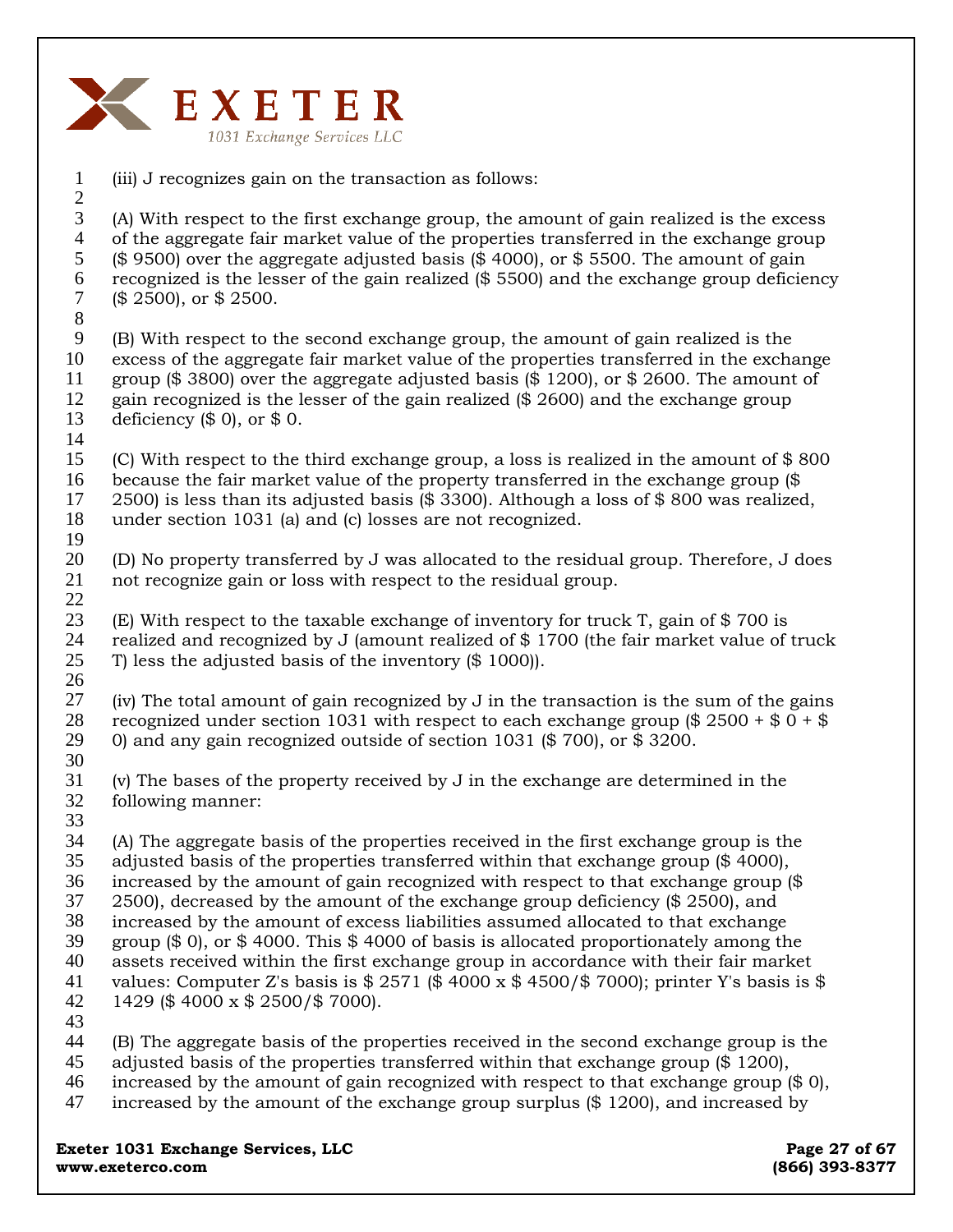(iii) J recognizes gain on the transaction as follows:

(A) With respect to the first exchange group, the amount of gain realized is the excess of the aggregate fair market value of the properties transferred in the exchange group ($ 9500) over the aggregate adjusted basis ($ 4000), or $ 5500. The amount of gain recognized is the lesser of the gain realized ($ 5500) and the exchange group deficiency ($ 2500), or $ 2500.

(B) With respect to the second exchange group, the amount of gain realized is the excess of the aggregate fair market value of the properties transferred in the exchange group ($ 3800) over the aggregate adjusted basis ($ 1200), or $ 2600. The amount of gain recognized is the lesser of the gain realized ($ 2600) and the exchange group deficiency ($ 0), or $ 0.

(C) With respect to the third exchange group, a loss is realized in the amount of $ 800 because the fair market value of the property transferred in the exchange group ($ 2500) is less than its adjusted basis ($ 3300). Although a loss of $ 800 was realized, under section 1031 (a) and (c) losses are not recognized.

(D) No property transferred by J was allocated to the residual group. Therefore, J does not recognize gain or loss with respect to the residual group.

(E) With respect to the taxable exchange of inventory for truck T, gain of $ 700 is realized and recognized by J (amount realized of $ 1700 (the fair market value of truck T) less the adjusted basis of the inventory ($ 1000)).

(iv) The total amount of gain recognized by J in the transaction is the sum of the gains recognized under section 1031 with respect to each exchange group ($ 2500 + $ 0 + $ 0) and any gain recognized outside of section 1031 ($ 700), or $ 3200.

(v) The bases of the property received by J in the exchange are determined in the following manner:

(A) The aggregate basis of the properties received in the first exchange group is the adjusted basis of the properties transferred within that exchange group ($ 4000), increased by the amount of gain recognized with respect to that exchange group ($ 2500), decreased by the amount of the exchange group deficiency ($ 2500), and increased by the amount of excess liabilities assumed allocated to that exchange group ($ 0), or $ 4000. This $ 4000 of basis is allocated proportionately among the assets received within the first exchange group in accordance with their fair market values: Computer Z's basis is $ 2571 ($ 4000 x $ 4500/$ 7000); printer Y's basis is $ 1429 ($ 4000 x $ 2500/$ 7000).

(B) The aggregate basis of the properties received in the second exchange group is the adjusted basis of the properties transferred within that exchange group ($ 1200), increased by the amount of gain recognized with respect to that exchange group ($ 0), increased by the amount of the exchange group surplus ($ 1200), and increased by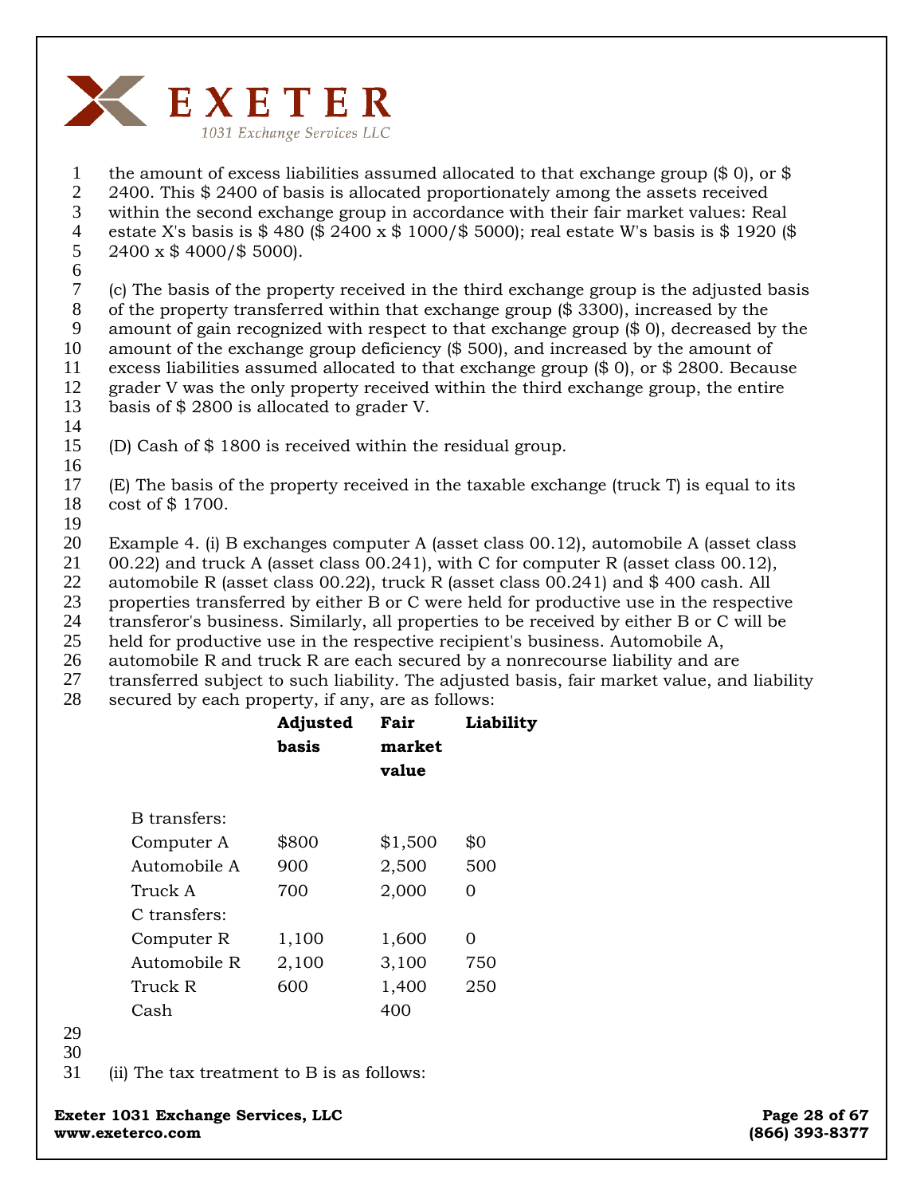the amount of excess liabilities assumed allocated to that exchange group ($ 0), or $ 2400. This $ 2400 of basis is allocated proportionately among the assets received within the second exchange group in accordance with their fair market values: Real estate X's basis is $ 480 ($ 2400 x $ 1000/$ 5000); real estate W's basis is $ 1920 ($ 2400 x $ 4000/$ 5000).

(c) The basis of the property received in the third exchange group is the adjusted basis of the property transferred within that exchange group ($ 3300), increased by the amount of gain recognized with respect to that exchange group ($ 0), decreased by the amount of the exchange group deficiency ($ 500), and increased by the amount of excess liabilities assumed allocated to that exchange group ($ 0), or $ 2800. Because grader V was the only property received within the third exchange group, the entire basis of $ 2800 is allocated to grader V.

(D) Cash of $ 1800 is received within the residual group.

(E) The basis of the property received in the taxable exchange (truck T) is equal to its cost of $ 1700.

Example 4. (i) B exchanges computer A (asset class 00.12), automobile A (asset class 00.22) and truck A (asset class 00.241), with C for computer R (asset class 00.12), automobile R (asset class 00.22), truck R (asset class 00.241) and $ 400 cash. All properties transferred by either B or C were held for productive use in the respective transferor's business. Similarly, all properties to be received by either B or C will be held for productive use in the respective recipient's business. Automobile A, automobile R and truck R are each secured by a nonrecourse liability and are transferred subject to such liability. The adjusted basis, fair market value, and liability secured by each property, if any, are as follows:

| | Adjusted basis | Fair market value | Liability |
|---|---|---|---|
| B transfers: | | | |
| Computer A | $800 | $1,500 | $0 |
| Automobile A | 900 | 2,500 | 500 |
| Truck A | 700 | 2,000 | 0 |
| C transfers: | | | |
| Computer R | 1,100 | 1,600 | 0 |
| Automobile R | 2,100 | 3,100 | 750 |
| Truck R | 600 | 1,400 | 250 |
| Cash | | 400 | |

(ii) The tax treatment to B is as follows: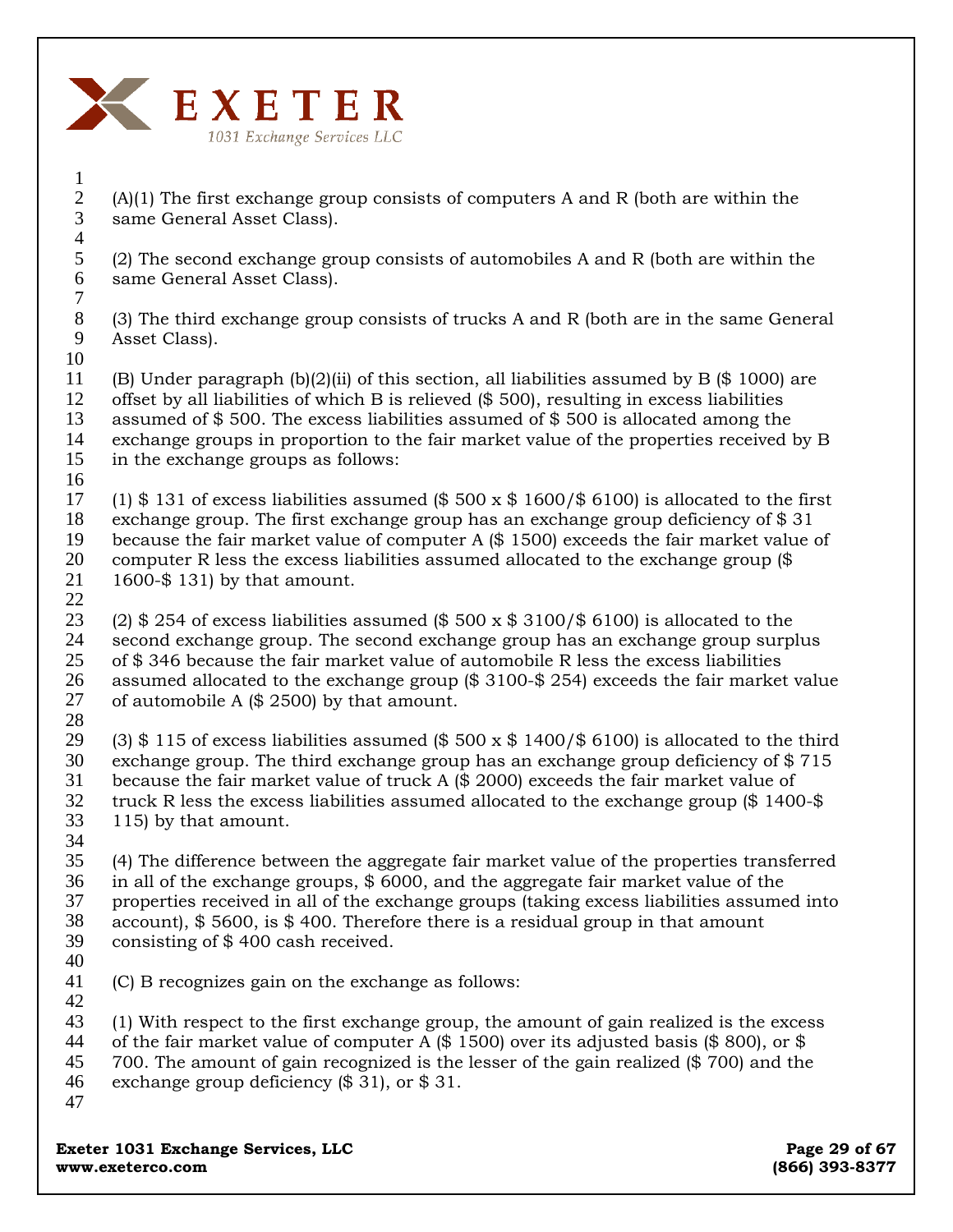(A)(1) The first exchange group consists of computers A and R (both are within the same General Asset Class).

(2) The second exchange group consists of automobiles A and R (both are within the same General Asset Class).

(3) The third exchange group consists of trucks A and R (both are in the same General Asset Class).

(B) Under paragraph (b)(2)(ii) of this section, all liabilities assumed by B ($ 1000) are offset by all liabilities of which B is relieved ($ 500), resulting in excess liabilities assumed of $ 500. The excess liabilities assumed of $ 500 is allocated among the exchange groups in proportion to the fair market value of the properties received by B in the exchange groups as follows:

(1) $ 131 of excess liabilities assumed ($ 500 x $ 1600/$ 6100) is allocated to the first exchange group. The first exchange group has an exchange group deficiency of $ 31 because the fair market value of computer A ($ 1500) exceeds the fair market value of computer R less the excess liabilities assumed allocated to the exchange group ($ 1600-$ 131) by that amount.

(2) $ 254 of excess liabilities assumed ($ 500 x $ 3100/$ 6100) is allocated to the second exchange group. The second exchange group has an exchange group surplus of $ 346 because the fair market value of automobile R less the excess liabilities assumed allocated to the exchange group ($ 3100-$ 254) exceeds the fair market value of automobile A ($ 2500) by that amount.

(3) $ 115 of excess liabilities assumed ($ 500 x $ 1400/$ 6100) is allocated to the third exchange group. The third exchange group has an exchange group deficiency of $ 715 because the fair market value of truck A ($ 2000) exceeds the fair market value of truck R less the excess liabilities assumed allocated to the exchange group ($ 1400-$ 115) by that amount.

(4) The difference between the aggregate fair market value of the properties transferred in all of the exchange groups, $ 6000, and the aggregate fair market value of the properties received in all of the exchange groups (taking excess liabilities assumed into account), $ 5600, is $ 400. Therefore there is a residual group in that amount consisting of $ 400 cash received.

(C) B recognizes gain on the exchange as follows:

(1) With respect to the first exchange group, the amount of gain realized is the excess of the fair market value of computer A ($ 1500) over its adjusted basis ($ 800), or $ 700. The amount of gain recognized is the lesser of the gain realized ($ 700) and the exchange group deficiency ($ 31), or $ 31.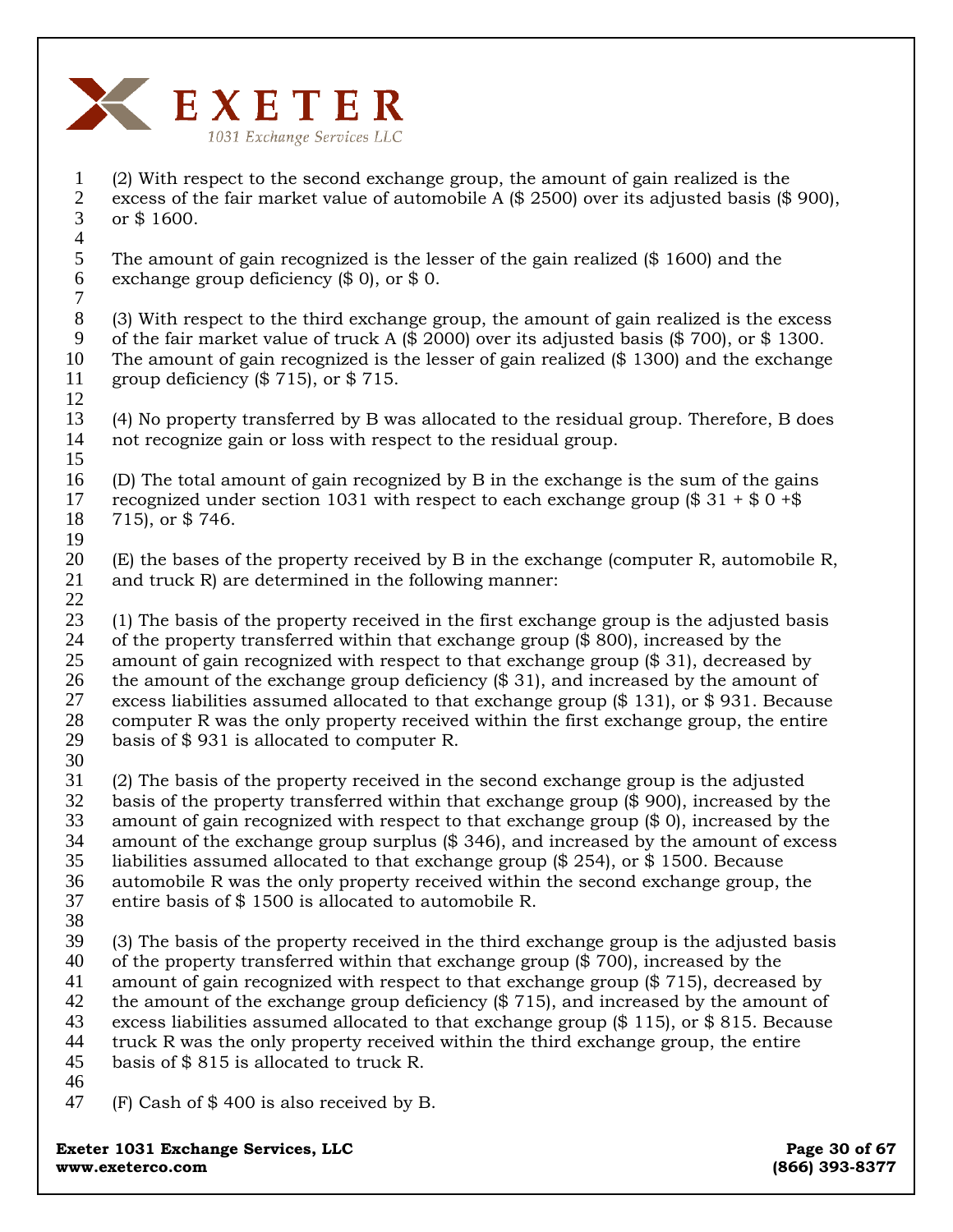(2) With respect to the second exchange group, the amount of gain realized is the excess of the fair market value of automobile A ($ 2500) over its adjusted basis ($ 900), or $ 1600.

The amount of gain recognized is the lesser of the gain realized ($ 1600) and the exchange group deficiency ($ 0), or $ 0.

(3) With respect to the third exchange group, the amount of gain realized is the excess of the fair market value of truck A ($ 2000) over its adjusted basis ($ 700), or $ 1300. The amount of gain recognized is the lesser of gain realized ($ 1300) and the exchange group deficiency ($ 715), or $ 715.

(4) No property transferred by B was allocated to the residual group. Therefore, B does not recognize gain or loss with respect to the residual group.

(D) The total amount of gain recognized by B in the exchange is the sum of the gains recognized under section 1031 with respect to each exchange group ($ 31 + $ 0 +$ 715), or $ 746.

(E) the bases of the property received by B in the exchange (computer R, automobile R, and truck R) are determined in the following manner:

(1) The basis of the property received in the first exchange group is the adjusted basis of the property transferred within that exchange group ($ 800), increased by the amount of gain recognized with respect to that exchange group ($ 31), decreased by the amount of the exchange group deficiency ($ 31), and increased by the amount of excess liabilities assumed allocated to that exchange group ($ 131), or $ 931. Because computer R was the only property received within the first exchange group, the entire basis of $ 931 is allocated to computer R.

(2) The basis of the property received in the second exchange group is the adjusted basis of the property transferred within that exchange group ($ 900), increased by the amount of gain recognized with respect to that exchange group ($ 0), increased by the amount of the exchange group surplus ($ 346), and increased by the amount of excess liabilities assumed allocated to that exchange group ($ 254), or $ 1500. Because automobile R was the only property received within the second exchange group, the entire basis of $ 1500 is allocated to automobile R.

(3) The basis of the property received in the third exchange group is the adjusted basis of the property transferred within that exchange group ($ 700), increased by the amount of gain recognized with respect to that exchange group ($ 715), decreased by the amount of the exchange group deficiency ($ 715), and increased by the amount of excess liabilities assumed allocated to that exchange group ($ 115), or $ 815. Because truck R was the only property received within the third exchange group, the entire basis of $ 815 is allocated to truck R.

(F) Cash of $ 400 is also received by B.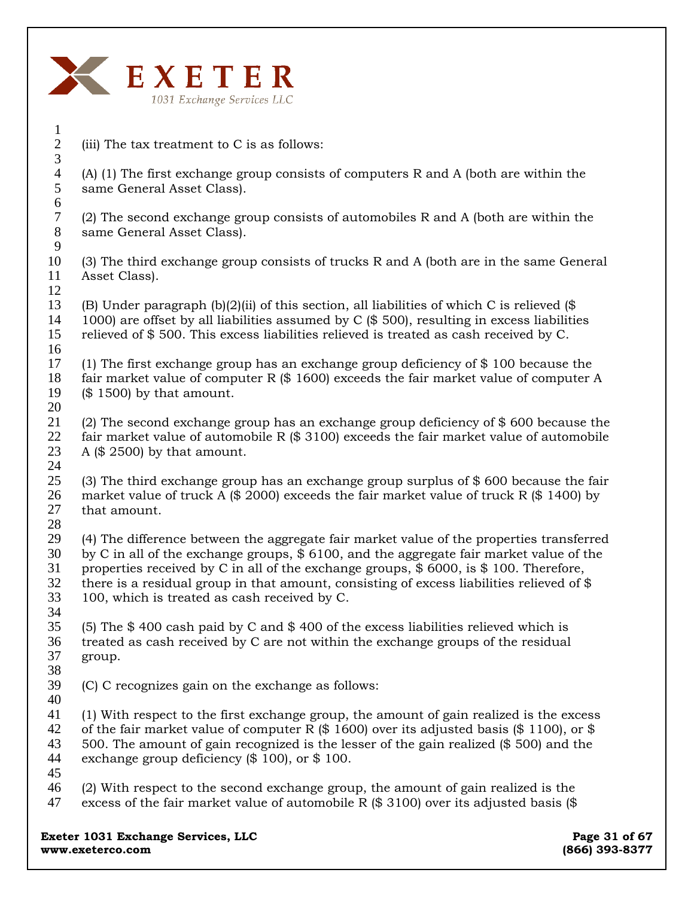(iii) The tax treatment to C is as follows:

(A) (1) The first exchange group consists of computers R and A (both are within the same General Asset Class).

(2) The second exchange group consists of automobiles R and A (both are within the same General Asset Class).

(3) The third exchange group consists of trucks R and A (both are in the same General Asset Class).

(B) Under paragraph (b)(2)(ii) of this section, all liabilities of which C is relieved ($ 1000) are offset by all liabilities assumed by C ($ 500), resulting in excess liabilities relieved of $ 500. This excess liabilities relieved is treated as cash received by C.

(1) The first exchange group has an exchange group deficiency of $ 100 because the fair market value of computer R ($ 1600) exceeds the fair market value of computer A ($ 1500) by that amount.

(2) The second exchange group has an exchange group deficiency of $ 600 because the fair market value of automobile R ($ 3100) exceeds the fair market value of automobile A ($ 2500) by that amount.

(3) The third exchange group has an exchange group surplus of $ 600 because the fair market value of truck A ($ 2000) exceeds the fair market value of truck R ($ 1400) by that amount.

(4) The difference between the aggregate fair market value of the properties transferred by C in all of the exchange groups, $ 6100, and the aggregate fair market value of the properties received by C in all of the exchange groups, $ 6000, is $ 100. Therefore, there is a residual group in that amount, consisting of excess liabilities relieved of $ 100, which is treated as cash received by C.

(5) The $ 400 cash paid by C and $ 400 of the excess liabilities relieved which is treated as cash received by C are not within the exchange groups of the residual group.

(C) C recognizes gain on the exchange as follows:

(1) With respect to the first exchange group, the amount of gain realized is the excess of the fair market value of computer R ($ 1600) over its adjusted basis ($ 1100), or $ 500. The amount of gain recognized is the lesser of the gain realized ($ 500) and the exchange group deficiency ($ 100), or $ 100.

(2) With respect to the second exchange group, the amount of gain realized is the excess of the fair market value of automobile R ($ 3100) over its adjusted basis ($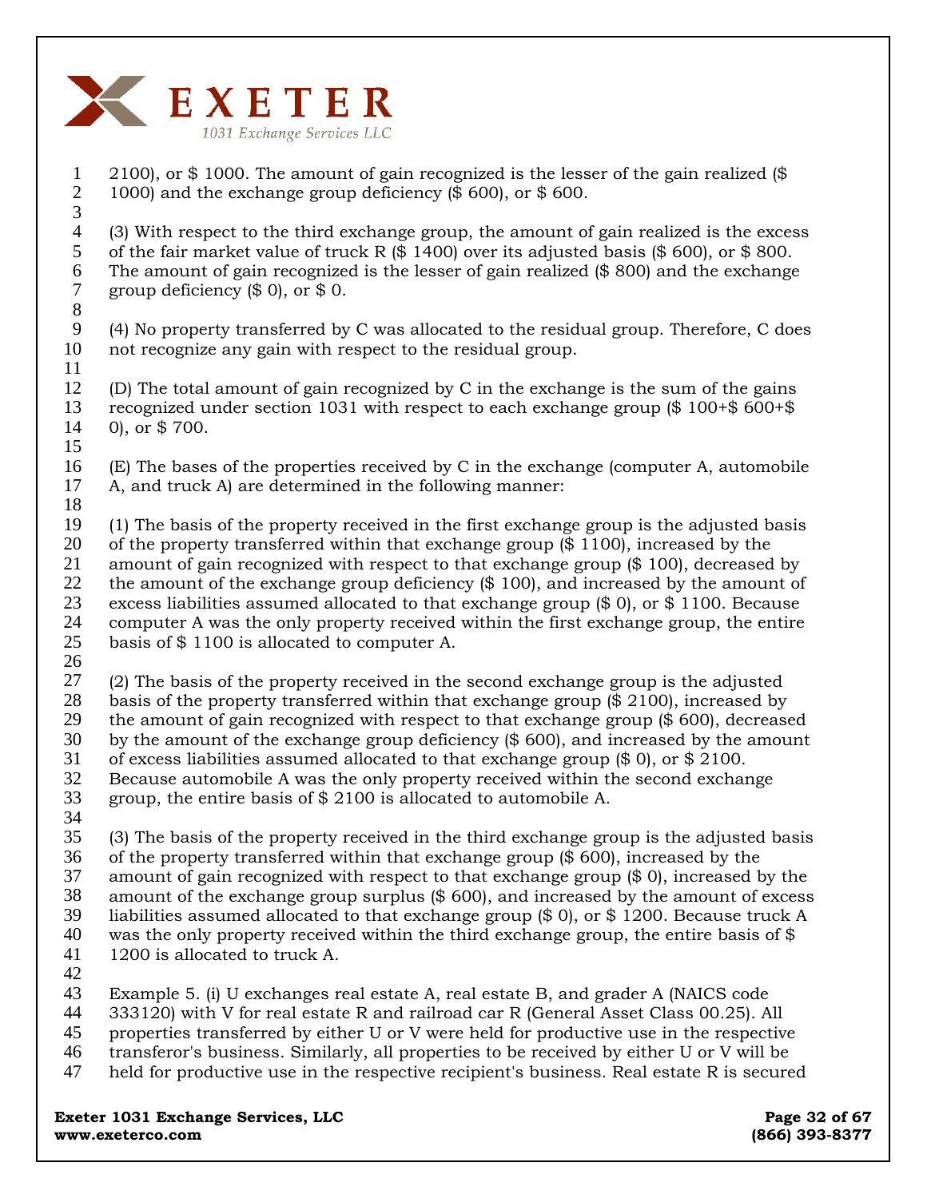2100), or $ 1000. The amount of gain recognized is the lesser of the gain realized ($ 1000) and the exchange group deficiency ($ 600), or $ 600.

(3) With respect to the third exchange group, the amount of gain realized is the excess of the fair market value of truck R ($ 1400) over its adjusted basis ($ 600), or $ 800. The amount of gain recognized is the lesser of gain realized ($ 800) and the exchange group deficiency ($ 0), or $ 0.

(4) No property transferred by C was allocated to the residual group. Therefore, C does not recognize any gain with respect to the residual group.

(D) The total amount of gain recognized by C in the exchange is the sum of the gains recognized under section 1031 with respect to each exchange group ($ 100+$ 600+$ 0), or $ 700.

(E) The bases of the properties received by C in the exchange (computer A, automobile A, and truck A) are determined in the following manner:

(1) The basis of the property received in the first exchange group is the adjusted basis of the property transferred within that exchange group ($ 1100), increased by the amount of gain recognized with respect to that exchange group ($ 100), decreased by the amount of the exchange group deficiency ($ 100), and increased by the amount of excess liabilities assumed allocated to that exchange group ($ 0), or $ 1100. Because computer A was the only property received within the first exchange group, the entire basis of $ 1100 is allocated to computer A.

(2) The basis of the property received in the second exchange group is the adjusted basis of the property transferred within that exchange group ($ 2100), increased by the amount of gain recognized with respect to that exchange group ($ 600), decreased by the amount of the exchange group deficiency ($ 600), and increased by the amount of excess liabilities assumed allocated to that exchange group ($ 0), or $ 2100. Because automobile A was the only property received within the second exchange group, the entire basis of $ 2100 is allocated to automobile A.

(3) The basis of the property received in the third exchange group is the adjusted basis of the property transferred within that exchange group ($ 600), increased by the amount of gain recognized with respect to that exchange group ($ 0), increased by the amount of the exchange group surplus ($ 600), and increased by the amount of excess liabilities assumed allocated to that exchange group ($ 0), or $ 1200. Because truck A was the only property received within the third exchange group, the entire basis of $ 1200 is allocated to truck A.

Example 5. (i) U exchanges real estate A, real estate B, and grader A (NAICS code 333120) with V for real estate R and railroad car R (General Asset Class 00.25). All properties transferred by either U or V were held for productive use in the respective transferor's business. Similarly, all properties to be received by either U or V will be held for productive use in the respective recipient's business. Real estate R is secured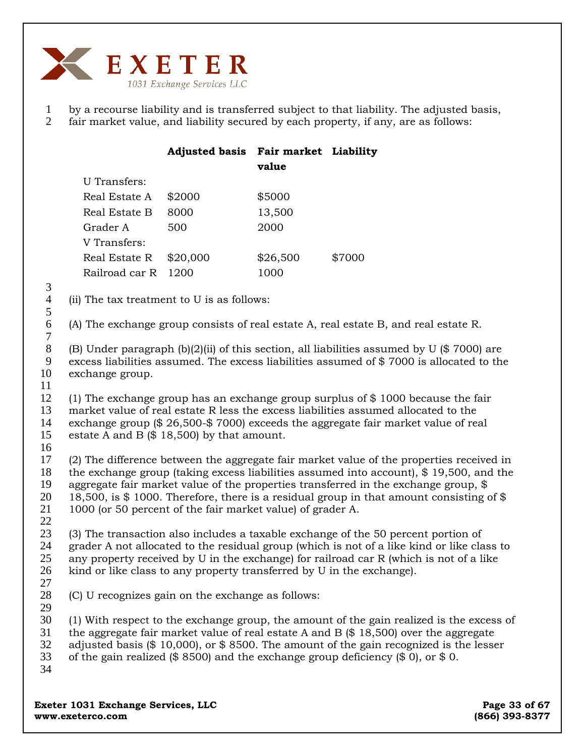by a recourse liability and is transferred subject to that liability. The adjusted basis, fair market value, and liability secured by each property, if any, are as follows:

| | Adjusted basis | Fair market value | Liability |
|---|---|---|---|
| U Transfers: | | | |
| Real Estate A | $2000 | $5000 | |
| Real Estate B | 8000 | 13,500 | |
| Grader A | 500 | 2000 | |
| V Transfers: | | | |
| Real Estate R | $20,000 | $26,500 | $7000 |
| Railroad car R | 1200 | 1000 | |

(ii) The tax treatment to U is as follows:

(A) The exchange group consists of real estate A, real estate B, and real estate R.

(B) Under paragraph (b)(2)(ii) of this section, all liabilities assumed by U ($ 7000) are excess liabilities assumed. The excess liabilities assumed of $ 7000 is allocated to the exchange group.

(1) The exchange group has an exchange group surplus of $ 1000 because the fair market value of real estate R less the excess liabilities assumed allocated to the exchange group ($ 26,500-$ 7000) exceeds the aggregate fair market value of real estate A and B ($ 18,500) by that amount.

(2) The difference between the aggregate fair market value of the properties received in the exchange group (taking excess liabilities assumed into account), $ 19,500, and the aggregate fair market value of the properties transferred in the exchange group, $ 18,500, is $ 1000. Therefore, there is a residual group in that amount consisting of $ 1000 (or 50 percent of the fair market value) of grader A.

(3) The transaction also includes a taxable exchange of the 50 percent portion of grader A not allocated to the residual group (which is not of a like kind or like class to any property received by U in the exchange) for railroad car R (which is not of a like kind or like class to any property transferred by U in the exchange).

(C) U recognizes gain on the exchange as follows:

(1) With respect to the exchange group, the amount of the gain realized is the excess of the aggregate fair market value of real estate A and B ($ 18,500) over the aggregate adjusted basis ($ 10,000), or $ 8500. The amount of the gain recognized is the lesser of the gain realized ($ 8500) and the exchange group deficiency ($ 0), or $ 0.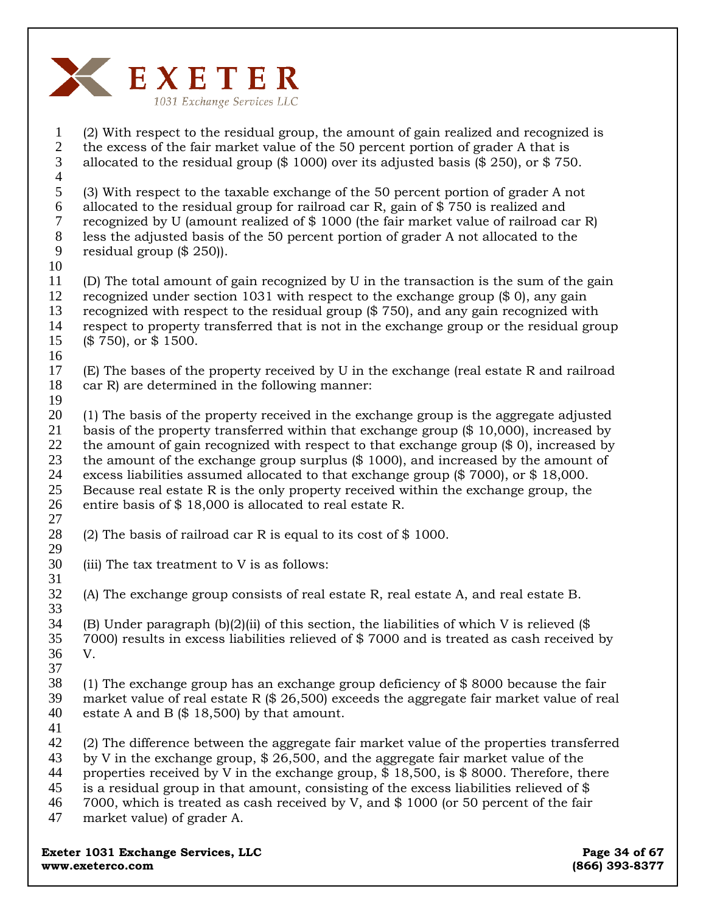(2) With respect to the residual group, the amount of gain realized and recognized is the excess of the fair market value of the 50 percent portion of grader A that is allocated to the residual group ($ 1000) over its adjusted basis ($ 250), or $ 750.

(3) With respect to the taxable exchange of the 50 percent portion of grader A not allocated to the residual group for railroad car R, gain of $ 750 is realized and recognized by U (amount realized of $ 1000 (the fair market value of railroad car R) less the adjusted basis of the 50 percent portion of grader A not allocated to the residual group ($ 250)).

(D) The total amount of gain recognized by U in the transaction is the sum of the gain recognized under section 1031 with respect to the exchange group ($ 0), any gain recognized with respect to the residual group ($ 750), and any gain recognized with respect to property transferred that is not in the exchange group or the residual group ($ 750), or $ 1500.

(E) The bases of the property received by U in the exchange (real estate R and railroad car R) are determined in the following manner:

(1) The basis of the property received in the exchange group is the aggregate adjusted basis of the property transferred within that exchange group ($ 10,000), increased by the amount of gain recognized with respect to that exchange group ($ 0), increased by the amount of the exchange group surplus ($ 1000), and increased by the amount of excess liabilities assumed allocated to that exchange group ($ 7000), or $ 18,000. Because real estate R is the only property received within the exchange group, the entire basis of $ 18,000 is allocated to real estate R.

(2) The basis of railroad car R is equal to its cost of $ 1000.

(iii) The tax treatment to V is as follows:

(A) The exchange group consists of real estate R, real estate A, and real estate B.

(B) Under paragraph (b)(2)(ii) of this section, the liabilities of which V is relieved ($ 7000) results in excess liabilities relieved of $ 7000 and is treated as cash received by V.

(1) The exchange group has an exchange group deficiency of $ 8000 because the fair market value of real estate R ($ 26,500) exceeds the aggregate fair market value of real estate A and B ($ 18,500) by that amount.

(2) The difference between the aggregate fair market value of the properties transferred by V in the exchange group, $ 26,500, and the aggregate fair market value of the properties received by V in the exchange group, $ 18,500, is $ 8000. Therefore, there is a residual group in that amount, consisting of the excess liabilities relieved of $ 7000, which is treated as cash received by V, and $ 1000 (or 50 percent of the fair market value) of grader A.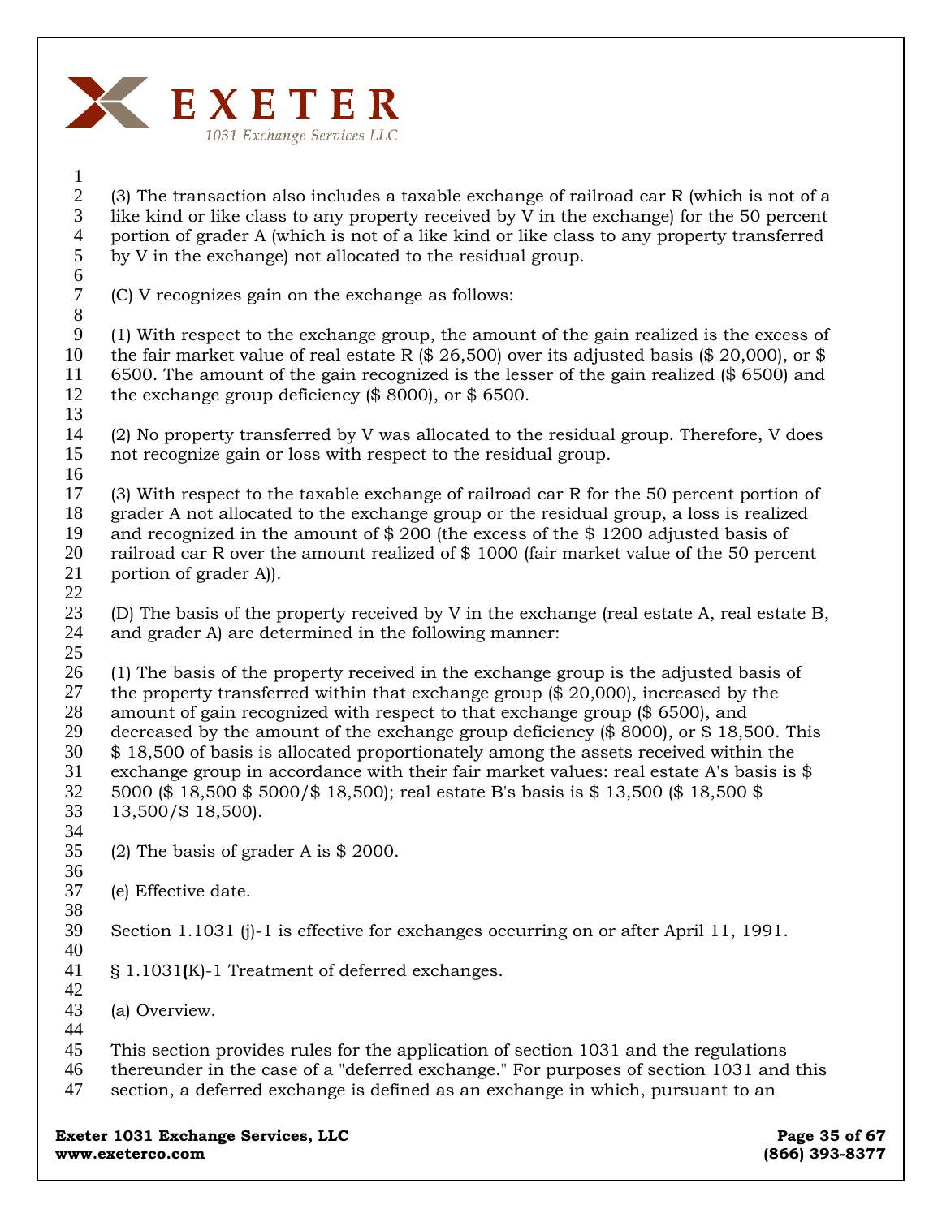(3) The transaction also includes a taxable exchange of railroad car R (which is not of a like kind or like class to any property received by V in the exchange) for the 50 percent portion of grader A (which is not of a like kind or like class to any property transferred by V in the exchange) not allocated to the residual group.

(C) V recognizes gain on the exchange as follows:

(1) With respect to the exchange group, the amount of the gain realized is the excess of the fair market value of real estate R ($ 26,500) over its adjusted basis ($ 20,000), or $ 6500. The amount of the gain recognized is the lesser of the gain realized ($ 6500) and the exchange group deficiency ($ 8000), or $ 6500.

(2) No property transferred by V was allocated to the residual group. Therefore, V does not recognize gain or loss with respect to the residual group.

(3) With respect to the taxable exchange of railroad car R for the 50 percent portion of grader A not allocated to the exchange group or the residual group, a loss is realized and recognized in the amount of $ 200 (the excess of the $ 1200 adjusted basis of railroad car R over the amount realized of $ 1000 (fair market value of the 50 percent portion of grader A)).

(D) The basis of the property received by V in the exchange (real estate A, real estate B, and grader A) are determined in the following manner:

(1) The basis of the property received in the exchange group is the adjusted basis of the property transferred within that exchange group ($ 20,000), increased by the amount of gain recognized with respect to that exchange group ($ 6500), and decreased by the amount of the exchange group deficiency ($ 8000), or $ 18,500. This $ 18,500 of basis is allocated proportionately among the assets received within the exchange group in accordance with their fair market values: real estate A's basis is $ 5000 ($ 18,500 $ 5000/$ 18,500); real estate B's basis is $ 13,500 ($ 18,500 $ 13,500/$ 18,500).

(2) The basis of grader A is $ 2000.

(e) Effective date.

Section 1.1031 (j)-1 is effective for exchanges occurring on or after April 11, 1991.

§ 1.1031(K)-1 Treatment of deferred exchanges.

(a) Overview.

This section provides rules for the application of section 1031 and the regulations thereunder in the case of a "deferred exchange." For purposes of section 1031 and this section, a deferred exchange is defined as an exchange in which, pursuant to an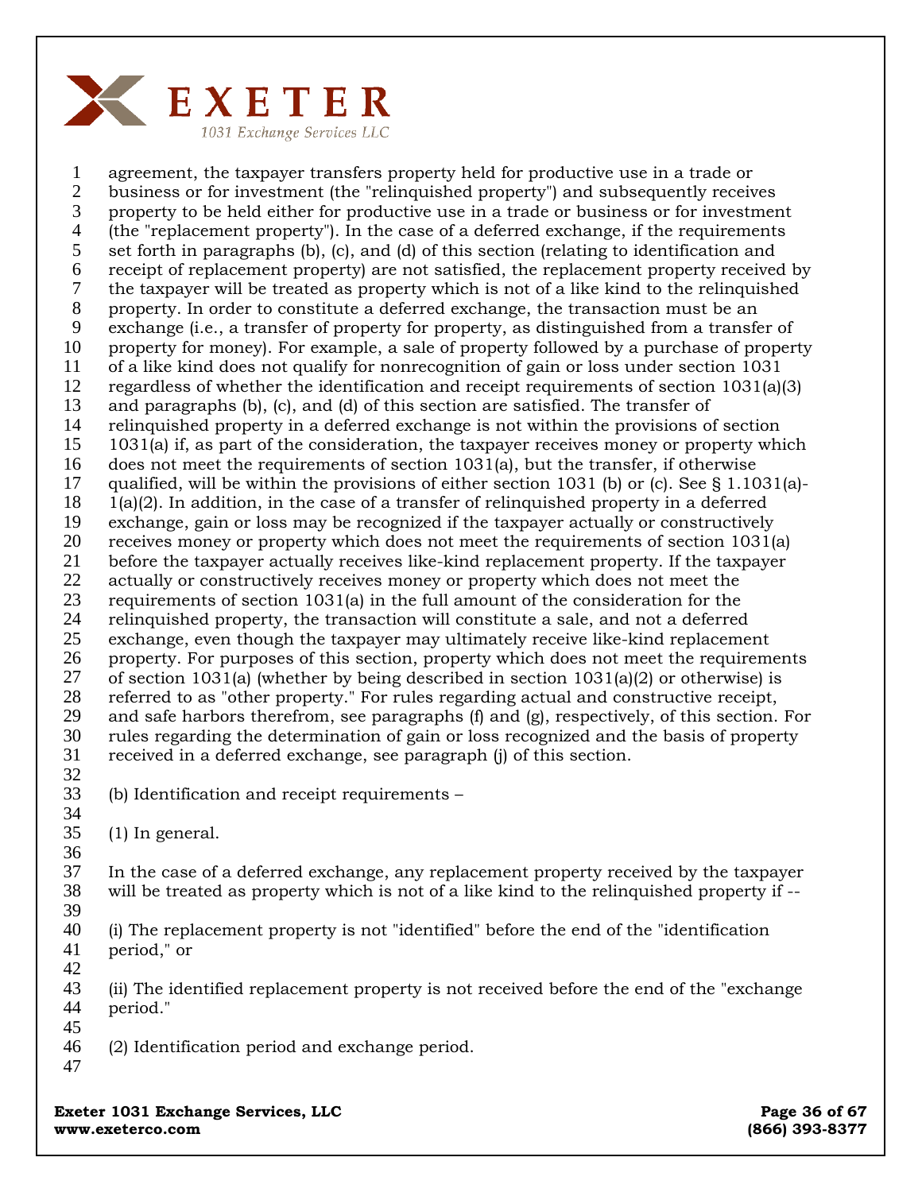agreement, the taxpayer transfers property held for productive use in a trade or business or for investment (the "relinquished property") and subsequently receives property to be held either for productive use in a trade or business or for investment (the "replacement property"). In the case of a deferred exchange, if the requirements set forth in paragraphs (b), (c), and (d) of this section (relating to identification and receipt of replacement property) are not satisfied, the replacement property received by the taxpayer will be treated as property which is not of a like kind to the relinquished property. In order to constitute a deferred exchange, the transaction must be an exchange (i.e., a transfer of property for property, as distinguished from a transfer of property for money). For example, a sale of property followed by a purchase of property of a like kind does not qualify for nonrecognition of gain or loss under section 1031 regardless of whether the identification and receipt requirements of section 1031(a)(3) and paragraphs (b), (c), and (d) of this section are satisfied. The transfer of relinquished property in a deferred exchange is not within the provisions of section 1031(a) if, as part of the consideration, the taxpayer receives money or property which does not meet the requirements of section 1031(a), but the transfer, if otherwise qualified, will be within the provisions of either section 1031 (b) or (c). See § 1.1031(a)-1(a)(2). In addition, in the case of a transfer of relinquished property in a deferred exchange, gain or loss may be recognized if the taxpayer actually or constructively receives money or property which does not meet the requirements of section 1031(a) before the taxpayer actually receives like-kind replacement property. If the taxpayer actually or constructively receives money or property which does not meet the requirements of section 1031(a) in the full amount of the consideration for the relinquished property, the transaction will constitute a sale, and not a deferred exchange, even though the taxpayer may ultimately receive like-kind replacement property. For purposes of this section, property which does not meet the requirements of section 1031(a) (whether by being described in section 1031(a)(2) or otherwise) is referred to as "other property." For rules regarding actual and constructive receipt, and safe harbors therefrom, see paragraphs (f) and (g), respectively, of this section. For rules regarding the determination of gain or loss recognized and the basis of property received in a deferred exchange, see paragraph (j) of this section.

(b) Identification and receipt requirements –

(1) In general.

In the case of a deferred exchange, any replacement property received by the taxpayer will be treated as property which is not of a like kind to the relinquished property if --

(i) The replacement property is not "identified" before the end of the "identification period," or

(ii) The identified replacement property is not received before the end of the "exchange period."

(2) Identification period and exchange period.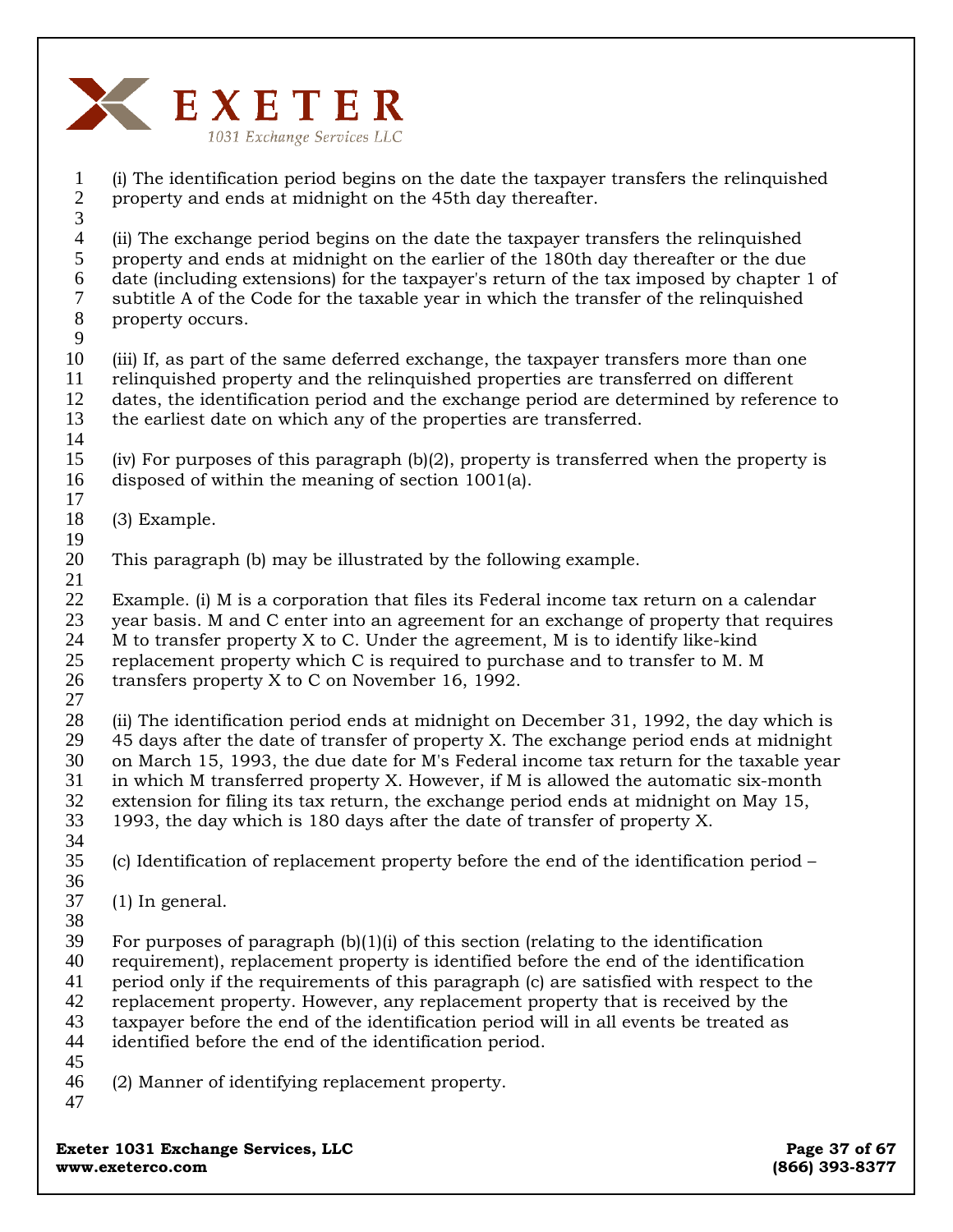(i) The identification period begins on the date the taxpayer transfers the relinquished property and ends at midnight on the 45th day thereafter.

(ii) The exchange period begins on the date the taxpayer transfers the relinquished property and ends at midnight on the earlier of the 180th day thereafter or the due date (including extensions) for the taxpayer's return of the tax imposed by chapter 1 of subtitle A of the Code for the taxable year in which the transfer of the relinquished property occurs.

(iii) If, as part of the same deferred exchange, the taxpayer transfers more than one relinquished property and the relinquished properties are transferred on different dates, the identification period and the exchange period are determined by reference to the earliest date on which any of the properties are transferred.

(iv) For purposes of this paragraph (b)(2), property is transferred when the property is disposed of within the meaning of section 1001(a).

(3) Example.

This paragraph (b) may be illustrated by the following example.

Example. (i) M is a corporation that files its Federal income tax return on a calendar year basis. M and C enter into an agreement for an exchange of property that requires M to transfer property X to C. Under the agreement, M is to identify like-kind replacement property which C is required to purchase and to transfer to M. M transfers property X to C on November 16, 1992.

(ii) The identification period ends at midnight on December 31, 1992, the day which is 45 days after the date of transfer of property X. The exchange period ends at midnight on March 15, 1993, the due date for M's Federal income tax return for the taxable year in which M transferred property X. However, if M is allowed the automatic six-month extension for filing its tax return, the exchange period ends at midnight on May 15, 1993, the day which is 180 days after the date of transfer of property X.

(c) Identification of replacement property before the end of the identification period –

(1) In general.

For purposes of paragraph (b)(1)(i) of this section (relating to the identification requirement), replacement property is identified before the end of the identification period only if the requirements of this paragraph (c) are satisfied with respect to the replacement property. However, any replacement property that is received by the taxpayer before the end of the identification period will in all events be treated as identified before the end of the identification period.

(2) Manner of identifying replacement property.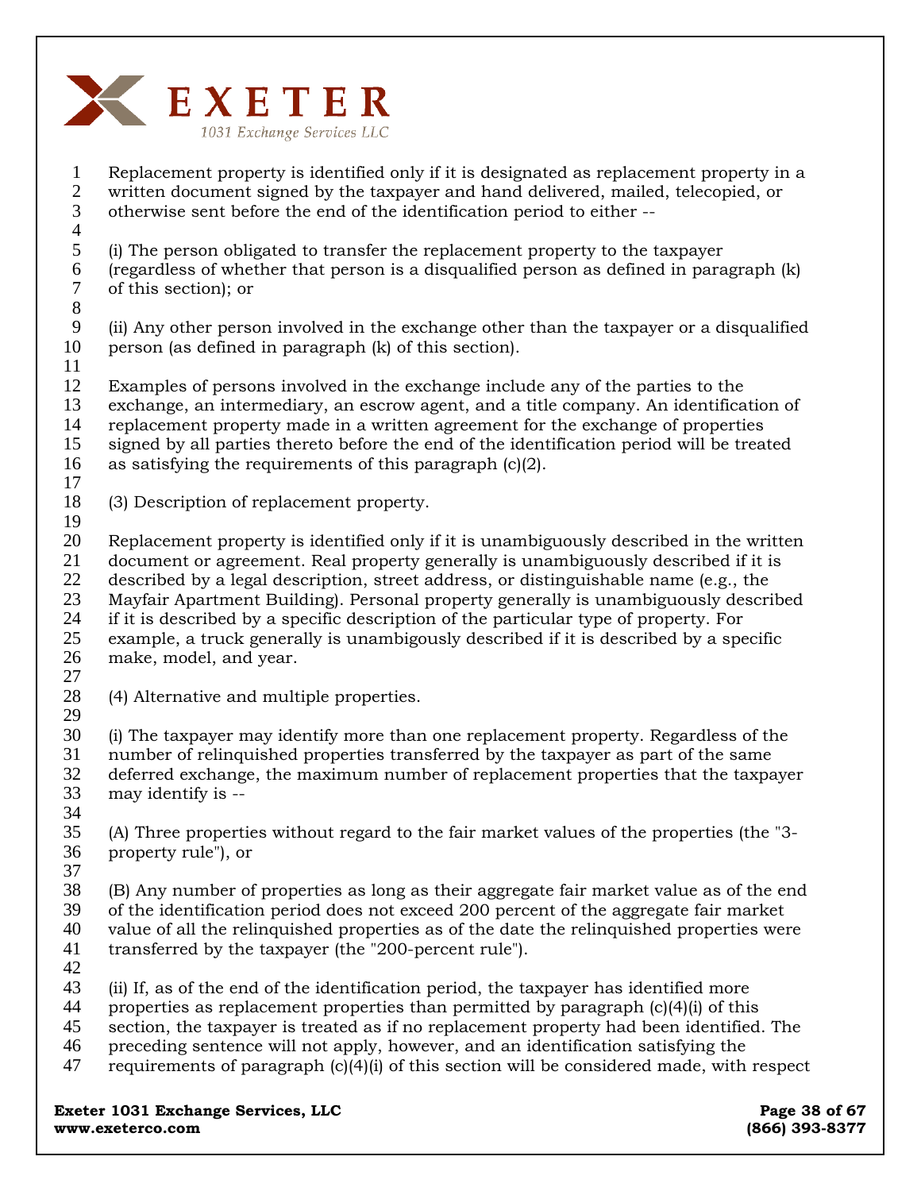Replacement property is identified only if it is designated as replacement property in a written document signed by the taxpayer and hand delivered, mailed, telecopied, or otherwise sent before the end of the identification period to either --

(i) The person obligated to transfer the replacement property to the taxpayer (regardless of whether that person is a disqualified person as defined in paragraph (k) of this section); or

(ii) Any other person involved in the exchange other than the taxpayer or a disqualified person (as defined in paragraph (k) of this section).

Examples of persons involved in the exchange include any of the parties to the exchange, an intermediary, an escrow agent, and a title company. An identification of replacement property made in a written agreement for the exchange of properties signed by all parties thereto before the end of the identification period will be treated as satisfying the requirements of this paragraph (c)(2).

(3) Description of replacement property.

Replacement property is identified only if it is unambiguously described in the written document or agreement. Real property generally is unambiguously described if it is described by a legal description, street address, or distinguishable name (e.g., the Mayfair Apartment Building). Personal property generally is unambiguously described if it is described by a specific description of the particular type of property. For example, a truck generally is unambigously described if it is described by a specific make, model, and year.

(4) Alternative and multiple properties.

(i) The taxpayer may identify more than one replacement property. Regardless of the number of relinquished properties transferred by the taxpayer as part of the same deferred exchange, the maximum number of replacement properties that the taxpayer may identify is --

(A) Three properties without regard to the fair market values of the properties (the "3-property rule"), or

(B) Any number of properties as long as their aggregate fair market value as of the end of the identification period does not exceed 200 percent of the aggregate fair market value of all the relinquished properties as of the date the relinquished properties were transferred by the taxpayer (the "200-percent rule").

(ii) If, as of the end of the identification period, the taxpayer has identified more properties as replacement properties than permitted by paragraph (c)(4)(i) of this section, the taxpayer is treated as if no replacement property had been identified. The preceding sentence will not apply, however, and an identification satisfying the requirements of paragraph (c)(4)(i) of this section will be considered made, with respect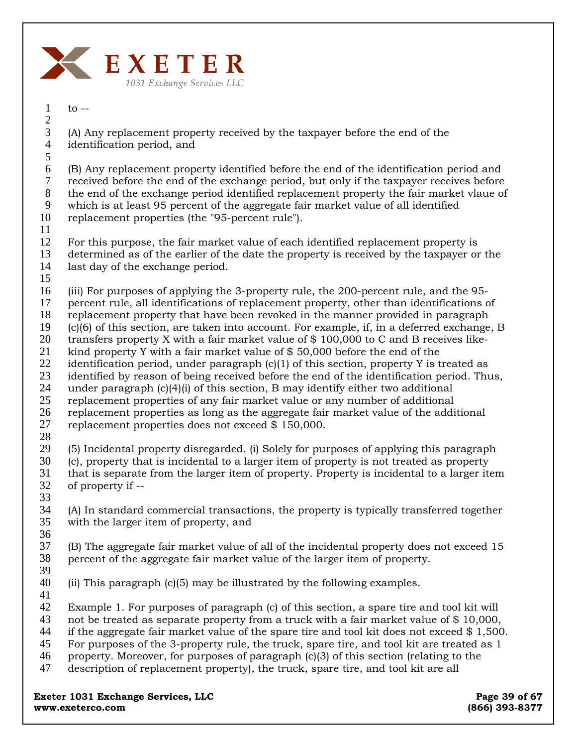to --

(A) Any replacement property received by the taxpayer before the end of the identification period, and

(B) Any replacement property identified before the end of the identification period and received before the end of the exchange period, but only if the taxpayer receives before the end of the exchange period identified replacement property the fair market vlaue of which is at least 95 percent of the aggregate fair market value of all identified replacement properties (the "95-percent rule").

For this purpose, the fair market value of each identified replacement property is determined as of the earlier of the date the property is received by the taxpayer or the last day of the exchange period.

(iii) For purposes of applying the 3-property rule, the 200-percent rule, and the 95-percent rule, all identifications of replacement property, other than identifications of replacement property that have been revoked in the manner provided in paragraph (c)(6) of this section, are taken into account. For example, if, in a deferred exchange, B transfers property X with a fair market value of $ 100,000 to C and B receives like-kind property Y with a fair market value of $ 50,000 before the end of the identification period, under paragraph (c)(1) of this section, property Y is treated as identified by reason of being received before the end of the identification period. Thus, under paragraph (c)(4)(i) of this section, B may identify either two additional replacement properties of any fair market value or any number of additional replacement properties as long as the aggregate fair market value of the additional replacement properties does not exceed $ 150,000.

(5) Incidental property disregarded. (i) Solely for purposes of applying this paragraph (c), property that is incidental to a larger item of property is not treated as property that is separate from the larger item of property. Property is incidental to a larger item of property if --

(A) In standard commercial transactions, the property is typically transferred together with the larger item of property, and

(B) The aggregate fair market value of all of the incidental property does not exceed 15 percent of the aggregate fair market value of the larger item of property.

(ii) This paragraph (c)(5) may be illustrated by the following examples.

Example 1. For purposes of paragraph (c) of this section, a spare tire and tool kit will not be treated as separate property from a truck with a fair market value of $ 10,000, if the aggregate fair market value of the spare tire and tool kit does not exceed $ 1,500. For purposes of the 3-property rule, the truck, spare tire, and tool kit are treated as 1 property. Moreover, for purposes of paragraph (c)(3) of this section (relating to the description of replacement property), the truck, spare tire, and tool kit are all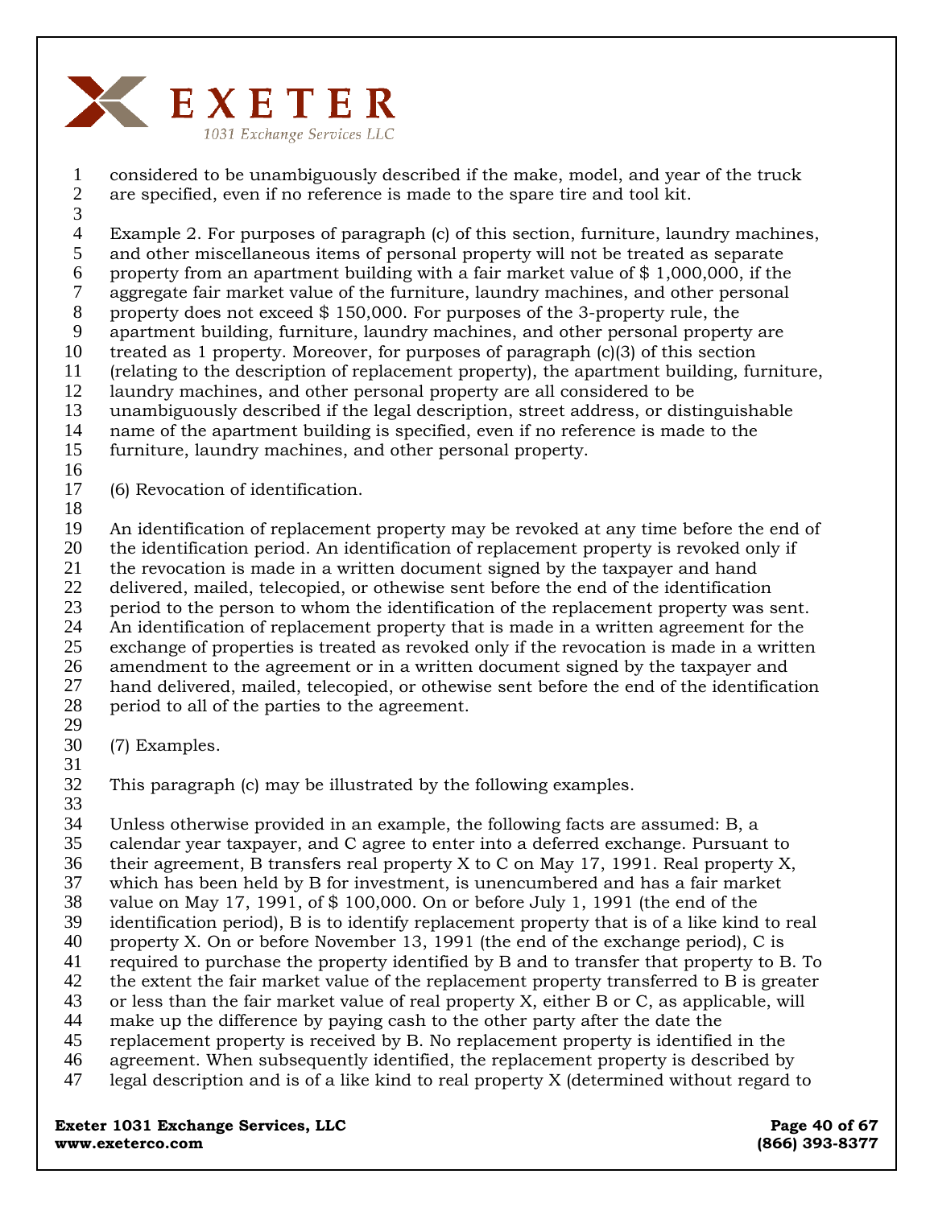considered to be unambiguously described if the make, model, and year of the truck are specified, even if no reference is made to the spare tire and tool kit.

Example 2. For purposes of paragraph (c) of this section, furniture, laundry machines, and other miscellaneous items of personal property will not be treated as separate property from an apartment building with a fair market value of $ 1,000,000, if the aggregate fair market value of the furniture, laundry machines, and other personal property does not exceed $ 150,000. For purposes of the 3-property rule, the apartment building, furniture, laundry machines, and other personal property are treated as 1 property. Moreover, for purposes of paragraph (c)(3) of this section (relating to the description of replacement property), the apartment building, furniture, laundry machines, and other personal property are all considered to be unambiguously described if the legal description, street address, or distinguishable name of the apartment building is specified, even if no reference is made to the furniture, laundry machines, and other personal property.

(6) Revocation of identification.

An identification of replacement property may be revoked at any time before the end of the identification period. An identification of replacement property is revoked only if the revocation is made in a written document signed by the taxpayer and hand delivered, mailed, telecopied, or othewise sent before the end of the identification period to the person to whom the identification of the replacement property was sent. An identification of replacement property that is made in a written agreement for the exchange of properties is treated as revoked only if the revocation is made in a written amendment to the agreement or in a written document signed by the taxpayer and hand delivered, mailed, telecopied, or othewise sent before the end of the identification period to all of the parties to the agreement.

(7) Examples.

This paragraph (c) may be illustrated by the following examples.

Unless otherwise provided in an example, the following facts are assumed: B, a calendar year taxpayer, and C agree to enter into a deferred exchange. Pursuant to their agreement, B transfers real property X to C on May 17, 1991. Real property X, which has been held by B for investment, is unencumbered and has a fair market value on May 17, 1991, of $ 100,000. On or before July 1, 1991 (the end of the identification period), B is to identify replacement property that is of a like kind to real property X. On or before November 13, 1991 (the end of the exchange period), C is required to purchase the property identified by B and to transfer that property to B. To the extent the fair market value of the replacement property transferred to B is greater or less than the fair market value of real property X, either B or C, as applicable, will make up the difference by paying cash to the other party after the date the replacement property is received by B. No replacement property is identified in the agreement. When subsequently identified, the replacement property is described by legal description and is of a like kind to real property X (determined without regard to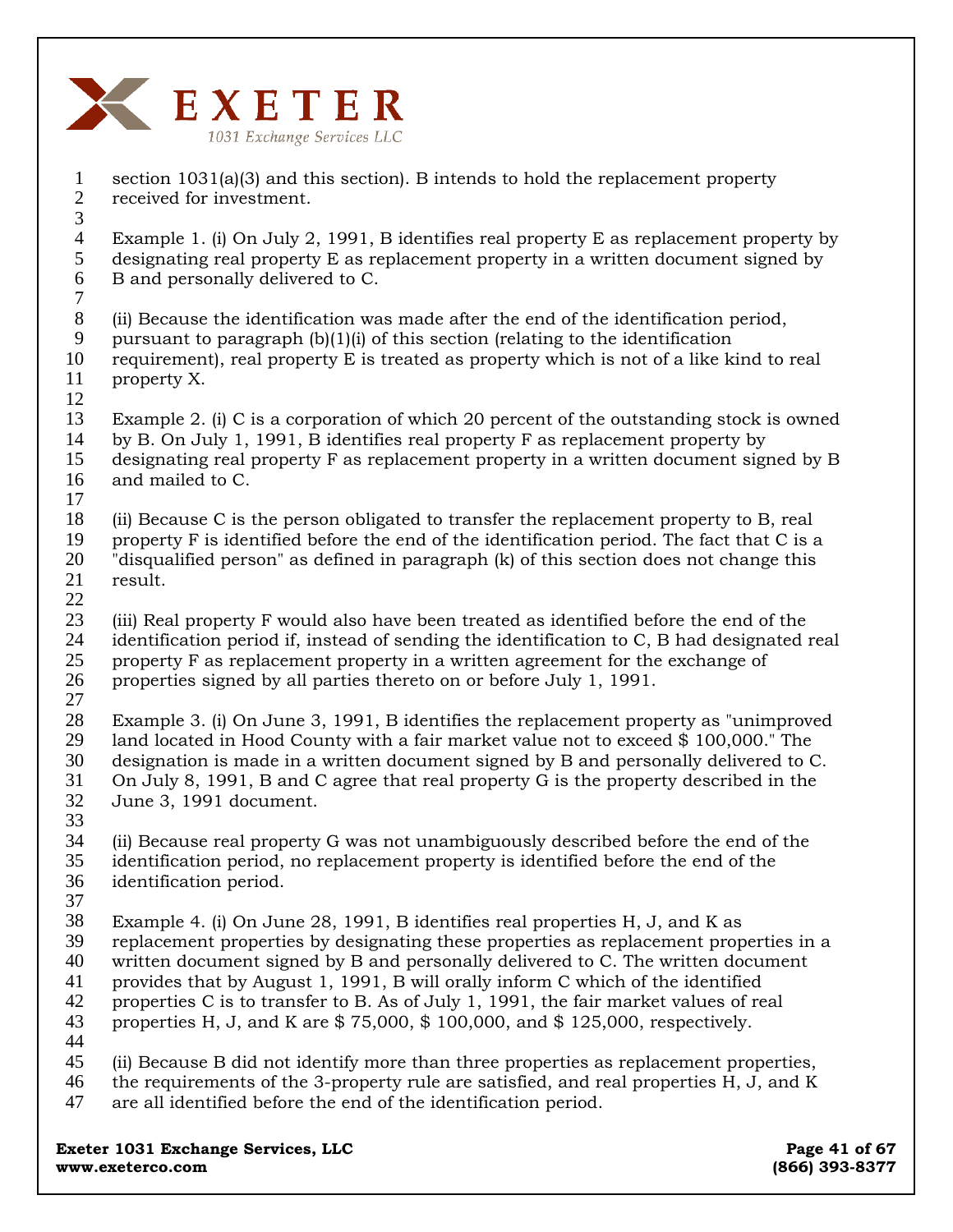section 1031(a)(3) and this section). B intends to hold the replacement property received for investment.

Example 1. (i) On July 2, 1991, B identifies real property E as replacement property by designating real property E as replacement property in a written document signed by B and personally delivered to C.

(ii) Because the identification was made after the end of the identification period, pursuant to paragraph (b)(1)(i) of this section (relating to the identification requirement), real property E is treated as property which is not of a like kind to real property X.

Example 2. (i) C is a corporation of which 20 percent of the outstanding stock is owned by B. On July 1, 1991, B identifies real property F as replacement property by designating real property F as replacement property in a written document signed by B and mailed to C.

(ii) Because C is the person obligated to transfer the replacement property to B, real property F is identified before the end of the identification period. The fact that C is a "disqualified person" as defined in paragraph (k) of this section does not change this result.

(iii) Real property F would also have been treated as identified before the end of the identification period if, instead of sending the identification to C, B had designated real property F as replacement property in a written agreement for the exchange of properties signed by all parties thereto on or before July 1, 1991.

Example 3. (i) On June 3, 1991, B identifies the replacement property as "unimproved land located in Hood County with a fair market value not to exceed $ 100,000." The designation is made in a written document signed by B and personally delivered to C. On July 8, 1991, B and C agree that real property G is the property described in the June 3, 1991 document.

(ii) Because real property G was not unambiguously described before the end of the identification period, no replacement property is identified before the end of the identification period.

Example 4. (i) On June 28, 1991, B identifies real properties H, J, and K as replacement properties by designating these properties as replacement properties in a written document signed by B and personally delivered to C. The written document provides that by August 1, 1991, B will orally inform C which of the identified properties C is to transfer to B. As of July 1, 1991, the fair market values of real properties H, J, and K are $ 75,000, $ 100,000, and $ 125,000, respectively.

(ii) Because B did not identify more than three properties as replacement properties, the requirements of the 3-property rule are satisfied, and real properties H, J, and K are all identified before the end of the identification period.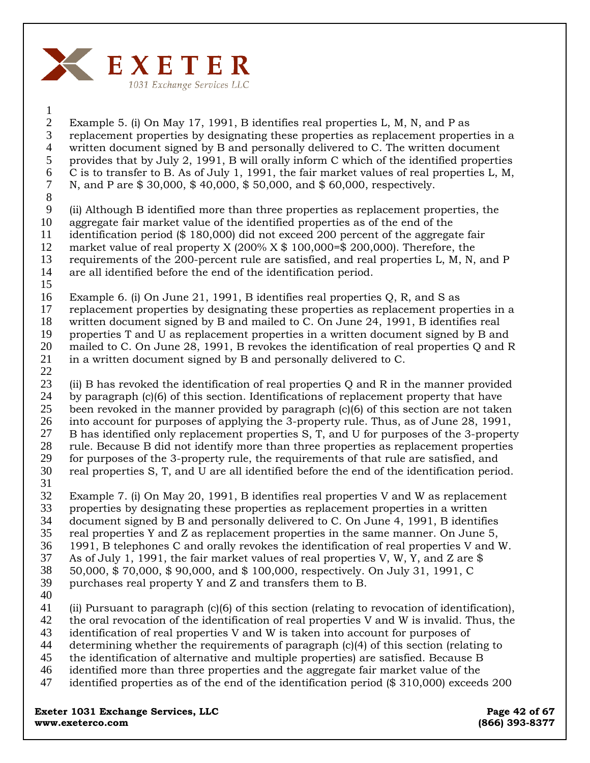Example 5. (i) On May 17, 1991, B identifies real properties L, M, N, and P as replacement properties by designating these properties as replacement properties in a written document signed by B and personally delivered to C. The written document provides that by July 2, 1991, B will orally inform C which of the identified properties C is to transfer to B. As of July 1, 1991, the fair market values of real properties L, M, N, and P are $ 30,000, $ 40,000, $ 50,000, and $ 60,000, respectively.

(ii) Although B identified more than three properties as replacement properties, the aggregate fair market value of the identified properties as of the end of the identification period ($ 180,000) did not exceed 200 percent of the aggregate fair market value of real property X (200% X $ 100,000=$ 200,000). Therefore, the requirements of the 200-percent rule are satisfied, and real properties L, M, N, and P are all identified before the end of the identification period.

Example 6. (i) On June 21, 1991, B identifies real properties Q, R, and S as replacement properties by designating these properties as replacement properties in a written document signed by B and mailed to C. On June 24, 1991, B identifies real properties T and U as replacement properties in a written document signed by B and mailed to C. On June 28, 1991, B revokes the identification of real properties Q and R in a written document signed by B and personally delivered to C.

(ii) B has revoked the identification of real properties Q and R in the manner provided by paragraph (c)(6) of this section. Identifications of replacement property that have been revoked in the manner provided by paragraph (c)(6) of this section are not taken into account for purposes of applying the 3-property rule. Thus, as of June 28, 1991, B has identified only replacement properties S, T, and U for purposes of the 3-property rule. Because B did not identify more than three properties as replacement properties for purposes of the 3-property rule, the requirements of that rule are satisfied, and real properties S, T, and U are all identified before the end of the identification period.

Example 7. (i) On May 20, 1991, B identifies real properties V and W as replacement properties by designating these properties as replacement properties in a written document signed by B and personally delivered to C. On June 4, 1991, B identifies real properties Y and Z as replacement properties in the same manner. On June 5, 1991, B telephones C and orally revokes the identification of real properties V and W. As of July 1, 1991, the fair market values of real properties V, W, Y, and Z are $ 50,000, $ 70,000, $ 90,000, and $ 100,000, respectively. On July 31, 1991, C purchases real property Y and Z and transfers them to B.

(ii) Pursuant to paragraph (c)(6) of this section (relating to revocation of identification), the oral revocation of the identification of real properties V and W is invalid. Thus, the identification of real properties V and W is taken into account for purposes of determining whether the requirements of paragraph (c)(4) of this section (relating to the identification of alternative and multiple properties) are satisfied. Because B identified more than three properties and the aggregate fair market value of the identified properties as of the end of the identification period ($ 310,000) exceeds 200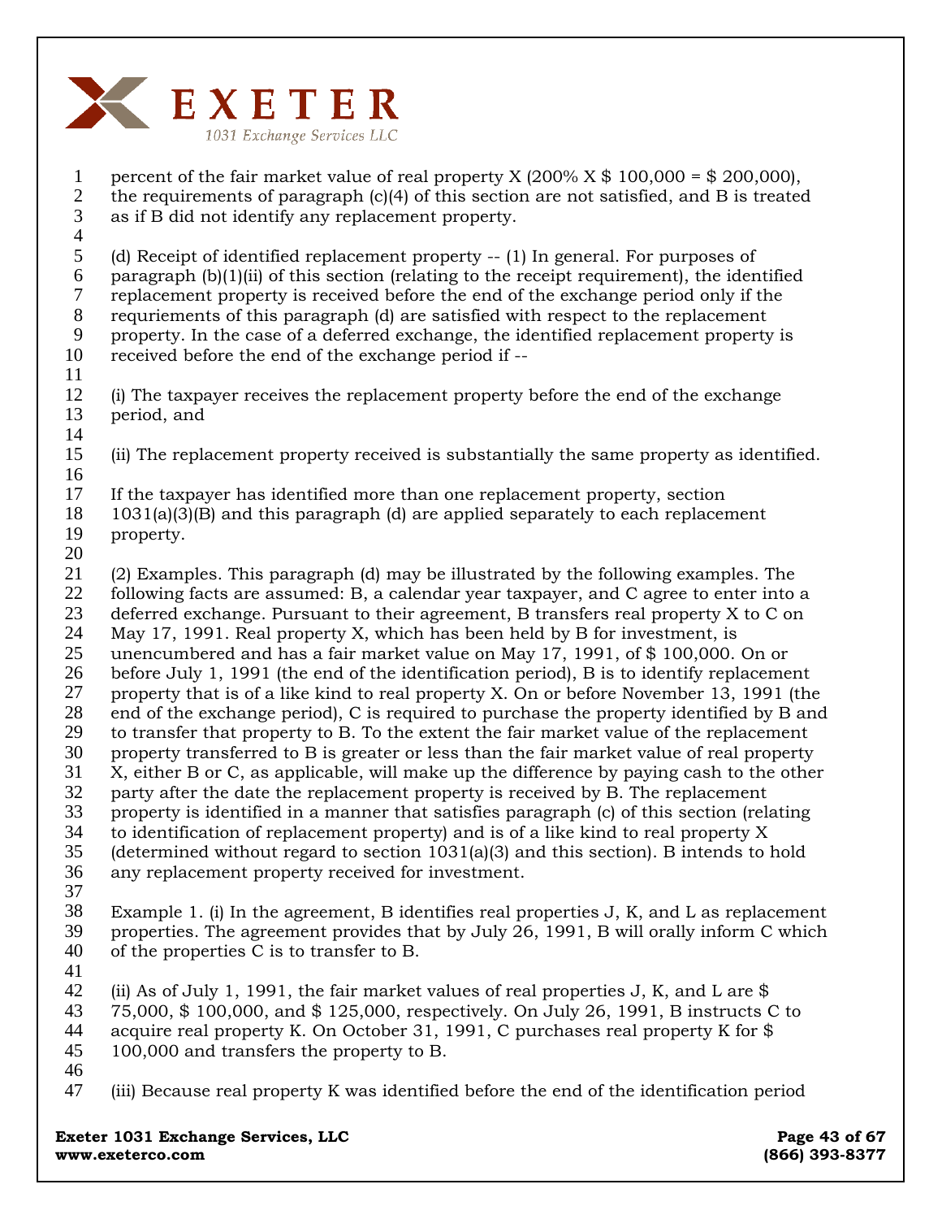percent of the fair market value of real property X (200% X $ 100,000 = $ 200,000), the requirements of paragraph (c)(4) of this section are not satisfied, and B is treated as if B did not identify any replacement property.

(d) Receipt of identified replacement property -- (1) In general. For purposes of paragraph (b)(1)(ii) of this section (relating to the receipt requirement), the identified replacement property is received before the end of the exchange period only if the requuriements of this paragraph (d) are satisfied with respect to the replacement property. In the case of a deferred exchange, the identified replacement property is received before the end of the exchange period if --

(i) The taxpayer receives the replacement property before the end of the exchange period, and

(ii) The replacement property received is substantially the same property as identified.

If the taxpayer has identified more than one replacement property, section 1031(a)(3)(B) and this paragraph (d) are applied separately to each replacement property.

(2) Examples. This paragraph (d) may be illustrated by the following examples. The following facts are assumed: B, a calendar year taxpayer, and C agree to enter into a deferred exchange. Pursuant to their agreement, B transfers real property X to C on May 17, 1991. Real property X, which has been held by B for investment, is unencumbered and has a fair market value on May 17, 1991, of $ 100,000. On or before July 1, 1991 (the end of the identification period), B is to identify replacement property that is of a like kind to real property X. On or before November 13, 1991 (the end of the exchange period), C is required to purchase the property identified by B and to transfer that property to B. To the extent the fair market value of the replacement property transferred to B is greater or less than the fair market value of real property X, either B or C, as applicable, will make up the difference by paying cash to the other party after the date the replacement property is received by B. The replacement property is identified in a manner that satisfies paragraph (c) of this section (relating to identification of replacement property) and is of a like kind to real property X (determined without regard to section 1031(a)(3) and this section). B intends to hold any replacement property received for investment.

Example 1. (i) In the agreement, B identifies real properties J, K, and L as replacement properties. The agreement provides that by July 26, 1991, B will orally inform C which of the properties C is to transfer to B.

(ii) As of July 1, 1991, the fair market values of real properties J, K, and L are $ 75,000, $ 100,000, and $ 125,000, respectively. On July 26, 1991, B instructs C to acquire real property K. On October 31, 1991, C purchases real property K for $ 100,000 and transfers the property to B.

(iii) Because real property K was identified before the end of the identification period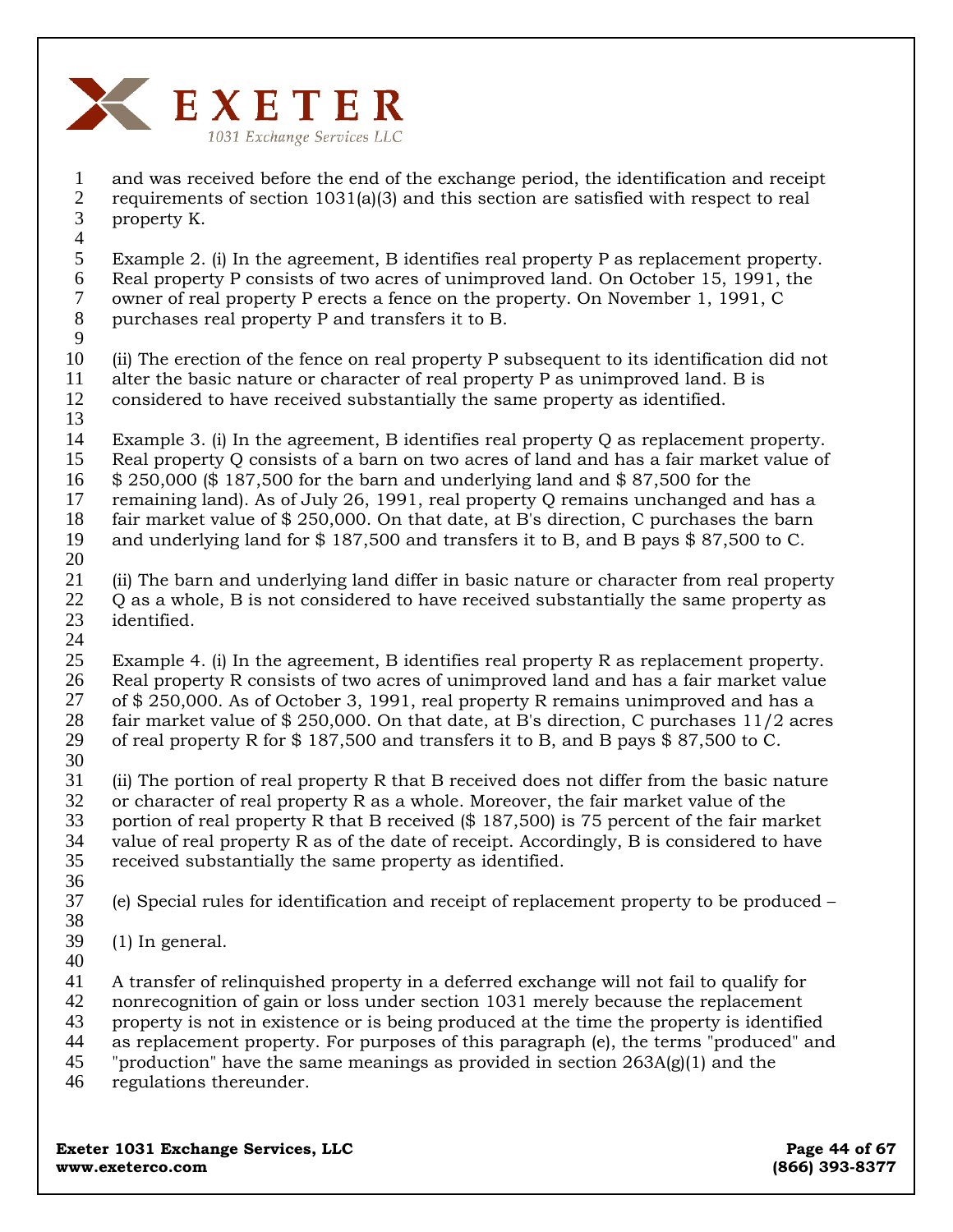and was received before the end of the exchange period, the identification and receipt requirements of section 1031(a)(3) and this section are satisfied with respect to real property K.

Example 2. (i) In the agreement, B identifies real property P as replacement property. Real property P consists of two acres of unimproved land. On October 15, 1991, the owner of real property P erects a fence on the property. On November 1, 1991, C purchases real property P and transfers it to B.

(ii) The erection of the fence on real property P subsequent to its identification did not alter the basic nature or character of real property P as unimproved land. B is considered to have received substantially the same property as identified.

Example 3. (i) In the agreement, B identifies real property Q as replacement property. Real property Q consists of a barn on two acres of land and has a fair market value of $ 250,000 ($ 187,500 for the barn and underlying land and $ 87,500 for the remaining land). As of July 26, 1991, real property Q remains unchanged and has a fair market value of $ 250,000. On that date, at B's direction, C purchases the barn and underlying land for $ 187,500 and transfers it to B, and B pays $ 87,500 to C.

(ii) The barn and underlying land differ in basic nature or character from real property Q as a whole, B is not considered to have received substantially the same property as identified.

Example 4. (i) In the agreement, B identifies real property R as replacement property. Real property R consists of two acres of unimproved land and has a fair market value of $ 250,000. As of October 3, 1991, real property R remains unimproved and has a fair market value of $ 250,000. On that date, at B's direction, C purchases 11/2 acres of real property R for $ 187,500 and transfers it to B, and B pays $ 87,500 to C.

(ii) The portion of real property R that B received does not differ from the basic nature or character of real property R as a whole. Moreover, the fair market value of the portion of real property R that B received ($ 187,500) is 75 percent of the fair market value of real property R as of the date of receipt. Accordingly, B is considered to have received substantially the same property as identified.

(e) Special rules for identification and receipt of replacement property to be produced –

(1) In general.

A transfer of relinquished property in a deferred exchange will not fail to qualify for nonrecognition of gain or loss under section 1031 merely because the replacement property is not in existence or is being produced at the time the property is identified as replacement property. For purposes of this paragraph (e), the terms "produced" and "production" have the same meanings as provided in section 263A(g)(1) and the regulations thereunder.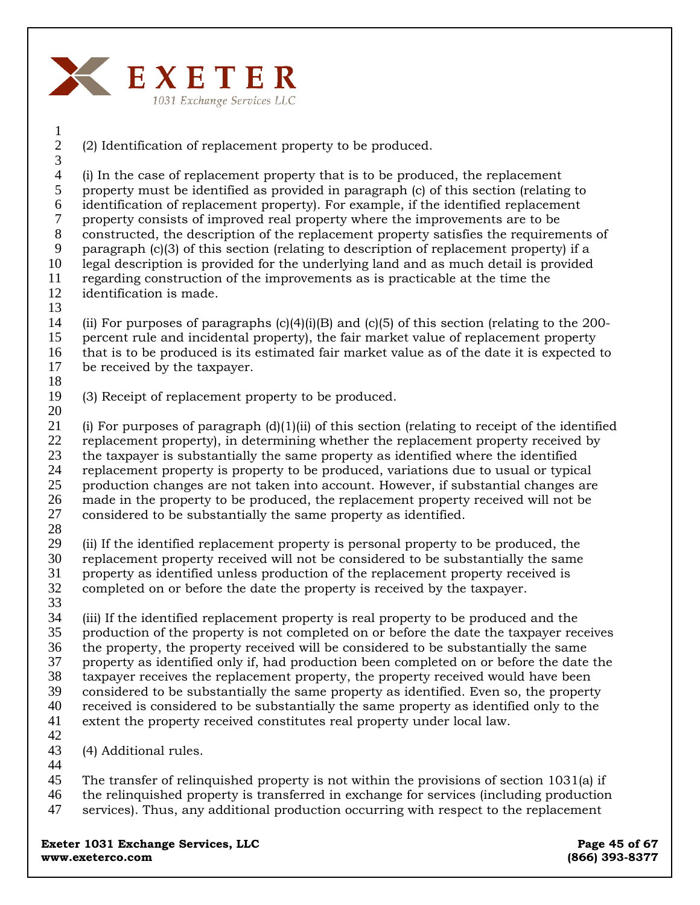(2) Identification of replacement property to be produced.

(i) In the case of replacement property that is to be produced, the replacement property must be identified as provided in paragraph (c) of this section (relating to identification of replacement property). For example, if the identified replacement property consists of improved real property where the improvements are to be constructed, the description of the replacement property satisfies the requirements of paragraph (c)(3) of this section (relating to description of replacement property) if a legal description is provided for the underlying land and as much detail is provided regarding construction of the improvements as is practicable at the time the identification is made.

(ii) For purposes of paragraphs (c)(4)(i)(B) and (c)(5) of this section (relating to the 200-percent rule and incidental property), the fair market value of replacement property that is to be produced is its estimated fair market value as of the date it is expected to be received by the taxpayer.

(3) Receipt of replacement property to be produced.

(i) For purposes of paragraph (d)(1)(ii) of this section (relating to receipt of the identified replacement property), in determining whether the replacement property received by the taxpayer is substantially the same property as identified where the identified replacement property is property to be produced, variations due to usual or typical production changes are not taken into account. However, if substantial changes are made in the property to be produced, the replacement property received will not be considered to be substantially the same property as identified.

(ii) If the identified replacement property is personal property to be produced, the replacement property received will not be considered to be substantially the same property as identified unless production of the replacement property received is completed on or before the date the property is received by the taxpayer.

(iii) If the identified replacement property is real property to be produced and the production of the property is not completed on or before the date the taxpayer receives the property, the property received will be considered to be substantially the same property as identified only if, had production been completed on or before the date the taxpayer receives the replacement property, the property received would have been considered to be substantially the same property as identified. Even so, the property received is considered to be substantially the same property as identified only to the extent the property received constitutes real property under local law.

(4) Additional rules.

The transfer of relinquished property is not within the provisions of section 1031(a) if the relinquished property is transferred in exchange for services (including production services). Thus, any additional production occurring with respect to the replacement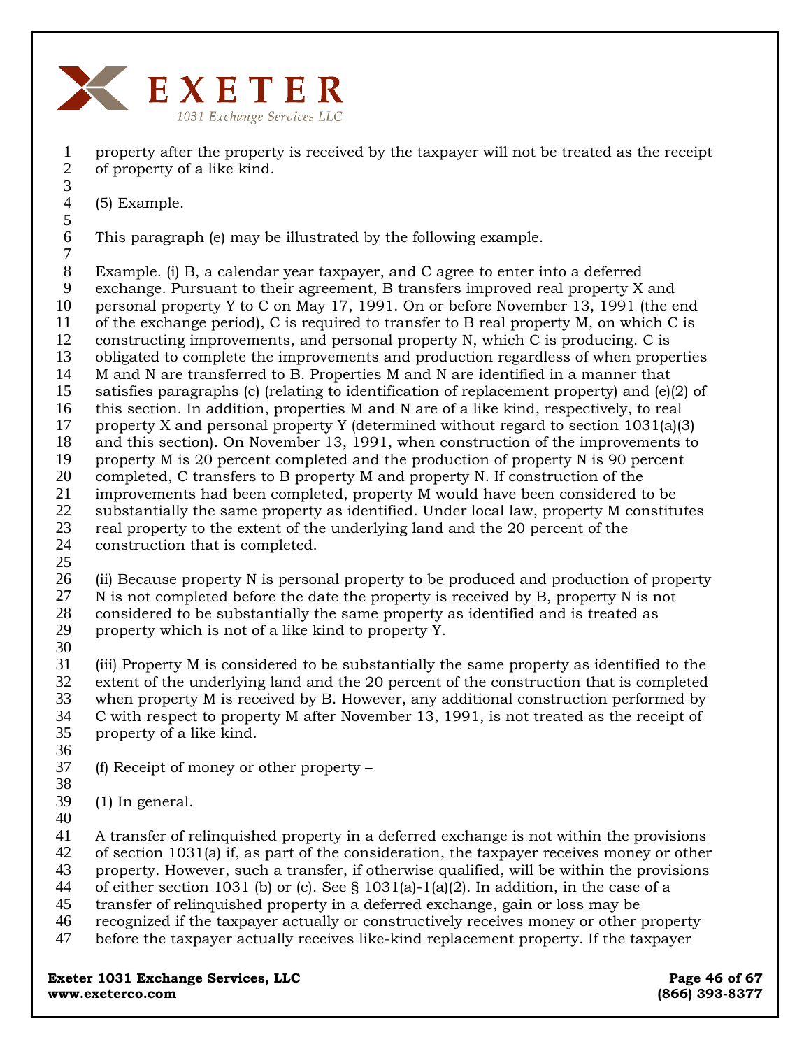property after the property is received by the taxpayer will not be treated as the receipt of property of a like kind.

(5) Example.

This paragraph (e) may be illustrated by the following example.

Example. (i) B, a calendar year taxpayer, and C agree to enter into a deferred exchange. Pursuant to their agreement, B transfers improved real property X and personal property Y to C on May 17, 1991. On or before November 13, 1991 (the end of the exchange period), C is required to transfer to B real property M, on which C is constructing improvements, and personal property N, which C is producing. C is obligated to complete the improvements and production regardless of when properties M and N are transferred to B. Properties M and N are identified in a manner that satisfies paragraphs (c) (relating to identification of replacement property) and (e)(2) of this section. In addition, properties M and N are of a like kind, respectively, to real property X and personal property Y (determined without regard to section 1031(a)(3) and this section). On November 13, 1991, when construction of the improvements to property M is 20 percent completed and the production of property N is 90 percent completed, C transfers to B property M and property N. If construction of the improvements had been completed, property M would have been considered to be substantially the same property as identified. Under local law, property M constitutes real property to the extent of the underlying land and the 20 percent of the construction that is completed.

(ii) Because property N is personal property to be produced and production of property N is not completed before the date the property is received by B, property N is not considered to be substantially the same property as identified and is treated as property which is not of a like kind to property Y.

(iii) Property M is considered to be substantially the same property as identified to the extent of the underlying land and the 20 percent of the construction that is completed when property M is received by B. However, any additional construction performed by C with respect to property M after November 13, 1991, is not treated as the receipt of property of a like kind.

(f) Receipt of money or other property –

(1) In general.

A transfer of relinquished property in a deferred exchange is not within the provisions of section 1031(a) if, as part of the consideration, the taxpayer receives money or other property. However, such a transfer, if otherwise qualified, will be within the provisions of either section 1031 (b) or (c). See § 1031(a)-1(a)(2). In addition, in the case of a transfer of relinquished property in a deferred exchange, gain or loss may be recognized if the taxpayer actually or constructively receives money or other property before the taxpayer actually receives like-kind replacement property. If the taxpayer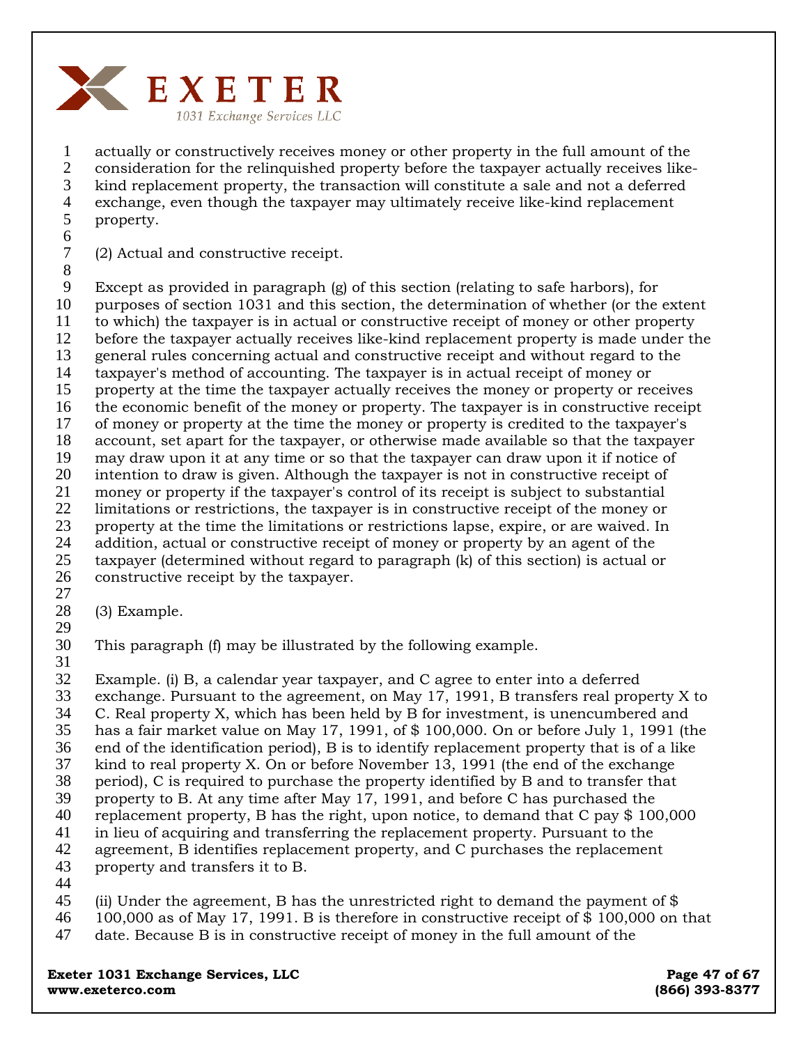actually or constructively receives money or other property in the full amount of the consideration for the relinquished property before the taxpayer actually receives like-kind replacement property, the transaction will constitute a sale and not a deferred exchange, even though the taxpayer may ultimately receive like-kind replacement property.

(2) Actual and constructive receipt.

Except as provided in paragraph (g) of this section (relating to safe harbors), for purposes of section 1031 and this section, the determination of whether (or the extent to which) the taxpayer is in actual or constructive receipt of money or other property before the taxpayer actually receives like-kind replacement property is made under the general rules concerning actual and constructive receipt and without regard to the taxpayer's method of accounting. The taxpayer is in actual receipt of money or property at the time the taxpayer actually receives the money or property or receives the economic benefit of the money or property. The taxpayer is in constructive receipt of money or property at the time the money or property is credited to the taxpayer's account, set apart for the taxpayer, or otherwise made available so that the taxpayer may draw upon it at any time or so that the taxpayer can draw upon it if notice of intention to draw is given. Although the taxpayer is not in constructive receipt of money or property if the taxpayer's control of its receipt is subject to substantial limitations or restrictions, the taxpayer is in constructive receipt of the money or property at the time the limitations or restrictions lapse, expire, or are waived. In addition, actual or constructive receipt of money or property by an agent of the taxpayer (determined without regard to paragraph (k) of this section) is actual or constructive receipt by the taxpayer.

(3) Example.

This paragraph (f) may be illustrated by the following example.

Example. (i) B, a calendar year taxpayer, and C agree to enter into a deferred exchange. Pursuant to the agreement, on May 17, 1991, B transfers real property X to C. Real property X, which has been held by B for investment, is unencumbered and has a fair market value on May 17, 1991, of $ 100,000. On or before July 1, 1991 (the end of the identification period), B is to identify replacement property that is of a like kind to real property X. On or before November 13, 1991 (the end of the exchange period), C is required to purchase the property identified by B and to transfer that property to B. At any time after May 17, 1991, and before C has purchased the replacement property, B has the right, upon notice, to demand that C pay $ 100,000 in lieu of acquiring and transferring the replacement property. Pursuant to the agreement, B identifies replacement property, and C purchases the replacement property and transfers it to B.

(ii) Under the agreement, B has the unrestricted right to demand the payment of $ 100,000 as of May 17, 1991. B is therefore in constructive receipt of $ 100,000 on that date. Because B is in constructive receipt of money in the full amount of the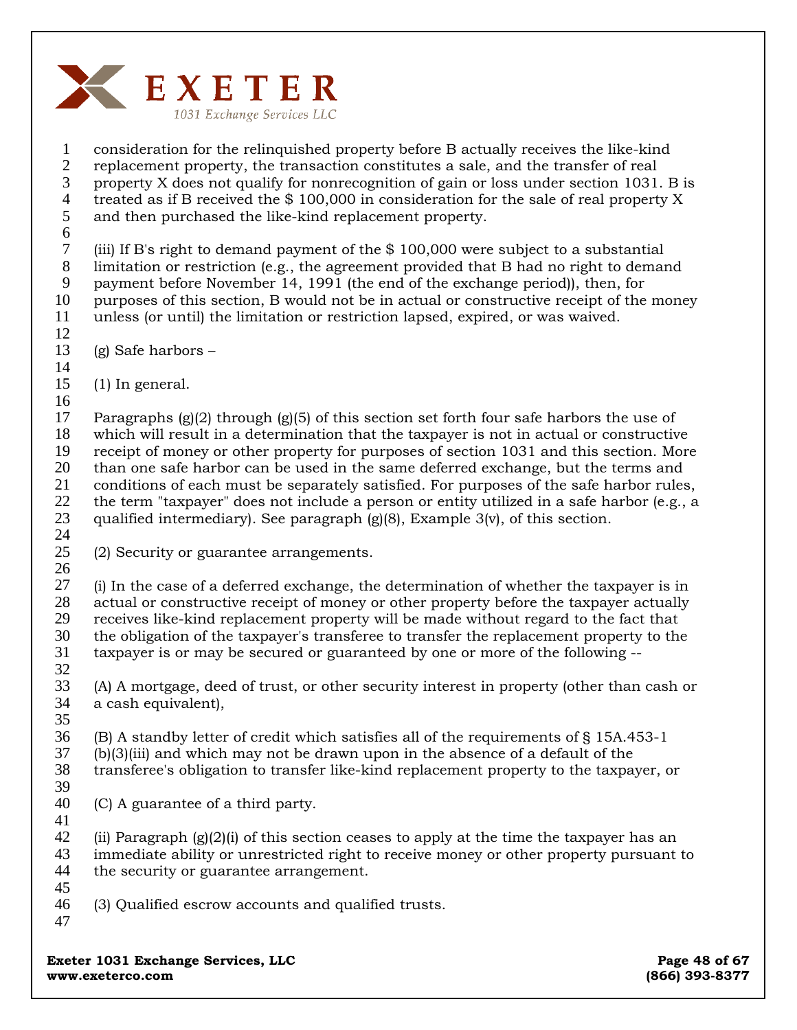consideration for the relinquished property before B actually receives the like-kind replacement property, the transaction constitutes a sale, and the transfer of real property X does not qualify for nonrecognition of gain or loss under section 1031. B is treated as if B received the $ 100,000 in consideration for the sale of real property X and then purchased the like-kind replacement property.

(iii) If B's right to demand payment of the $ 100,000 were subject to a substantial limitation or restriction (e.g., the agreement provided that B had no right to demand payment before November 14, 1991 (the end of the exchange period)), then, for purposes of this section, B would not be in actual or constructive receipt of the money unless (or until) the limitation or restriction lapsed, expired, or was waived.

(g) Safe harbors –

(1) In general.

Paragraphs (g)(2) through (g)(5) of this section set forth four safe harbors the use of which will result in a determination that the taxpayer is not in actual or constructive receipt of money or other property for purposes of section 1031 and this section. More than one safe harbor can be used in the same deferred exchange, but the terms and conditions of each must be separately satisfied. For purposes of the safe harbor rules, the term "taxpayer" does not include a person or entity utilized in a safe harbor (e.g., a qualified intermediary). See paragraph (g)(8), Example 3(v), of this section.

(2) Security or guarantee arrangements.

(i) In the case of a deferred exchange, the determination of whether the taxpayer is in actual or constructive receipt of money or other property before the taxpayer actually receives like-kind replacement property will be made without regard to the fact that the obligation of the taxpayer's transferee to transfer the replacement property to the taxpayer is or may be secured or guaranteed by one or more of the following --

(A) A mortgage, deed of trust, or other security interest in property (other than cash or a cash equivalent),

(B) A standby letter of credit which satisfies all of the requirements of § 15A.453-1 (b)(3)(iii) and which may not be drawn upon in the absence of a default of the transferee's obligation to transfer like-kind replacement property to the taxpayer, or

(C) A guarantee of a third party.

(ii) Paragraph (g)(2)(i) of this section ceases to apply at the time the taxpayer has an immediate ability or unrestricted right to receive money or other property pursuant to the security or guarantee arrangement.

(3) Qualified escrow accounts and qualified trusts.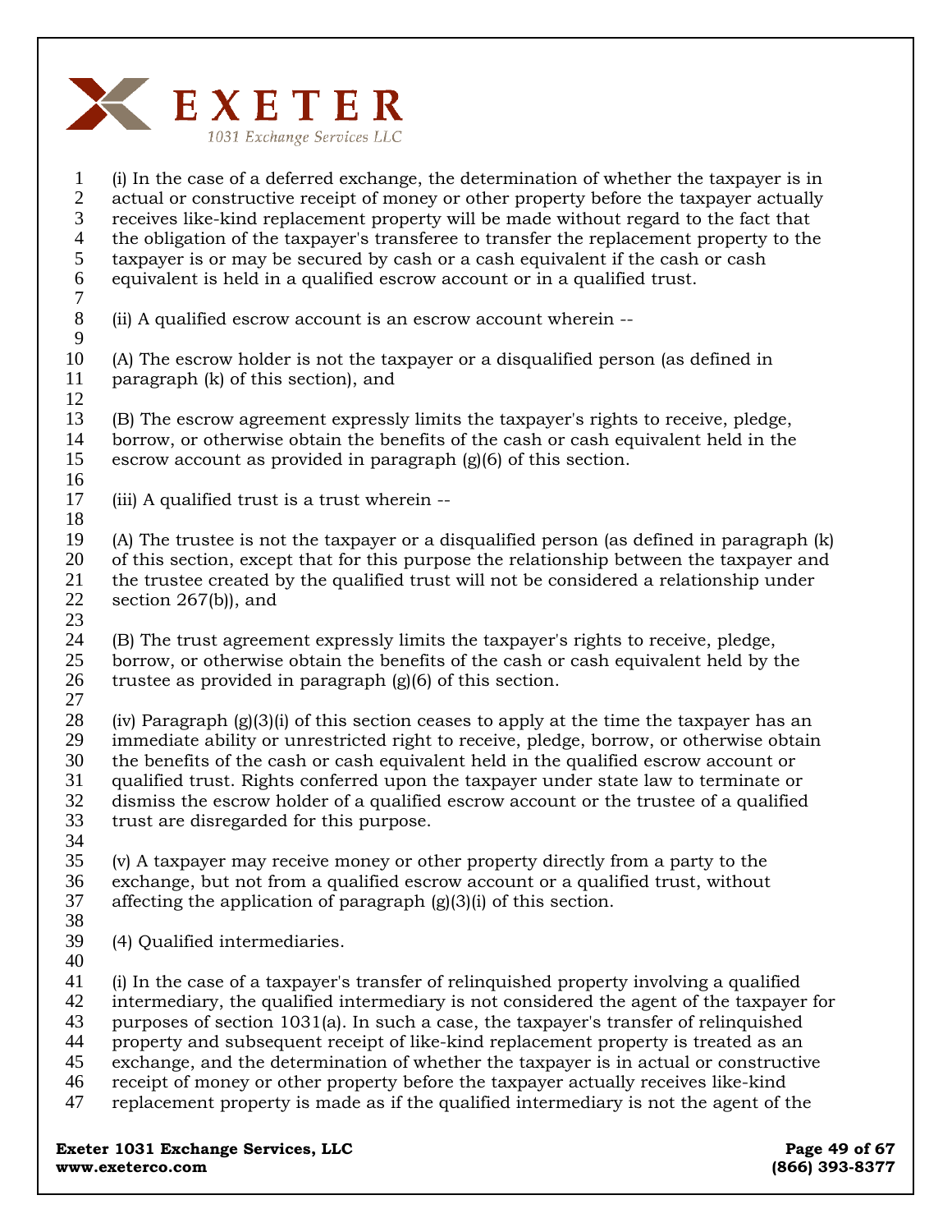(i) In the case of a deferred exchange, the determination of whether the taxpayer is in actual or constructive receipt of money or other property before the taxpayer actually receives like-kind replacement property will be made without regard to the fact that the obligation of the taxpayer's transferee to transfer the replacement property to the taxpayer is or may be secured by cash or a cash equivalent if the cash or cash equivalent is held in a qualified escrow account or in a qualified trust.

(ii) A qualified escrow account is an escrow account wherein --

(A) The escrow holder is not the taxpayer or a disqualified person (as defined in paragraph (k) of this section), and

(B) The escrow agreement expressly limits the taxpayer's rights to receive, pledge, borrow, or otherwise obtain the benefits of the cash or cash equivalent held in the escrow account as provided in paragraph (g)(6) of this section.

(iii) A qualified trust is a trust wherein --

(A) The trustee is not the taxpayer or a disqualified person (as defined in paragraph (k) of this section, except that for this purpose the relationship between the taxpayer and the trustee created by the qualified trust will not be considered a relationship under section 267(b)), and

(B) The trust agreement expressly limits the taxpayer's rights to receive, pledge, borrow, or otherwise obtain the benefits of the cash or cash equivalent held by the trustee as provided in paragraph (g)(6) of this section.

(iv) Paragraph (g)(3)(i) of this section ceases to apply at the time the taxpayer has an immediate ability or unrestricted right to receive, pledge, borrow, or otherwise obtain the benefits of the cash or cash equivalent held in the qualified escrow account or qualified trust. Rights conferred upon the taxpayer under state law to terminate or dismiss the escrow holder of a qualified escrow account or the trustee of a qualified trust are disregarded for this purpose.

(v) A taxpayer may receive money or other property directly from a party to the exchange, but not from a qualified escrow account or a qualified trust, without affecting the application of paragraph (g)(3)(i) of this section.

(4) Qualified intermediaries.

(i) In the case of a taxpayer's transfer of relinquished property involving a qualified intermediary, the qualified intermediary is not considered the agent of the taxpayer for purposes of section 1031(a). In such a case, the taxpayer's transfer of relinquished property and subsequent receipt of like-kind replacement property is treated as an exchange, and the determination of whether the taxpayer is in actual or constructive receipt of money or other property before the taxpayer actually receives like-kind replacement property is made as if the qualified intermediary is not the agent of the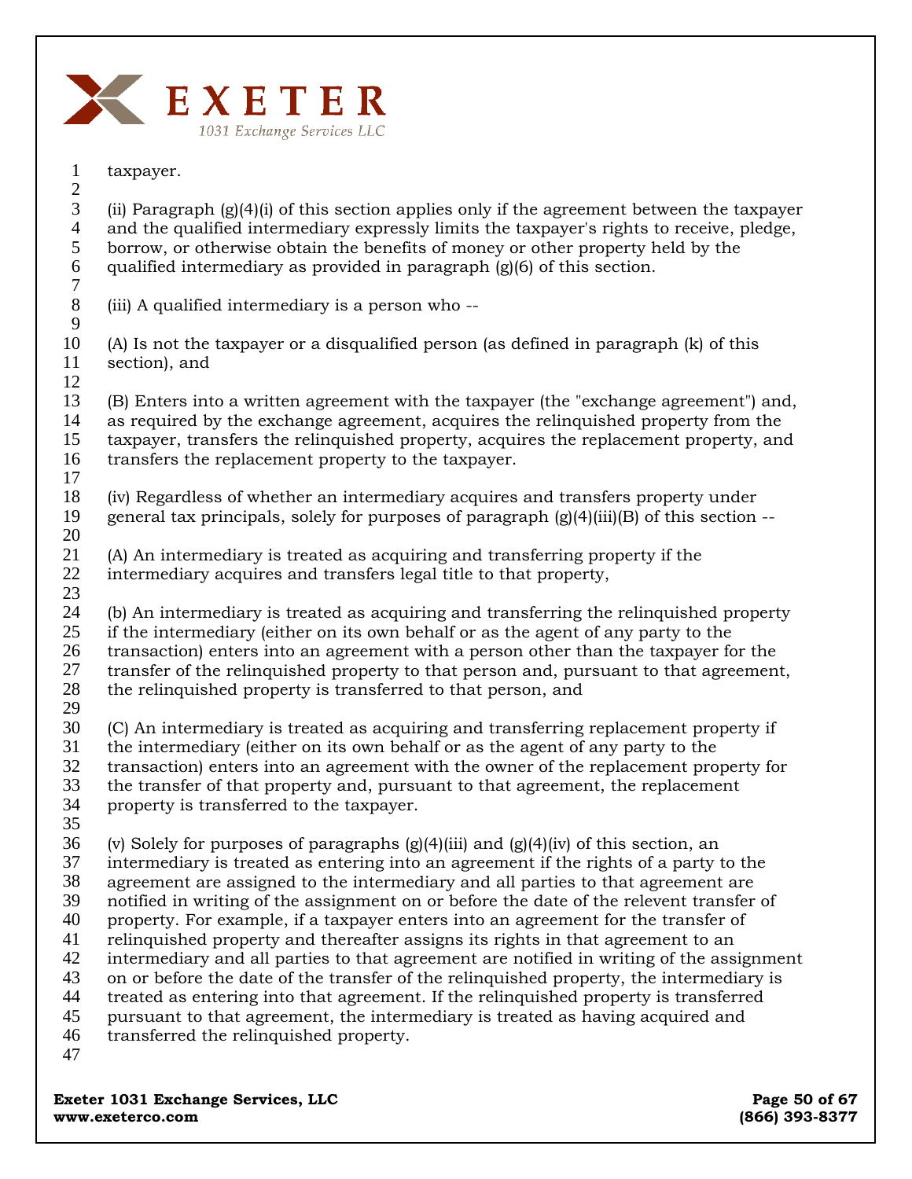taxpayer.

(ii) Paragraph (g)(4)(i) of this section applies only if the agreement between the taxpayer and the qualified intermediary expressly limits the taxpayer's rights to receive, pledge, borrow, or otherwise obtain the benefits of money or other property held by the qualified intermediary as provided in paragraph (g)(6) of this section.

(iii) A qualified intermediary is a person who --

(A) Is not the taxpayer or a disqualified person (as defined in paragraph (k) of this section), and

(B) Enters into a written agreement with the taxpayer (the "exchange agreement") and, as required by the exchange agreement, acquires the relinquished property from the taxpayer, transfers the relinquished property, acquires the replacement property, and transfers the replacement property to the taxpayer.

(iv) Regardless of whether an intermediary acquires and transfers property under general tax principals, solely for purposes of paragraph (g)(4)(iii)(B) of this section --

(A) An intermediary is treated as acquiring and transferring property if the intermediary acquires and transfers legal title to that property,

(b) An intermediary is treated as acquiring and transferring the relinquished property if the intermediary (either on its own behalf or as the agent of any party to the transaction) enters into an agreement with a person other than the taxpayer for the transfer of the relinquished property to that person and, pursuant to that agreement, the relinquished property is transferred to that person, and

(C) An intermediary is treated as acquiring and transferring replacement property if the intermediary (either on its own behalf or as the agent of any party to the transaction) enters into an agreement with the owner of the replacement property for the transfer of that property and, pursuant to that agreement, the replacement property is transferred to the taxpayer.

(v) Solely for purposes of paragraphs (g)(4)(iii) and (g)(4)(iv) of this section, an intermediary is treated as entering into an agreement if the rights of a party to the agreement are assigned to the intermediary and all parties to that agreement are notified in writing of the assignment on or before the date of the relevent transfer of property. For example, if a taxpayer enters into an agreement for the transfer of relinquished property and thereafter assigns its rights in that agreement to an intermediary and all parties to that agreement are notified in writing of the assignment on or before the date of the transfer of the relinquished property, the intermediary is treated as entering into that agreement. If the relinquished property is transferred pursuant to that agreement, the intermediary is treated as having acquired and transferred the relinquished property.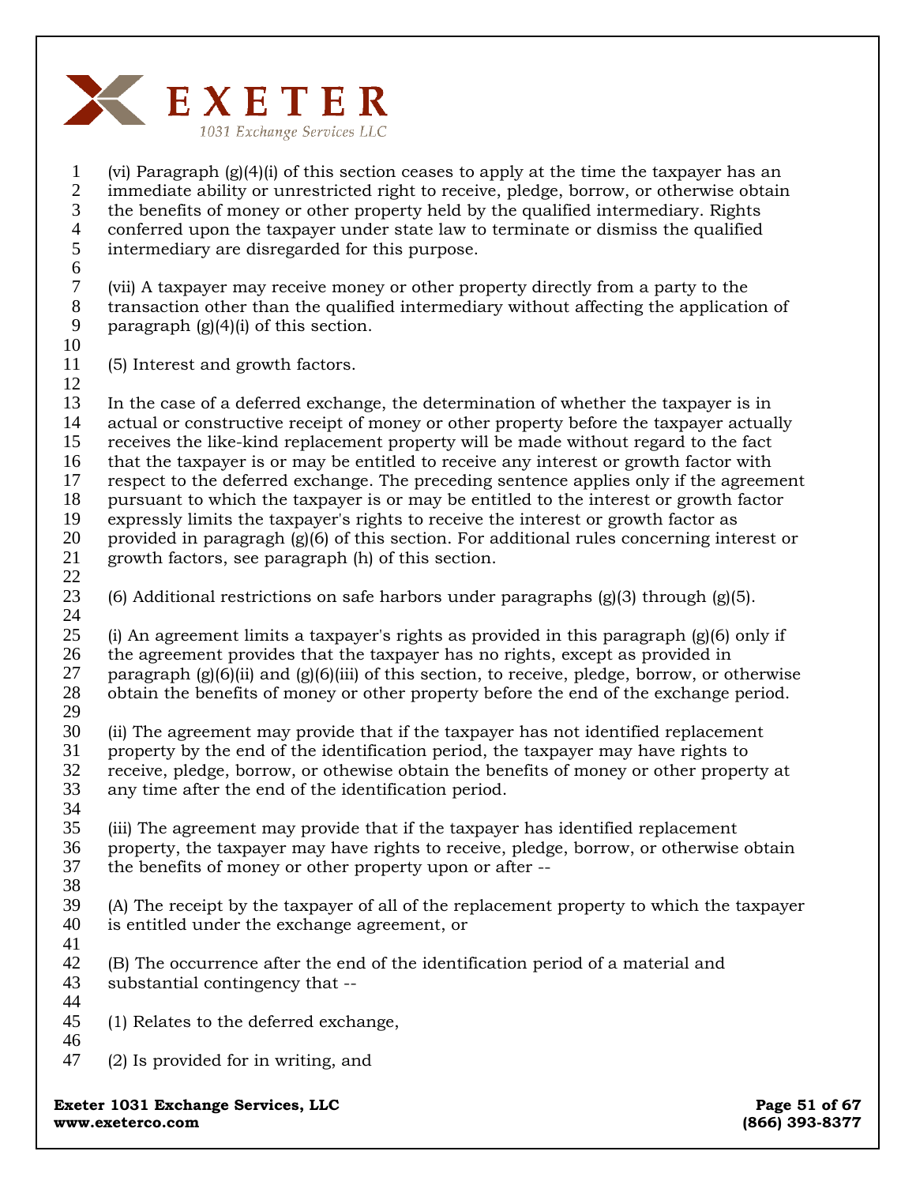(vi) Paragraph (g)(4)(i) of this section ceases to apply at the time the taxpayer has an immediate ability or unrestricted right to receive, pledge, borrow, or otherwise obtain the benefits of money or other property held by the qualified intermediary. Rights conferred upon the taxpayer under state law to terminate or dismiss the qualified intermediary are disregarded for this purpose.

(vii) A taxpayer may receive money or other property directly from a party to the transaction other than the qualified intermediary without affecting the application of paragraph (g)(4)(i) of this section.

(5) Interest and growth factors.

In the case of a deferred exchange, the determination of whether the taxpayer is in actual or constructive receipt of money or other property before the taxpayer actually receives the like-kind replacement property will be made without regard to the fact that the taxpayer is or may be entitled to receive any interest or growth factor with respect to the deferred exchange. The preceding sentence applies only if the agreement pursuant to which the taxpayer is or may be entitled to the interest or growth factor expressly limits the taxpayer's rights to receive the interest or growth factor as provided in paragagh (g)(6) of this section. For additional rules concerning interest or growth factors, see paragraph (h) of this section.

(6) Additional restrictions on safe harbors under paragraphs (g)(3) through (g)(5).

(i) An agreement limits a taxpayer's rights as provided in this paragraph (g)(6) only if the agreement provides that the taxpayer has no rights, except as provided in paragraph (g)(6)(ii) and (g)(6)(iii) of this section, to receive, pledge, borrow, or otherwise obtain the benefits of money or other property before the end of the exchange period.

(ii) The agreement may provide that if the taxpayer has not identified replacement property by the end of the identification period, the taxpayer may have rights to receive, pledge, borrow, or othewise obtain the benefits of money or other property at any time after the end of the identification period.

(iii) The agreement may provide that if the taxpayer has identified replacement property, the taxpayer may have rights to receive, pledge, borrow, or otherwise obtain the benefits of money or other property upon or after --

(A) The receipt by the taxpayer of all of the replacement property to which the taxpayer is entitled under the exchange agreement, or

(B) The occurrence after the end of the identification period of a material and substantial contingency that --

(1) Relates to the deferred exchange,

(2) Is provided for in writing, and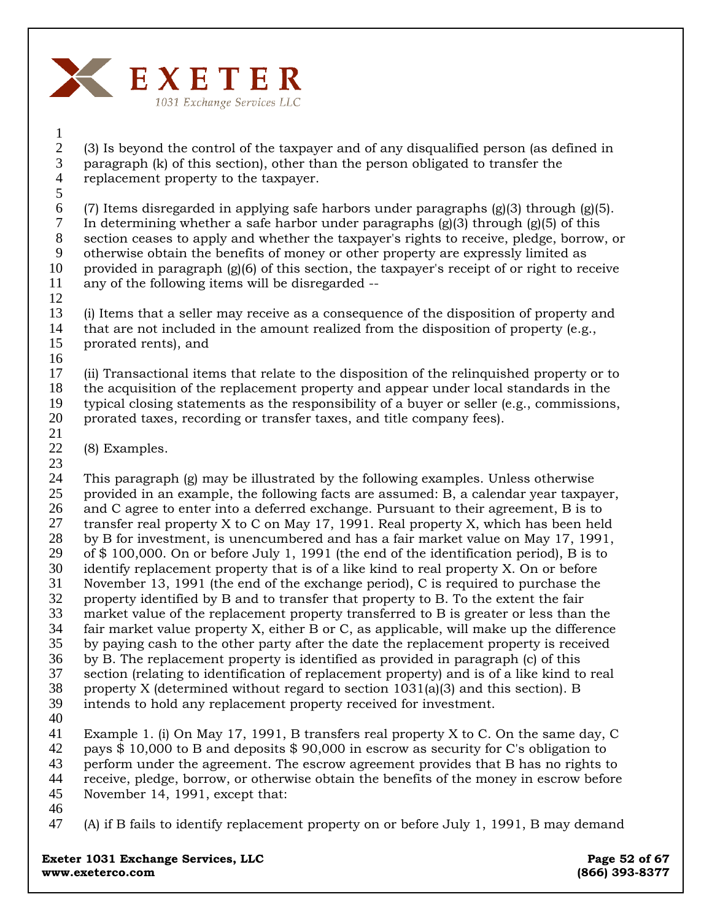(3) Is beyond the control of the taxpayer and of any disqualified person (as defined in paragraph (k) of this section), other than the person obligated to transfer the replacement property to the taxpayer.

(7) Items disregarded in applying safe harbors under paragraphs (g)(3) through (g)(5). In determining whether a safe harbor under paragraphs (g)(3) through (g)(5) of this section ceases to apply and whether the taxpayer's rights to receive, pledge, borrow, or otherwise obtain the benefits of money or other property are expressly limited as provided in paragraph (g)(6) of this section, the taxpayer's receipt of or right to receive any of the following items will be disregarded --

(i) Items that a seller may receive as a consequence of the disposition of property and that are not included in the amount realized from the disposition of property (e.g., prorated rents), and

(ii) Transactional items that relate to the disposition of the relinquished property or to the acquisition of the replacement property and appear under local standards in the typical closing statements as the responsibility of a buyer or seller (e.g., commissions, prorated taxes, recording or transfer taxes, and title company fees).

(8) Examples.

This paragraph (g) may be illustrated by the following examples. Unless otherwise provided in an example, the following facts are assumed: B, a calendar year taxpayer, and C agree to enter into a deferred exchange. Pursuant to their agreement, B is to transfer real property X to C on May 17, 1991. Real property X, which has been held by B for investment, is unencumbered and has a fair market value on May 17, 1991, of $ 100,000. On or before July 1, 1991 (the end of the identification period), B is to identify replacement property that is of a like kind to real property X. On or before November 13, 1991 (the end of the exchange period), C is required to purchase the property identified by B and to transfer that property to B. To the extent the fair market value of the replacement property transferred to B is greater or less than the fair market value property X, either B or C, as applicable, will make up the difference by paying cash to the other party after the date the replacement property is received by B. The replacement property is identified as provided in paragraph (c) of this section (relating to identification of replacement property) and is of a like kind to real property X (determined without regard to section 1031(a)(3) and this section). B intends to hold any replacement property received for investment.

Example 1. (i) On May 17, 1991, B transfers real property X to C. On the same day, C pays $ 10,000 to B and deposits $ 90,000 in escrow as security for C's obligation to perform under the agreement. The escrow agreement provides that B has no rights to receive, pledge, borrow, or otherwise obtain the benefits of the money in escrow before November 14, 1991, except that:

(A) if B fails to identify replacement property on or before July 1, 1991, B may demand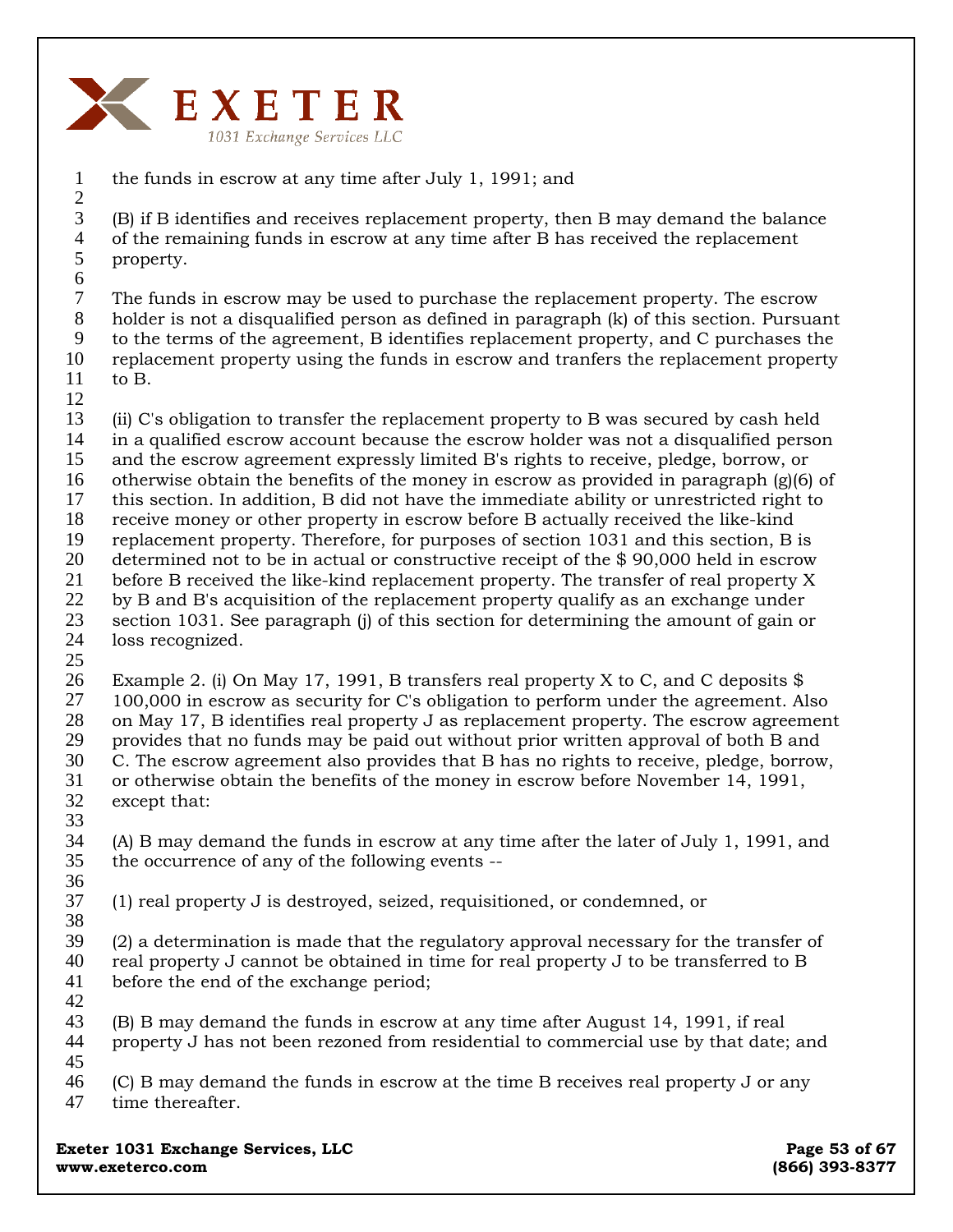the funds in escrow at any time after July 1, 1991; and

(B) if B identifies and receives replacement property, then B may demand the balance of the remaining funds in escrow at any time after B has received the replacement property.

The funds in escrow may be used to purchase the replacement property. The escrow holder is not a disqualified person as defined in paragraph (k) of this section. Pursuant to the terms of the agreement, B identifies replacement property, and C purchases the replacement property using the funds in escrow and tranfers the replacement property to B.

(ii) C's obligation to transfer the replacement property to B was secured by cash held in a qualified escrow account because the escrow holder was not a disqualified person and the escrow agreement expressly limited B's rights to receive, pledge, borrow, or otherwise obtain the benefits of the money in escrow as provided in paragraph (g)(6) of this section. In addition, B did not have the immediate ability or unrestricted right to receive money or other property in escrow before B actually received the like-kind replacement property. Therefore, for purposes of section 1031 and this section, B is determined not to be in actual or constructive receipt of the $ 90,000 held in escrow before B received the like-kind replacement property. The transfer of real property X by B and B's acquisition of the replacement property qualify as an exchange under section 1031. See paragraph (j) of this section for determining the amount of gain or loss recognized.

Example 2. (i) On May 17, 1991, B transfers real property X to C, and C deposits $ 100,000 in escrow as security for C's obligation to perform under the agreement. Also on May 17, B identifies real property J as replacement property. The escrow agreement provides that no funds may be paid out without prior written approval of both B and C. The escrow agreement also provides that B has no rights to receive, pledge, borrow, or otherwise obtain the benefits of the money in escrow before November 14, 1991, except that:

(A) B may demand the funds in escrow at any time after the later of July 1, 1991, and the occurrence of any of the following events --

(1) real property J is destroyed, seized, requisitioned, or condemned, or

(2) a determination is made that the regulatory approval necessary for the transfer of real property J cannot be obtained in time for real property J to be transferred to B before the end of the exchange period;

(B) B may demand the funds in escrow at any time after August 14, 1991, if real property J has not been rezoned from residential to commercial use by that date; and

(C) B may demand the funds in escrow at the time B receives real property J or any time thereafter.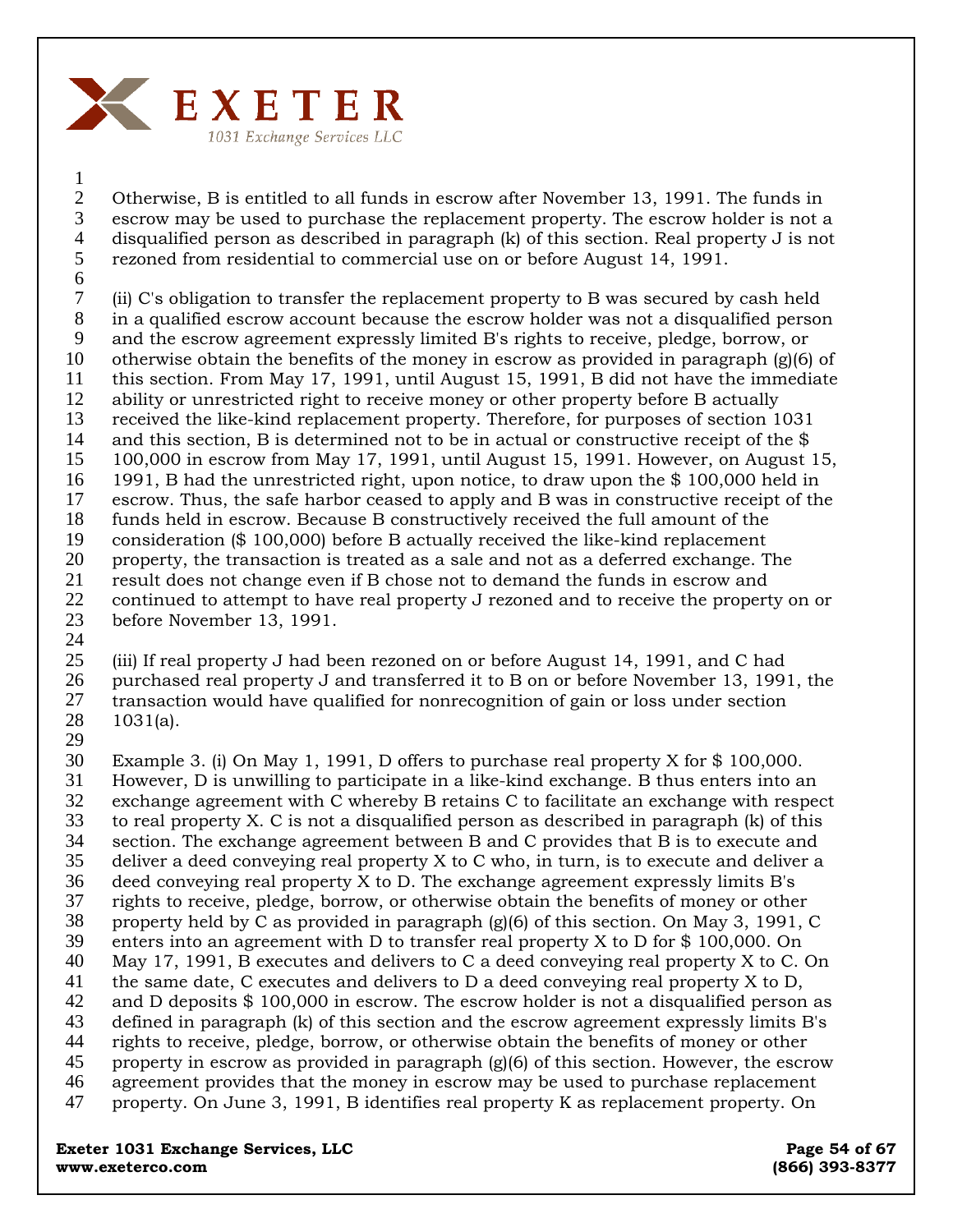Otherwise, B is entitled to all funds in escrow after November 13, 1991. The funds in escrow may be used to purchase the replacement property. The escrow holder is not a disqualified person as described in paragraph (k) of this section. Real property J is not rezoned from residential to commercial use on or before August 14, 1991.

(ii) C's obligation to transfer the replacement property to B was secured by cash held in a qualified escrow account because the escrow holder was not a disqualified person and the escrow agreement expressly limited B's rights to receive, pledge, borrow, or otherwise obtain the benefits of the money in escrow as provided in paragraph (g)(6) of this section. From May 17, 1991, until August 15, 1991, B did not have the immediate ability or unrestricted right to receive money or other property before B actually received the like-kind replacement property. Therefore, for purposes of section 1031 and this section, B is determined not to be in actual or constructive receipt of the $ 100,000 in escrow from May 17, 1991, until August 15, 1991. However, on August 15, 1991, B had the unrestricted right, upon notice, to draw upon the $ 100,000 held in escrow. Thus, the safe harbor ceased to apply and B was in constructive receipt of the funds held in escrow. Because B constructively received the full amount of the consideration ($ 100,000) before B actually received the like-kind replacement property, the transaction is treated as a sale and not as a deferred exchange. The result does not change even if B chose not to demand the funds in escrow and continued to attempt to have real property J rezoned and to receive the property on or before November 13, 1991.

(iii) If real property J had been rezoned on or before August 14, 1991, and C had purchased real property J and transferred it to B on or before November 13, 1991, the transaction would have qualified for nonrecognition of gain or loss under section 1031(a).

Example 3. (i) On May 1, 1991, D offers to purchase real property X for $ 100,000. However, D is unwilling to participate in a like-kind exchange. B thus enters into an exchange agreement with C whereby B retains C to facilitate an exchange with respect to real property X. C is not a disqualified person as described in paragraph (k) of this section. The exchange agreement between B and C provides that B is to execute and deliver a deed conveying real property X to C who, in turn, is to execute and deliver a deed conveying real property X to D. The exchange agreement expressly limits B's rights to receive, pledge, borrow, or otherwise obtain the benefits of money or other property held by C as provided in paragraph (g)(6) of this section. On May 3, 1991, C enters into an agreement with D to transfer real property X to D for $ 100,000. On May 17, 1991, B executes and delivers to C a deed conveying real property X to C. On the same date, C executes and delivers to D a deed conveying real property X to D, and D deposits $ 100,000 in escrow. The escrow holder is not a disqualified person as defined in paragraph (k) of this section and the escrow agreement expressly limits B's rights to receive, pledge, borrow, or otherwise obtain the benefits of money or other property in escrow as provided in paragraph (g)(6) of this section. However, the escrow agreement provides that the money in escrow may be used to purchase replacement property. On June 3, 1991, B identifies real property K as replacement property. On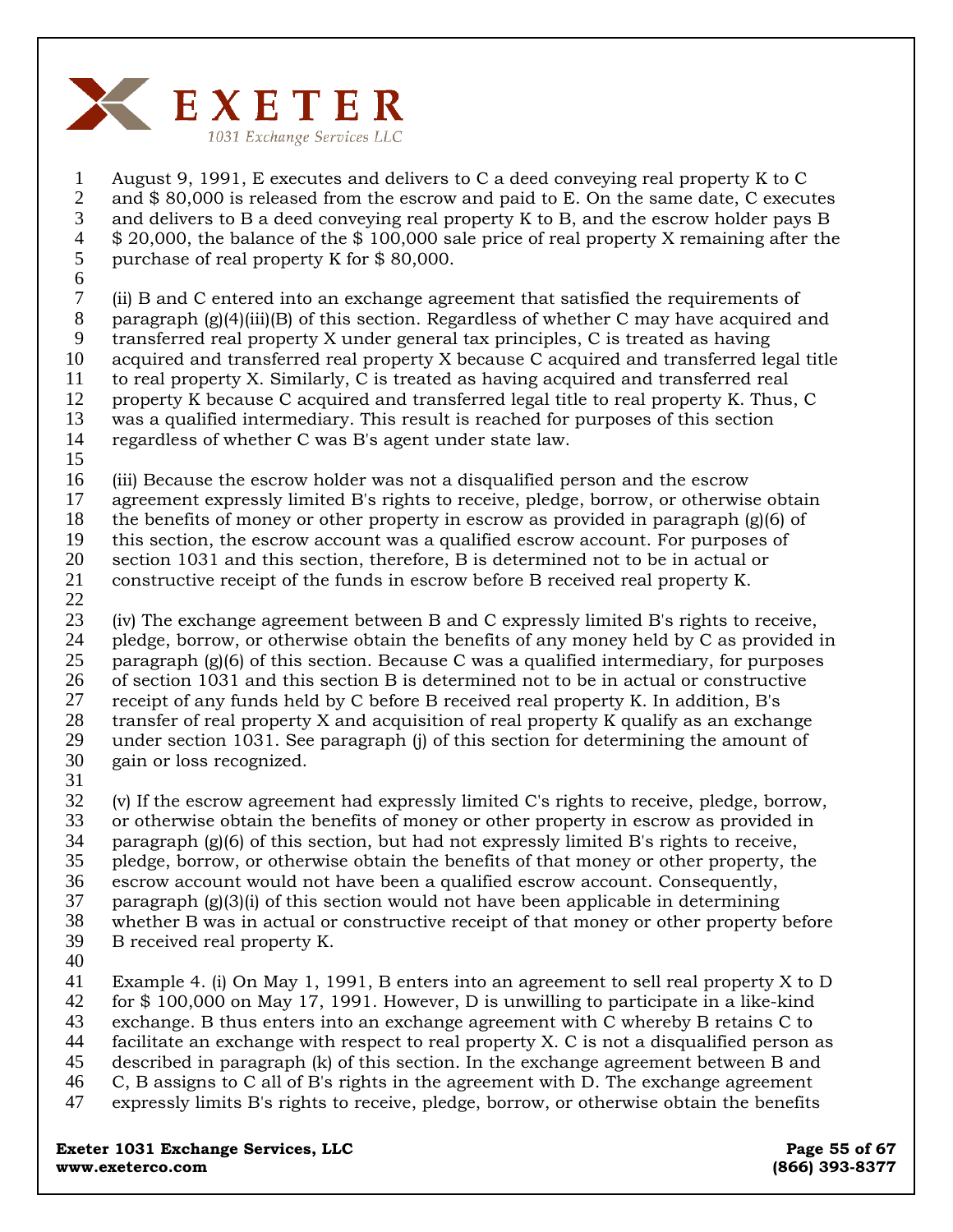August 9, 1991, E executes and delivers to C a deed conveying real property K to C and $ 80,000 is released from the escrow and paid to E. On the same date, C executes and delivers to B a deed conveying real property K to B, and the escrow holder pays B $ 20,000, the balance of the $ 100,000 sale price of real property X remaining after the purchase of real property K for $ 80,000.

(ii) B and C entered into an exchange agreement that satisfied the requirements of paragraph (g)(4)(iii)(B) of this section. Regardless of whether C may have acquired and transferred real property X under general tax principles, C is treated as having acquired and transferred real property X because C acquired and transferred legal title to real property X. Similarly, C is treated as having acquired and transferred real property K because C acquired and transferred legal title to real property K. Thus, C was a qualified intermediary. This result is reached for purposes of this section regardless of whether C was B's agent under state law.

(iii) Because the escrow holder was not a disqualified person and the escrow agreement expressly limited B's rights to receive, pledge, borrow, or otherwise obtain the benefits of money or other property in escrow as provided in paragraph (g)(6) of this section, the escrow account was a qualified escrow account. For purposes of section 1031 and this section, therefore, B is determined not to be in actual or constructive receipt of the funds in escrow before B received real property K.

(iv) The exchange agreement between B and C expressly limited B's rights to receive, pledge, borrow, or otherwise obtain the benefits of any money held by C as provided in paragraph (g)(6) of this section. Because C was a qualified intermediary, for purposes of section 1031 and this section B is determined not to be in actual or constructive receipt of any funds held by C before B received real property K. In addition, B's transfer of real property X and acquisition of real property K qualify as an exchange under section 1031. See paragraph (j) of this section for determining the amount of gain or loss recognized.

(v) If the escrow agreement had expressly limited C's rights to receive, pledge, borrow, or otherwise obtain the benefits of money or other property in escrow as provided in paragraph (g)(6) of this section, but had not expressly limited B's rights to receive, pledge, borrow, or otherwise obtain the benefits of that money or other property, the escrow account would not have been a qualified escrow account. Consequently, paragraph (g)(3)(i) of this section would not have been applicable in determining whether B was in actual or constructive receipt of that money or other property before B received real property K.

Example 4. (i) On May 1, 1991, B enters into an agreement to sell real property X to D for $ 100,000 on May 17, 1991. However, D is unwilling to participate in a like-kind exchange. B thus enters into an exchange agreement with C whereby B retains C to facilitate an exchange with respect to real property X. C is not a disqualified person as described in paragraph (k) of this section. In the exchange agreement between B and C, B assigns to C all of B's rights in the agreement with D. The exchange agreement expressly limits B's rights to receive, pledge, borrow, or otherwise obtain the benefits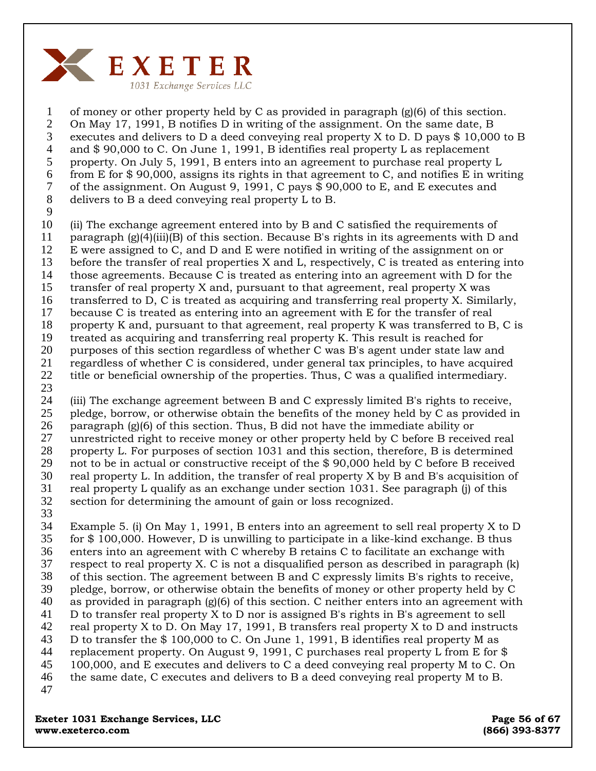of money or other property held by C as provided in paragraph (g)(6) of this section. On May 17, 1991, B notifies D in writing of the assignment. On the same date, B executes and delivers to D a deed conveying real property X to D. D pays $ 10,000 to B and $ 90,000 to C. On June 1, 1991, B identifies real property L as replacement property. On July 5, 1991, B enters into an agreement to purchase real property L from E for $ 90,000, assigns its rights in that agreement to C, and notifies E in writing of the assignment. On August 9, 1991, C pays $ 90,000 to E, and E executes and delivers to B a deed conveying real property L to B.

(ii) The exchange agreement entered into by B and C satisfied the requirements of paragraph (g)(4)(iii)(B) of this section. Because B's rights in its agreements with D and E were assigned to C, and D and E were notified in writing of the assignment on or before the transfer of real properties X and L, respectively, C is treated as entering into those agreements. Because C is treated as entering into an agreement with D for the transfer of real property X and, pursuant to that agreement, real property X was transferred to D, C is treated as acquiring and transferring real property X. Similarly, because C is treated as entering into an agreement with E for the transfer of real property K and, pursuant to that agreement, real property K was transferred to B, C is treated as acquiring and transferring real property K. This result is reached for purposes of this section regardless of whether C was B's agent under state law and regardless of whether C is considered, under general tax principles, to have acquired title or beneficial ownership of the properties. Thus, C was a qualified intermediary.

(iii) The exchange agreement between B and C expressly limited B's rights to receive, pledge, borrow, or otherwise obtain the benefits of the money held by C as provided in paragraph (g)(6) of this section. Thus, B did not have the immediate ability or unrestricted right to receive money or other property held by C before B received real property L. For purposes of section 1031 and this section, therefore, B is determined not to be in actual or constructive receipt of the $ 90,000 held by C before B received real property L. In addition, the transfer of real property X by B and B's acquisition of real property L qualify as an exchange under section 1031. See paragraph (j) of this section for determining the amount of gain or loss recognized.

Example 5. (i) On May 1, 1991, B enters into an agreement to sell real property X to D for $ 100,000. However, D is unwilling to participate in a like-kind exchange. B thus enters into an agreement with C whereby B retains C to facilitate an exchange with respect to real property X. C is not a disqualified person as described in paragraph (k) of this section. The agreement between B and C expressly limits B's rights to receive, pledge, borrow, or otherwise obtain the benefits of money or other property held by C as provided in paragraph (g)(6) of this section. C neither enters into an agreement with D to transfer real property X to D nor is assigned B's rights in B's agreement to sell real property X to D. On May 17, 1991, B transfers real property X to D and instructs D to transfer the $ 100,000 to C. On June 1, 1991, B identifies real property M as replacement property. On August 9, 1991, C purchases real property L from E for $ 100,000, and E executes and delivers to C a deed conveying real property M to C. On the same date, C executes and delivers to B a deed conveying real property M to B.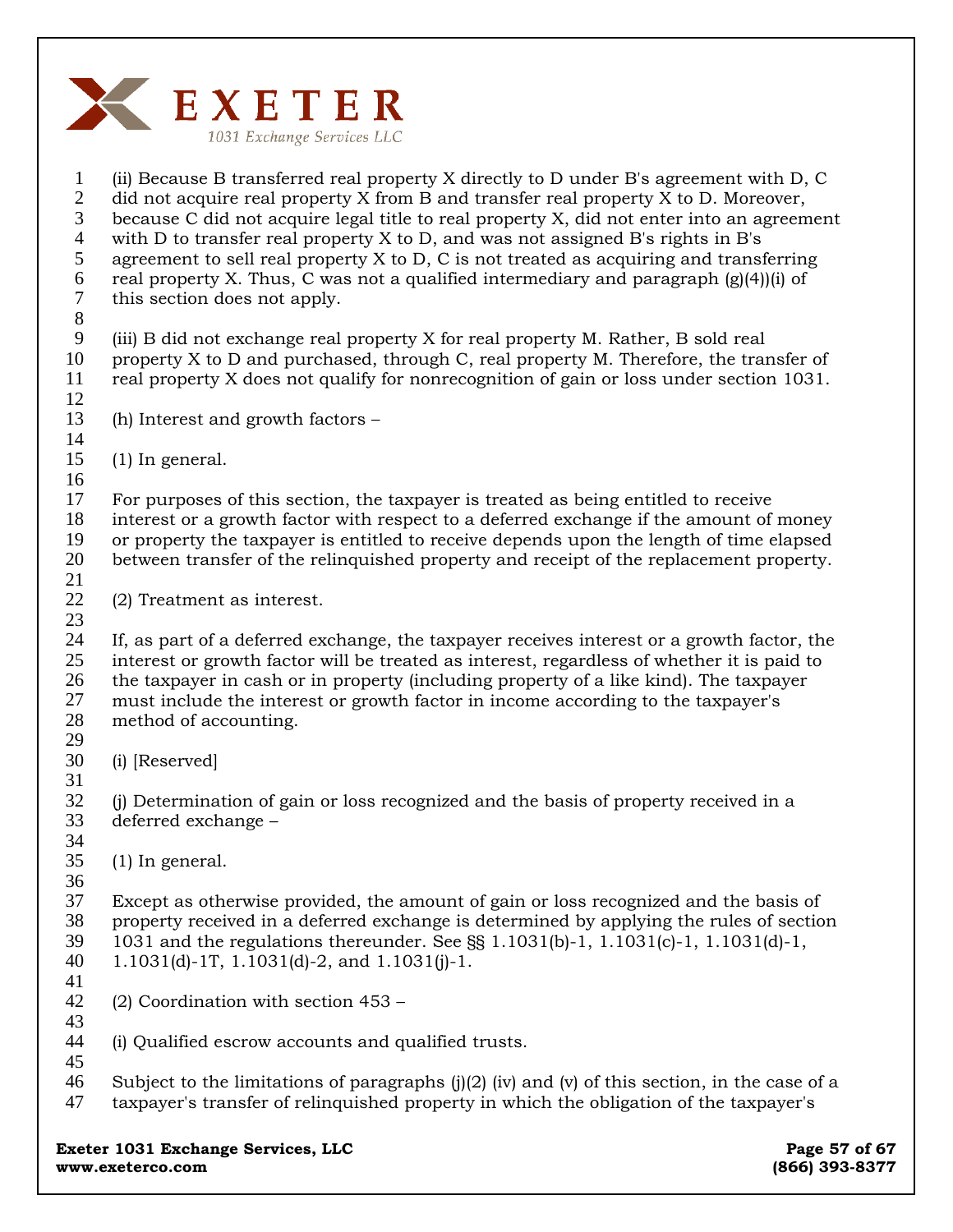(ii) Because B transferred real property X directly to D under B's agreement with D, C did not acquire real property X from B and transfer real property X to D. Moreover, because C did not acquire legal title to real property X, did not enter into an agreement with D to transfer real property X to D, and was not assigned B's rights in B's agreement to sell real property X to D, C is not treated as acquiring and transferring real property X. Thus, C was not a qualified intermediary and paragraph (g)(4))(i) of this section does not apply.

(iii) B did not exchange real property X for real property M. Rather, B sold real property X to D and purchased, through C, real property M. Therefore, the transfer of real property X does not qualify for nonrecognition of gain or loss under section 1031.

(h) Interest and growth factors –

(1) In general.

For purposes of this section, the taxpayer is treated as being entitled to receive interest or a growth factor with respect to a deferred exchange if the amount of money or property the taxpayer is entitled to receive depends upon the length of time elapsed between transfer of the relinquished property and receipt of the replacement property.

(2) Treatment as interest.

If, as part of a deferred exchange, the taxpayer receives interest or a growth factor, the interest or growth factor will be treated as interest, regardless of whether it is paid to the taxpayer in cash or in property (including property of a like kind). The taxpayer must include the interest or growth factor in income according to the taxpayer's method of accounting.

(i) [Reserved]

(j) Determination of gain or loss recognized and the basis of property received in a deferred exchange –

(1) In general.

Except as otherwise provided, the amount of gain or loss recognized and the basis of property received in a deferred exchange is determined by applying the rules of section 1031 and the regulations thereunder. See §§ 1.1031(b)-1, 1.1031(c)-1, 1.1031(d)-1, 1.1031(d)-1T, 1.1031(d)-2, and 1.1031(j)-1.

(2) Coordination with section 453 –

(i) Qualified escrow accounts and qualified trusts.

Subject to the limitations of paragraphs (j)(2) (iv) and (v) of this section, in the case of a taxpayer's transfer of relinquished property in which the obligation of the taxpayer's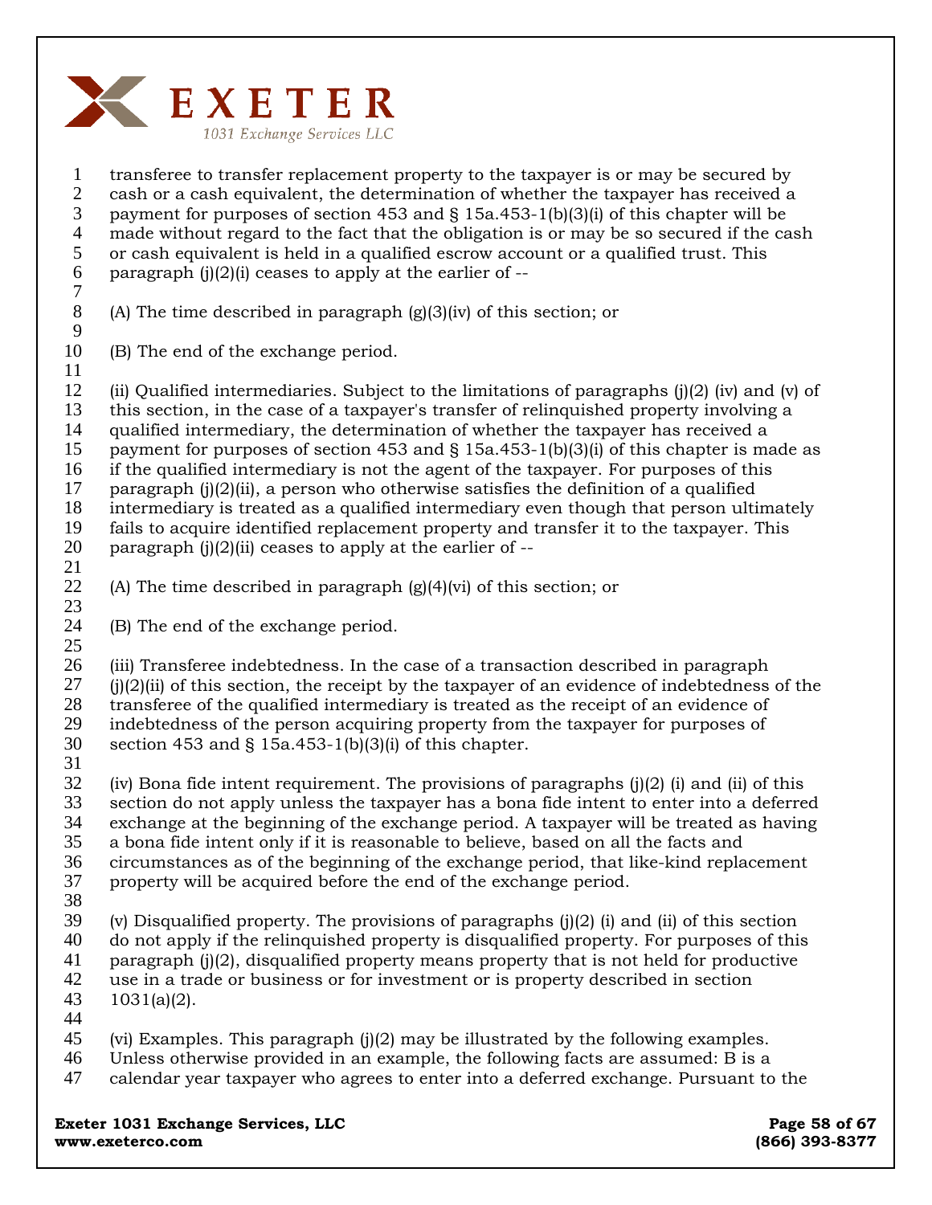transferee to transfer replacement property to the taxpayer is or may be secured by cash or a cash equivalent, the determination of whether the taxpayer has received a payment for purposes of section 453 and § 15a.453-1(b)(3)(i) of this chapter will be made without regard to the fact that the obligation is or may be so secured if the cash or cash equivalent is held in a qualified escrow account or a qualified trust. This paragraph (j)(2)(i) ceases to apply at the earlier of --

(A) The time described in paragraph (g)(3)(iv) of this section; or

(B) The end of the exchange period.

(ii) Qualified intermediaries. Subject to the limitations of paragraphs (j)(2) (iv) and (v) of this section, in the case of a taxpayer's transfer of relinquished property involving a qualified intermediary, the determination of whether the taxpayer has received a payment for purposes of section 453 and § 15a.453-1(b)(3)(i) of this chapter is made as if the qualified intermediary is not the agent of the taxpayer. For purposes of this paragraph (j)(2)(ii), a person who otherwise satisfies the definition of a qualified intermediary is treated as a qualified intermediary even though that person ultimately fails to acquire identified replacement property and transfer it to the taxpayer. This paragraph (j)(2)(ii) ceases to apply at the earlier of --

(A) The time described in paragraph (g)(4)(vi) of this section; or

(B) The end of the exchange period.

(iii) Transferee indebtedness. In the case of a transaction described in paragraph (j)(2)(ii) of this section, the receipt by the taxpayer of an evidence of indebtedness of the transferee of the qualified intermediary is treated as the receipt of an evidence of indebtedness of the person acquiring property from the taxpayer for purposes of section 453 and § 15a.453-1(b)(3)(i) of this chapter.

(iv) Bona fide intent requirement. The provisions of paragraphs (j)(2) (i) and (ii) of this section do not apply unless the taxpayer has a bona fide intent to enter into a deferred exchange at the beginning of the exchange period. A taxpayer will be treated as having a bona fide intent only if it is reasonable to believe, based on all the facts and circumstances as of the beginning of the exchange period, that like-kind replacement property will be acquired before the end of the exchange period.

(v) Disqualified property. The provisions of paragraphs (j)(2) (i) and (ii) of this section do not apply if the relinquished property is disqualified property. For purposes of this paragraph (j)(2), disqualified property means property that is not held for productive use in a trade or business or for investment or is property described in section 1031(a)(2).

(vi) Examples. This paragraph (j)(2) may be illustrated by the following examples. Unless otherwise provided in an example, the following facts are assumed: B is a calendar year taxpayer who agrees to enter into a deferred exchange. Pursuant to the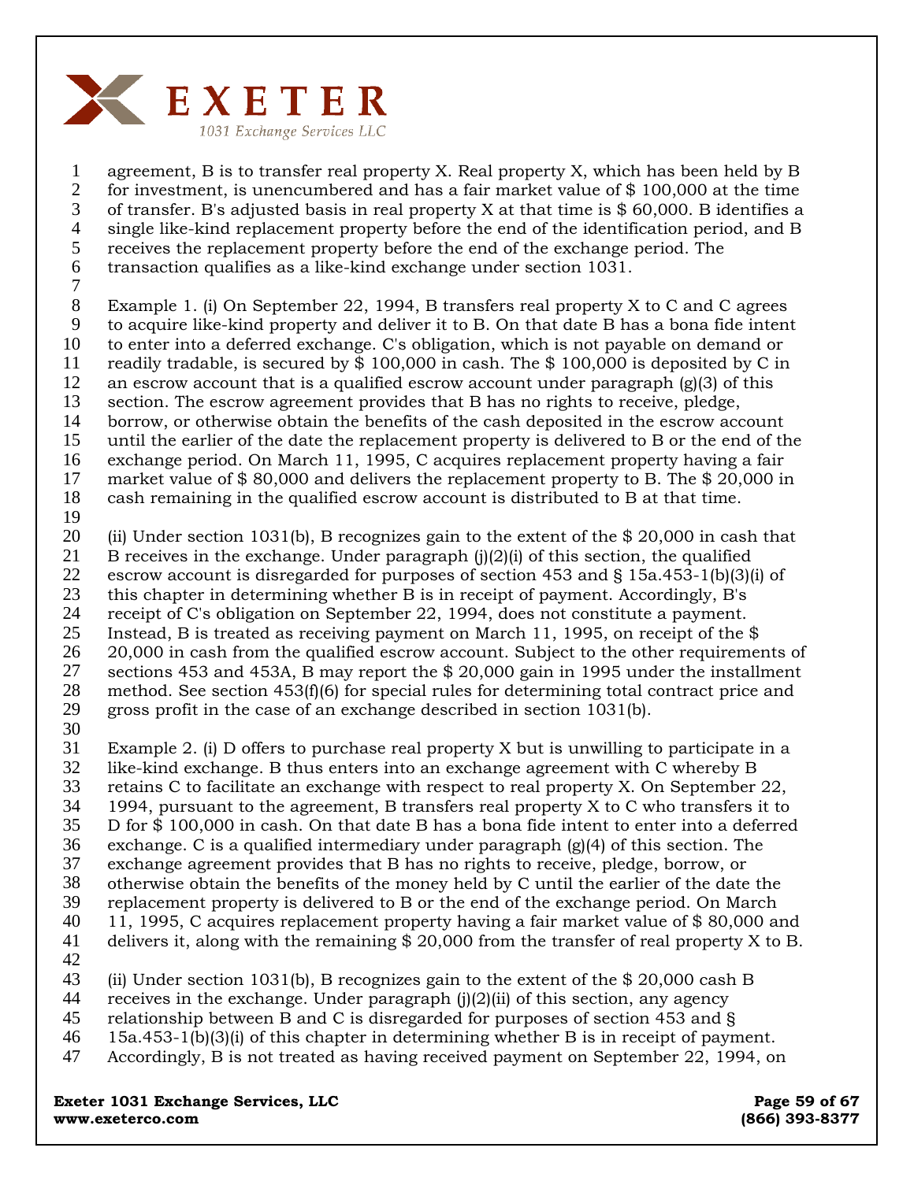agreement, B is to transfer real property X. Real property X, which has been held by B for investment, is unencumbered and has a fair market value of $ 100,000 at the time of transfer. B's adjusted basis in real property X at that time is $ 60,000. B identifies a single like-kind replacement property before the end of the identification period, and B receives the replacement property before the end of the exchange period. The transaction qualifies as a like-kind exchange under section 1031.

Example 1. (i) On September 22, 1994, B transfers real property X to C and C agrees to acquire like-kind property and deliver it to B. On that date B has a bona fide intent to enter into a deferred exchange. C's obligation, which is not payable on demand or readily tradable, is secured by $ 100,000 in cash. The $ 100,000 is deposited by C in an escrow account that is a qualified escrow account under paragraph (g)(3) of this section. The escrow agreement provides that B has no rights to receive, pledge, borrow, or otherwise obtain the benefits of the cash deposited in the escrow account until the earlier of the date the replacement property is delivered to B or the end of the exchange period. On March 11, 1995, C acquires replacement property having a fair market value of $ 80,000 and delivers the replacement property to B. The $ 20,000 in cash remaining in the qualified escrow account is distributed to B at that time.

(ii) Under section 1031(b), B recognizes gain to the extent of the $ 20,000 in cash that B receives in the exchange. Under paragraph (j)(2)(i) of this section, the qualified escrow account is disregarded for purposes of section 453 and § 15a.453-1(b)(3)(i) of this chapter in determining whether B is in receipt of payment. Accordingly, B's receipt of C's obligation on September 22, 1994, does not constitute a payment. Instead, B is treated as receiving payment on March 11, 1995, on receipt of the $ 20,000 in cash from the qualified escrow account. Subject to the other requirements of sections 453 and 453A, B may report the $ 20,000 gain in 1995 under the installment method. See section 453(f)(6) for special rules for determining total contract price and gross profit in the case of an exchange described in section 1031(b).

Example 2. (i) D offers to purchase real property X but is unwilling to participate in a like-kind exchange. B thus enters into an exchange agreement with C whereby B retains C to facilitate an exchange with respect to real property X. On September 22, 1994, pursuant to the agreement, B transfers real property X to C who transfers it to D for $ 100,000 in cash. On that date B has a bona fide intent to enter into a deferred exchange. C is a qualified intermediary under paragraph (g)(4) of this section. The exchange agreement provides that B has no rights to receive, pledge, borrow, or otherwise obtain the benefits of the money held by C until the earlier of the date the replacement property is delivered to B or the end of the exchange period. On March 11, 1995, C acquires replacement property having a fair market value of $ 80,000 and delivers it, along with the remaining $ 20,000 from the transfer of real property X to B.

(ii) Under section 1031(b), B recognizes gain to the extent of the $ 20,000 cash B receives in the exchange. Under paragraph (j)(2)(ii) of this section, any agency relationship between B and C is disregarded for purposes of section 453 and § 15a.453-1(b)(3)(i) of this chapter in determining whether B is in receipt of payment. Accordingly, B is not treated as having received payment on September 22, 1994, on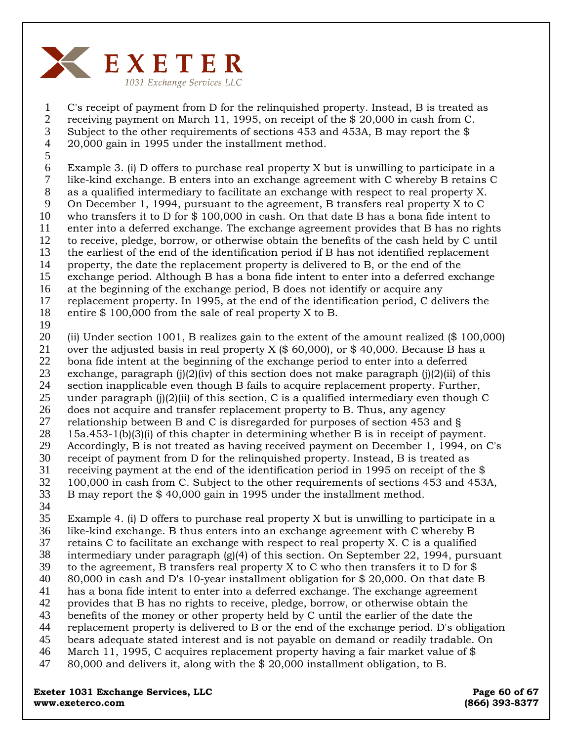C's receipt of payment from D for the relinquished property. Instead, B is treated as receiving payment on March 11, 1995, on receipt of the $ 20,000 in cash from C. Subject to the other requirements of sections 453 and 453A, B may report the $ 20,000 gain in 1995 under the installment method.

Example 3. (i) D offers to purchase real property X but is unwilling to participate in a like-kind exchange. B enters into an exchange agreement with C whereby B retains C as a qualified intermediary to facilitate an exchange with respect to real property X. On December 1, 1994, pursuant to the agreement, B transfers real property X to C who transfers it to D for $ 100,000 in cash. On that date B has a bona fide intent to enter into a deferred exchange. The exchange agreement provides that B has no rights to receive, pledge, borrow, or otherwise obtain the benefits of the cash held by C until the earliest of the end of the identification period if B has not identified replacement property, the date the replacement property is delivered to B, or the end of the exchange period. Although B has a bona fide intent to enter into a deferred exchange at the beginning of the exchange period, B does not identify or acquire any replacement property. In 1995, at the end of the identification period, C delivers the entire $ 100,000 from the sale of real property X to B.

(ii) Under section 1001, B realizes gain to the extent of the amount realized ($ 100,000) over the adjusted basis in real property X ($ 60,000), or $ 40,000. Because B has a bona fide intent at the beginning of the exchange period to enter into a deferred exchange, paragraph (j)(2)(iv) of this section does not make paragraph (j)(2)(ii) of this section inapplicable even though B fails to acquire replacement property. Further, under paragraph (j)(2)(ii) of this section, C is a qualified intermediary even though C does not acquire and transfer replacement property to B. Thus, any agency relationship between B and C is disregarded for purposes of section 453 and § 15a.453-1(b)(3)(i) of this chapter in determining whether B is in receipt of payment. Accordingly, B is not treated as having received payment on December 1, 1994, on C's receipt of payment from D for the relinquished property. Instead, B is treated as receiving payment at the end of the identification period in 1995 on receipt of the $ 100,000 in cash from C. Subject to the other requirements of sections 453 and 453A, B may report the $ 40,000 gain in 1995 under the installment method.

Example 4. (i) D offers to purchase real property X but is unwilling to participate in a like-kind exchange. B thus enters into an exchange agreement with C whereby B retains C to facilitate an exchange with respect to real property X. C is a qualified intermediary under paragraph (g)(4) of this section. On September 22, 1994, pursuant to the agreement, B transfers real property X to C who then transfers it to D for $ 80,000 in cash and D's 10-year installment obligation for $ 20,000. On that date B has a bona fide intent to enter into a deferred exchange. The exchange agreement provides that B has no rights to receive, pledge, borrow, or otherwise obtain the benefits of the money or other property held by C until the earlier of the date the replacement property is delivered to B or the end of the exchange period. D's obligation bears adequate stated interest and is not payable on demand or readily tradable. On March 11, 1995, C acquires replacement property having a fair market value of $ 80,000 and delivers it, along with the $ 20,000 installment obligation, to B.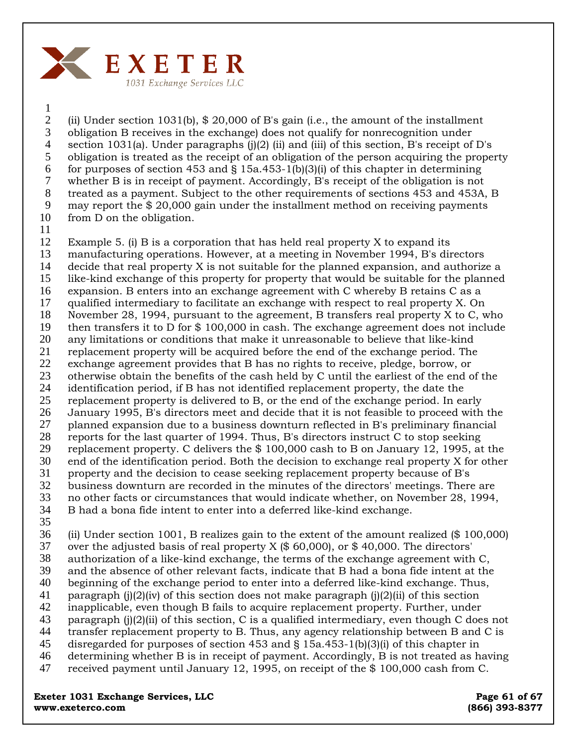(ii) Under section 1031(b), $ 20,000 of B's gain (i.e., the amount of the installment obligation B receives in the exchange) does not qualify for nonrecognition under section 1031(a). Under paragraphs (j)(2) (ii) and (iii) of this section, B's receipt of D's obligation is treated as the receipt of an obligation of the person acquiring the property for purposes of section 453 and § 15a.453-1(b)(3)(i) of this chapter in determining whether B is in receipt of payment. Accordingly, B's receipt of the obligation is not treated as a payment. Subject to the other requirements of sections 453 and 453A, B may report the $ 20,000 gain under the installment method on receiving payments from D on the obligation.

Example 5. (i) B is a corporation that has held real property X to expand its manufacturing operations. However, at a meeting in November 1994, B's directors decide that real property X is not suitable for the planned expansion, and authorize a like-kind exchange of this property for property that would be suitable for the planned expansion. B enters into an exchange agreement with C whereby B retains C as a qualified intermediary to facilitate an exchange with respect to real property X. On November 28, 1994, pursuant to the agreement, B transfers real property X to C, who then transfers it to D for $ 100,000 in cash. The exchange agreement does not include any limitations or conditions that make it unreasonable to believe that like-kind replacement property will be acquired before the end of the exchange period. The exchange agreement provides that B has no rights to receive, pledge, borrow, or otherwise obtain the benefits of the cash held by C until the earliest of the end of the identification period, if B has not identified replacement property, the date the replacement property is delivered to B, or the end of the exchange period. In early January 1995, B's directors meet and decide that it is not feasible to proceed with the planned expansion due to a business downturn reflected in B's preliminary financial reports for the last quarter of 1994. Thus, B's directors instruct C to stop seeking replacement property. C delivers the $ 100,000 cash to B on January 12, 1995, at the end of the identification period. Both the decision to exchange real property X for other property and the decision to cease seeking replacement property because of B's business downturn are recorded in the minutes of the directors' meetings. There are no other facts or circumstances that would indicate whether, on November 28, 1994, B had a bona fide intent to enter into a deferred like-kind exchange.

(ii) Under section 1001, B realizes gain to the extent of the amount realized ($ 100,000) over the adjusted basis of real property X ($ 60,000), or $ 40,000. The directors' authorization of a like-kind exchange, the terms of the exchange agreement with C, and the absence of other relevant facts, indicate that B had a bona fide intent at the beginning of the exchange period to enter into a deferred like-kind exchange. Thus, paragraph (j)(2)(iv) of this section does not make paragraph (j)(2)(ii) of this section inapplicable, even though B fails to acquire replacement property. Further, under paragraph (j)(2)(ii) of this section, C is a qualified intermediary, even though C does not transfer replacement property to B. Thus, any agency relationship between B and C is disregarded for purposes of section 453 and § 15a.453-1(b)(3)(i) of this chapter in determining whether B is in receipt of payment. Accordingly, B is not treated as having received payment until January 12, 1995, on receipt of the $ 100,000 cash from C.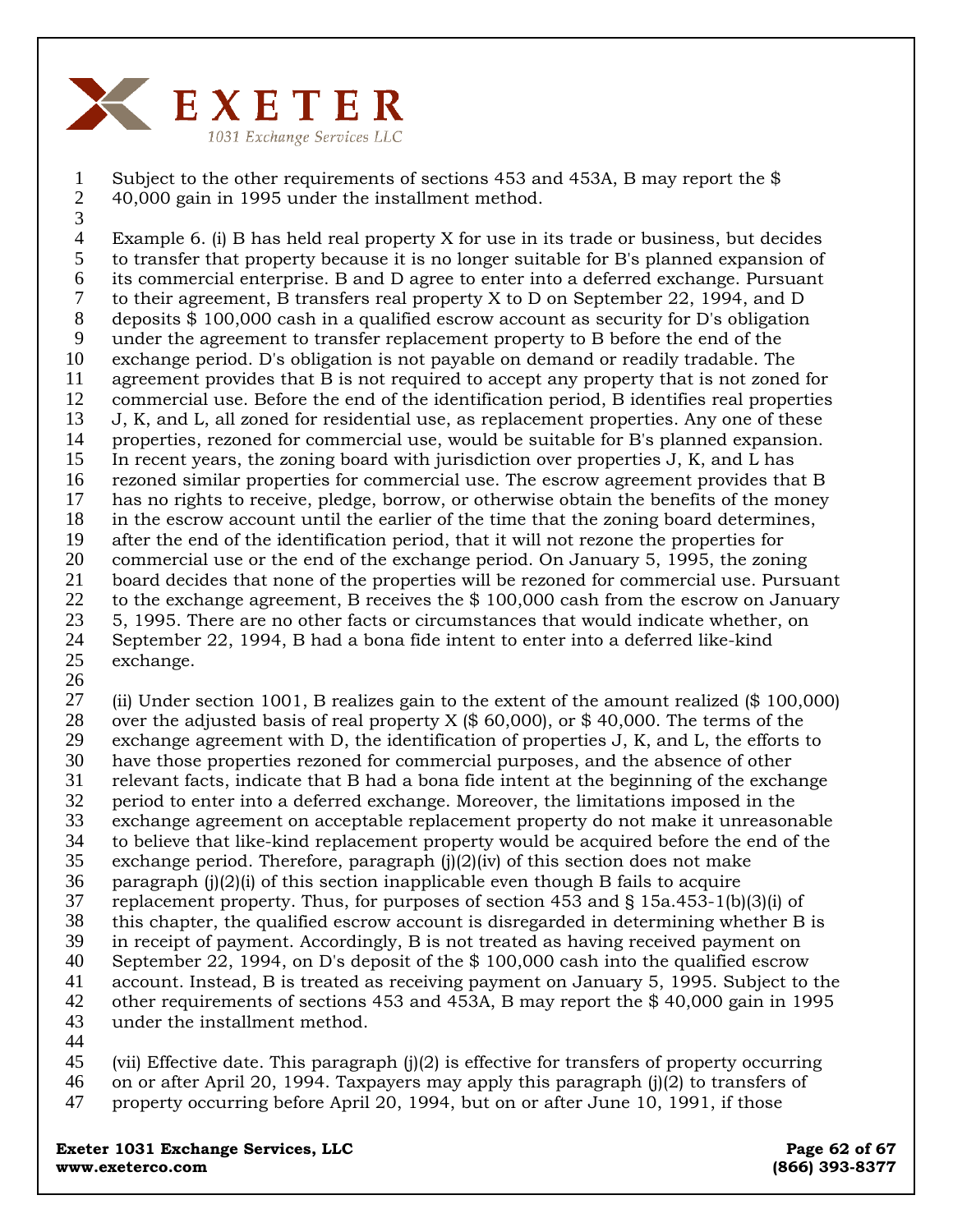Subject to the other requirements of sections 453 and 453A, B may report the $ 40,000 gain in 1995 under the installment method.

Example 6. (i) B has held real property X for use in its trade or business, but decides to transfer that property because it is no longer suitable for B's planned expansion of its commercial enterprise. B and D agree to enter into a deferred exchange. Pursuant to their agreement, B transfers real property X to D on September 22, 1994, and D deposits $ 100,000 cash in a qualified escrow account as security for D's obligation under the agreement to transfer replacement property to B before the end of the exchange period. D's obligation is not payable on demand or readily tradable. The agreement provides that B is not required to accept any property that is not zoned for commercial use. Before the end of the identification period, B identifies real properties J, K, and L, all zoned for residential use, as replacement properties. Any one of these properties, rezoned for commercial use, would be suitable for B's planned expansion. In recent years, the zoning board with jurisdiction over properties J, K, and L has rezoned similar properties for commercial use. The escrow agreement provides that B has no rights to receive, pledge, borrow, or otherwise obtain the benefits of the money in the escrow account until the earlier of the time that the zoning board determines, after the end of the identification period, that it will not rezone the properties for commercial use or the end of the exchange period. On January 5, 1995, the zoning board decides that none of the properties will be rezoned for commercial use. Pursuant to the exchange agreement, B receives the $ 100,000 cash from the escrow on January 5, 1995. There are no other facts or circumstances that would indicate whether, on September 22, 1994, B had a bona fide intent to enter into a deferred like-kind exchange.

(ii) Under section 1001, B realizes gain to the extent of the amount realized ($ 100,000) over the adjusted basis of real property X ($ 60,000), or $ 40,000. The terms of the exchange agreement with D, the identification of properties J, K, and L, the efforts to have those properties rezoned for commercial purposes, and the absence of other relevant facts, indicate that B had a bona fide intent at the beginning of the exchange period to enter into a deferred exchange. Moreover, the limitations imposed in the exchange agreement on acceptable replacement property do not make it unreasonable to believe that like-kind replacement property would be acquired before the end of the exchange period. Therefore, paragraph (j)(2)(iv) of this section does not make paragraph (j)(2)(i) of this section inapplicable even though B fails to acquire replacement property. Thus, for purposes of section 453 and § 15a.453-1(b)(3)(i) of this chapter, the qualified escrow account is disregarded in determining whether B is in receipt of payment. Accordingly, B is not treated as having received payment on September 22, 1994, on D's deposit of the $ 100,000 cash into the qualified escrow account. Instead, B is treated as receiving payment on January 5, 1995. Subject to the other requirements of sections 453 and 453A, B may report the $ 40,000 gain in 1995 under the installment method.

(vii) Effective date. This paragraph (j)(2) is effective for transfers of property occurring on or after April 20, 1994. Taxpayers may apply this paragraph (j)(2) to transfers of property occurring before April 20, 1994, but on or after June 10, 1991, if those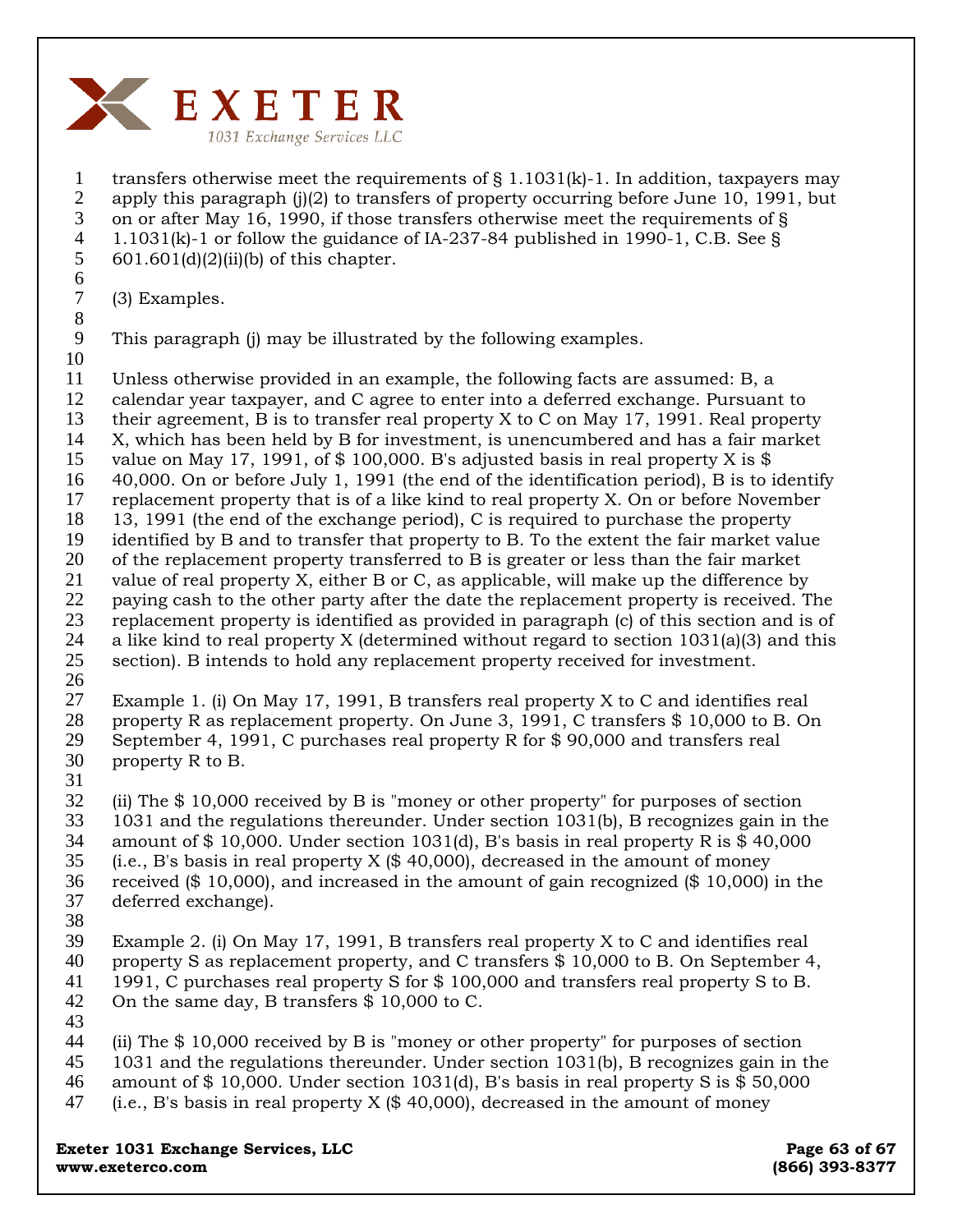transfers otherwise meet the requirements of § 1.1031(k)-1. In addition, taxpayers may apply this paragraph (j)(2) to transfers of property occurring before June 10, 1991, but on or after May 16, 1990, if those transfers otherwise meet the requirements of § 1.1031(k)-1 or follow the guidance of IA-237-84 published in 1990-1, C.B. See § 601.601(d)(2)(ii)(b) of this chapter.

(3) Examples.

This paragraph (j) may be illustrated by the following examples.

Unless otherwise provided in an example, the following facts are assumed: B, a calendar year taxpayer, and C agree to enter into a deferred exchange. Pursuant to their agreement, B is to transfer real property X to C on May 17, 1991. Real property X, which has been held by B for investment, is unencumbered and has a fair market value on May 17, 1991, of $ 100,000. B's adjusted basis in real property X is $ 40,000. On or before July 1, 1991 (the end of the identification period), B is to identify replacement property that is of a like kind to real property X. On or before November 13, 1991 (the end of the exchange period), C is required to purchase the property identified by B and to transfer that property to B. To the extent the fair market value of the replacement property transferred to B is greater or less than the fair market value of real property X, either B or C, as applicable, will make up the difference by paying cash to the other party after the date the replacement property is received. The replacement property is identified as provided in paragraph (c) of this section and is of a like kind to real property X (determined without regard to section 1031(a)(3) and this section). B intends to hold any replacement property received for investment.

Example 1. (i) On May 17, 1991, B transfers real property X to C and identifies real property R as replacement property. On June 3, 1991, C transfers $ 10,000 to B. On September 4, 1991, C purchases real property R for $ 90,000 and transfers real property R to B.

(ii) The $ 10,000 received by B is "money or other property" for purposes of section 1031 and the regulations thereunder. Under section 1031(b), B recognizes gain in the amount of $ 10,000. Under section 1031(d), B's basis in real property R is $ 40,000 (i.e., B's basis in real property X ($ 40,000), decreased in the amount of money received ($ 10,000), and increased in the amount of gain recognized ($ 10,000) in the deferred exchange).

Example 2. (i) On May 17, 1991, B transfers real property X to C and identifies real property S as replacement property, and C transfers $ 10,000 to B. On September 4, 1991, C purchases real property S for $ 100,000 and transfers real property S to B. On the same day, B transfers $ 10,000 to C.

(ii) The $ 10,000 received by B is "money or other property" for purposes of section 1031 and the regulations thereunder. Under section 1031(b), B recognizes gain in the amount of $ 10,000. Under section 1031(d), B's basis in real property S is $ 50,000 (i.e., B's basis in real property X ($ 40,000), decreased in the amount of money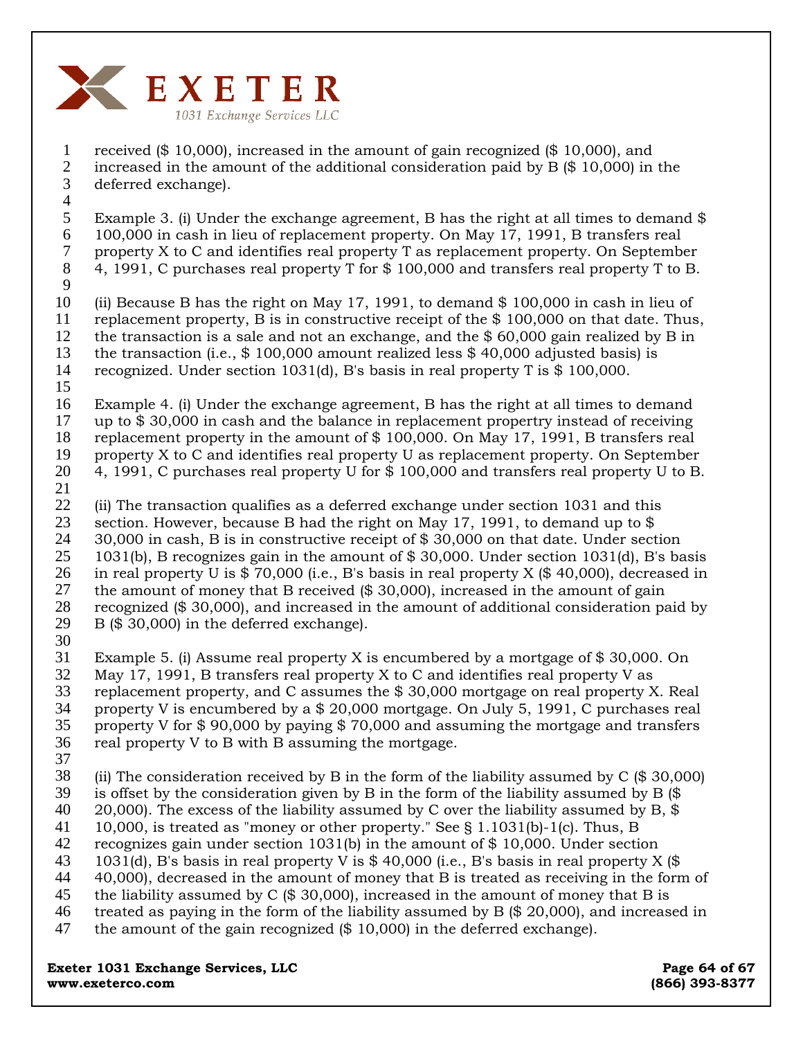received ($ 10,000), increased in the amount of gain recognized ($ 10,000), and increased in the amount of the additional consideration paid by B ($ 10,000) in the deferred exchange).

Example 3. (i) Under the exchange agreement, B has the right at all times to demand $ 100,000 in cash in lieu of replacement property. On May 17, 1991, B transfers real property X to C and identifies real property T as replacement property. On September 4, 1991, C purchases real property T for $ 100,000 and transfers real property T to B.

(ii) Because B has the right on May 17, 1991, to demand $ 100,000 in cash in lieu of replacement property, B is in constructive receipt of the $ 100,000 on that date. Thus, the transaction is a sale and not an exchange, and the $ 60,000 gain realized by B in the transaction (i.e., $ 100,000 amount realized less $ 40,000 adjusted basis) is recognized. Under section 1031(d), B's basis in real property T is $ 100,000.

Example 4. (i) Under the exchange agreement, B has the right at all times to demand up to $ 30,000 in cash and the balance in replacement propertry instead of receiving replacement property in the amount of $ 100,000. On May 17, 1991, B transfers real property X to C and identifies real property U as replacement property. On September 4, 1991, C purchases real property U for $ 100,000 and transfers real property U to B.

(ii) The transaction qualifies as a deferred exchange under section 1031 and this section. However, because B had the right on May 17, 1991, to demand up to $ 30,000 in cash, B is in constructive receipt of $ 30,000 on that date. Under section 1031(b), B recognizes gain in the amount of $ 30,000. Under section 1031(d), B's basis in real property U is $ 70,000 (i.e., B's basis in real property X ($ 40,000), decreased in the amount of money that B received ($ 30,000), increased in the amount of gain recognized ($ 30,000), and increased in the amount of additional consideration paid by B ($ 30,000) in the deferred exchange).

Example 5. (i) Assume real property X is encumbered by a mortgage of $ 30,000. On May 17, 1991, B transfers real property X to C and identifies real property V as replacement property, and C assumes the $ 30,000 mortgage on real property X. Real property V is encumbered by a $ 20,000 mortgage. On July 5, 1991, C purchases real property V for $ 90,000 by paying $ 70,000 and assuming the mortgage and transfers real property V to B with B assuming the mortgage.

(ii) The consideration received by B in the form of the liability assumed by C ($ 30,000) is offset by the consideration given by B in the form of the liability assumed by B ($ 20,000). The excess of the liability assumed by C over the liability assumed by B, $ 10,000, is treated as "money or other property." See § 1.1031(b)-1(c). Thus, B recognizes gain under section 1031(b) in the amount of $ 10,000. Under section 1031(d), B's basis in real property V is $ 40,000 (i.e., B's basis in real property X ($ 40,000), decreased in the amount of money that B is treated as receiving in the form of the liability assumed by C ($ 30,000), increased in the amount of money that B is treated as paying in the form of the liability assumed by B ($ 20,000), and increased in the amount of the gain recognized ($ 10,000) in the deferred exchange).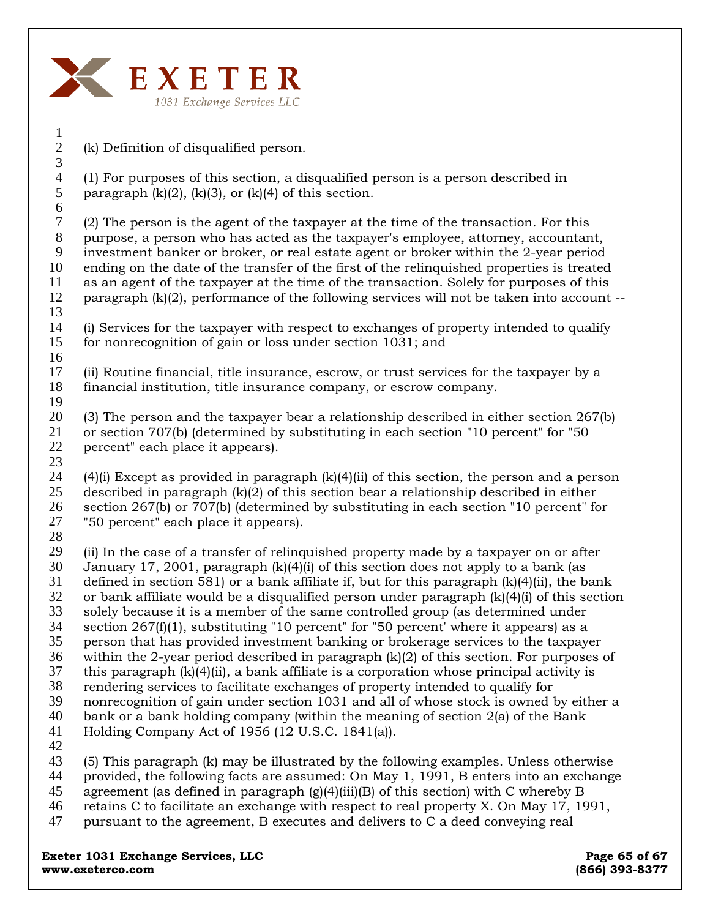(k) Definition of disqualified person.

(1) For purposes of this section, a disqualified person is a person described in paragraph (k)(2), (k)(3), or (k)(4) of this section.

(2) The person is the agent of the taxpayer at the time of the transaction. For this purpose, a person who has acted as the taxpayer's employee, attorney, accountant, investment banker or broker, or real estate agent or broker within the 2-year period ending on the date of the transfer of the first of the relinquished properties is treated as an agent of the taxpayer at the time of the transaction. Solely for purposes of this paragraph (k)(2), performance of the following services will not be taken into account --

(i) Services for the taxpayer with respect to exchanges of property intended to qualify for nonrecognition of gain or loss under section 1031; and

(ii) Routine financial, title insurance, escrow, or trust services for the taxpayer by a financial institution, title insurance company, or escrow company.

(3) The person and the taxpayer bear a relationship described in either section 267(b) or section 707(b) (determined by substituting in each section "10 percent" for "50 percent" each place it appears).

(4)(i) Except as provided in paragraph (k)(4)(ii) of this section, the person and a person described in paragraph (k)(2) of this section bear a relationship described in either section 267(b) or 707(b) (determined by substituting in each section "10 percent" for "50 percent" each place it appears).

(ii) In the case of a transfer of relinquished property made by a taxpayer on or after January 17, 2001, paragraph (k)(4)(i) of this section does not apply to a bank (as defined in section 581) or a bank affiliate if, but for this paragraph (k)(4)(ii), the bank or bank affiliate would be a disqualified person under paragraph (k)(4)(i) of this section solely because it is a member of the same controlled group (as determined under section 267(f)(1), substituting "10 percent" for "50 percent' where it appears) as a person that has provided investment banking or brokerage services to the taxpayer within the 2-year period described in paragraph (k)(2) of this section. For purposes of this paragraph (k)(4)(ii), a bank affiliate is a corporation whose principal activity is rendering services to facilitate exchanges of property intended to qualify for nonrecognition of gain under section 1031 and all of whose stock is owned by either a bank or a bank holding company (within the meaning of section 2(a) of the Bank Holding Company Act of 1956 (12 U.S.C. 1841(a)).

(5) This paragraph (k) may be illustrated by the following examples. Unless otherwise provided, the following facts are assumed: On May 1, 1991, B enters into an exchange agreement (as defined in paragraph (g)(4)(iii)(B) of this section) with C whereby B retains C to facilitate an exchange with respect to real property X. On May 17, 1991, pursuant to the agreement, B executes and delivers to C a deed conveying real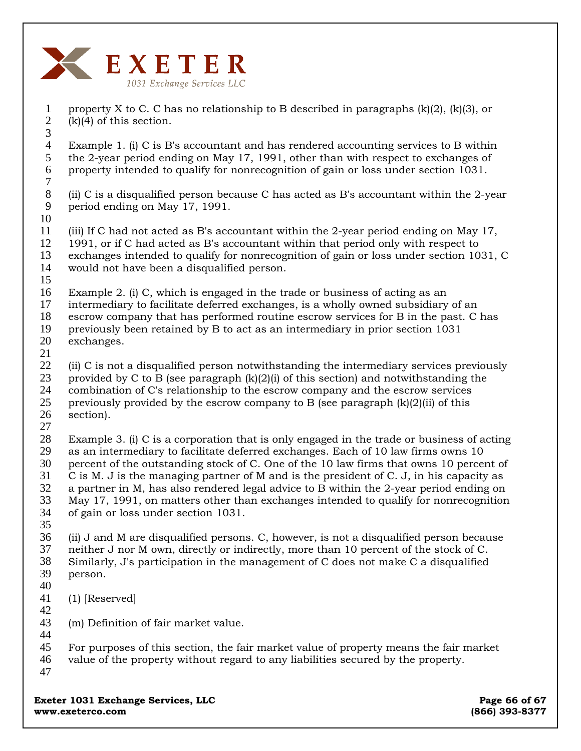property X to C. C has no relationship to B described in paragraphs (k)(2), (k)(3), or (k)(4) of this section.

Example 1. (i) C is B's accountant and has rendered accounting services to B within the 2-year period ending on May 17, 1991, other than with respect to exchanges of property intended to qualify for nonrecognition of gain or loss under section 1031.

(ii) C is a disqualified person because C has acted as B's accountant within the 2-year period ending on May 17, 1991.

(iii) If C had not acted as B's accountant within the 2-year period ending on May 17, 1991, or if C had acted as B's accountant within that period only with respect to exchanges intended to qualify for nonrecognition of gain or loss under section 1031, C would not have been a disqualified person.

Example 2. (i) C, which is engaged in the trade or business of acting as an intermediary to facilitate deferred exchanges, is a wholly owned subsidiary of an escrow company that has performed routine escrow services for B in the past. C has previously been retained by B to act as an intermediary in prior section 1031 exchanges.

(ii) C is not a disqualified person notwithstanding the intermediary services previously provided by C to B (see paragraph (k)(2)(i) of this section) and notwithstanding the combination of C's relationship to the escrow company and the escrow services previously provided by the escrow company to B (see paragraph (k)(2)(ii) of this section).

Example 3. (i) C is a corporation that is only engaged in the trade or business of acting as an intermediary to facilitate deferred exchanges. Each of 10 law firms owns 10 percent of the outstanding stock of C. One of the 10 law firms that owns 10 percent of C is M. J is the managing partner of M and is the president of C. J, in his capacity as a partner in M, has also rendered legal advice to B within the 2-year period ending on May 17, 1991, on matters other than exchanges intended to qualify for nonrecognition of gain or loss under section 1031.

(ii) J and M are disqualified persons. C, however, is not a disqualified person because neither J nor M own, directly or indirectly, more than 10 percent of the stock of C. Similarly, J's participation in the management of C does not make C a disqualified person.

(l) [Reserved]

(m) Definition of fair market value.

For purposes of this section, the fair market value of property means the fair market value of the property without regard to any liabilities secured by the property.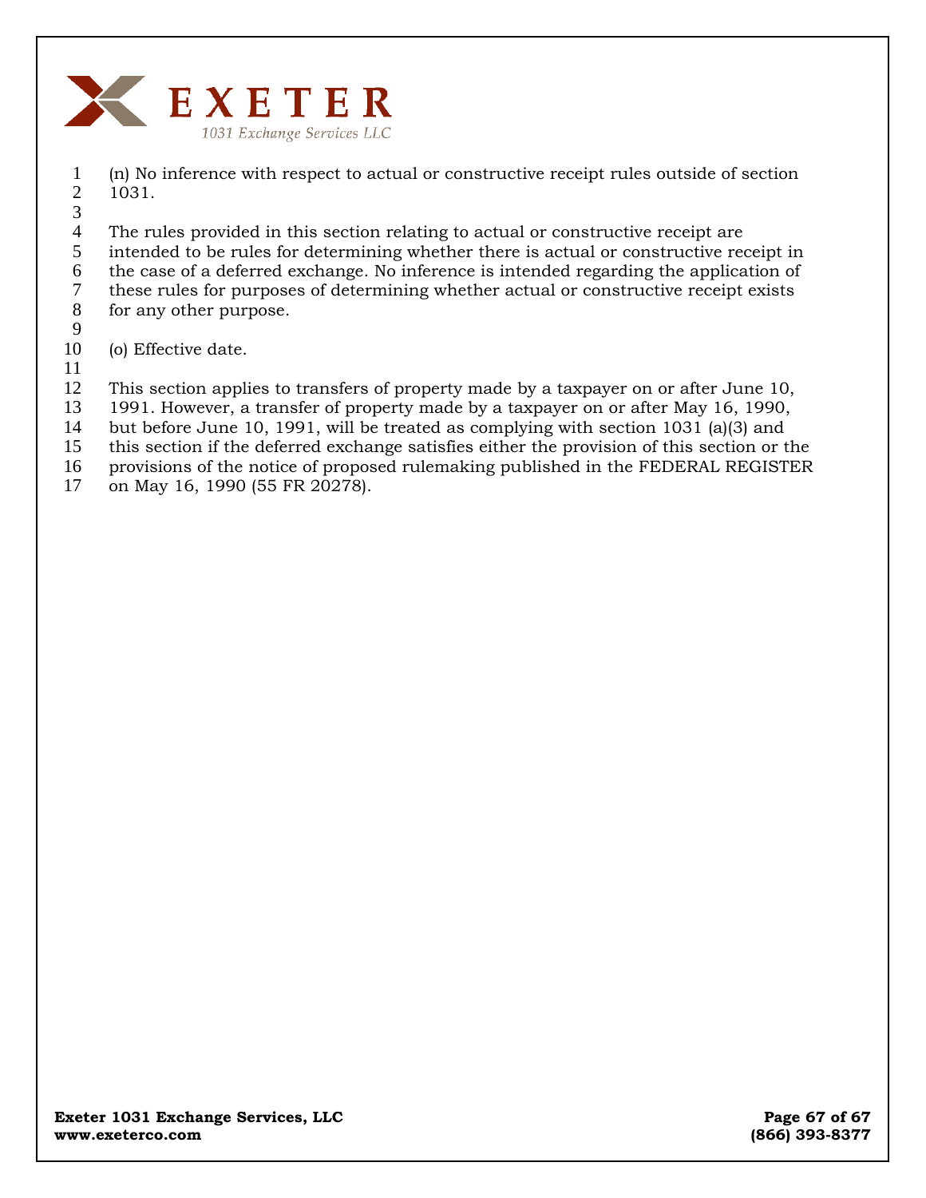(n) No inference with respect to actual or constructive receipt rules outside of section 1031.

The rules provided in this section relating to actual or constructive receipt are intended to be rules for determining whether there is actual or constructive receipt in the case of a deferred exchange. No inference is intended regarding the application of these rules for purposes of determining whether actual or constructive receipt exists for any other purpose.

(o) Effective date.

This section applies to transfers of property made by a taxpayer on or after June 10, 1991. However, a transfer of property made by a taxpayer on or after May 16, 1990, but before June 10, 1991, will be treated as complying with section 1031 (a)(3) and this section if the deferred exchange satisfies either the provision of this section or the provisions of the notice of proposed rulemaking published in the FEDERAL REGISTER on May 16, 1990 (55 FR 20278).